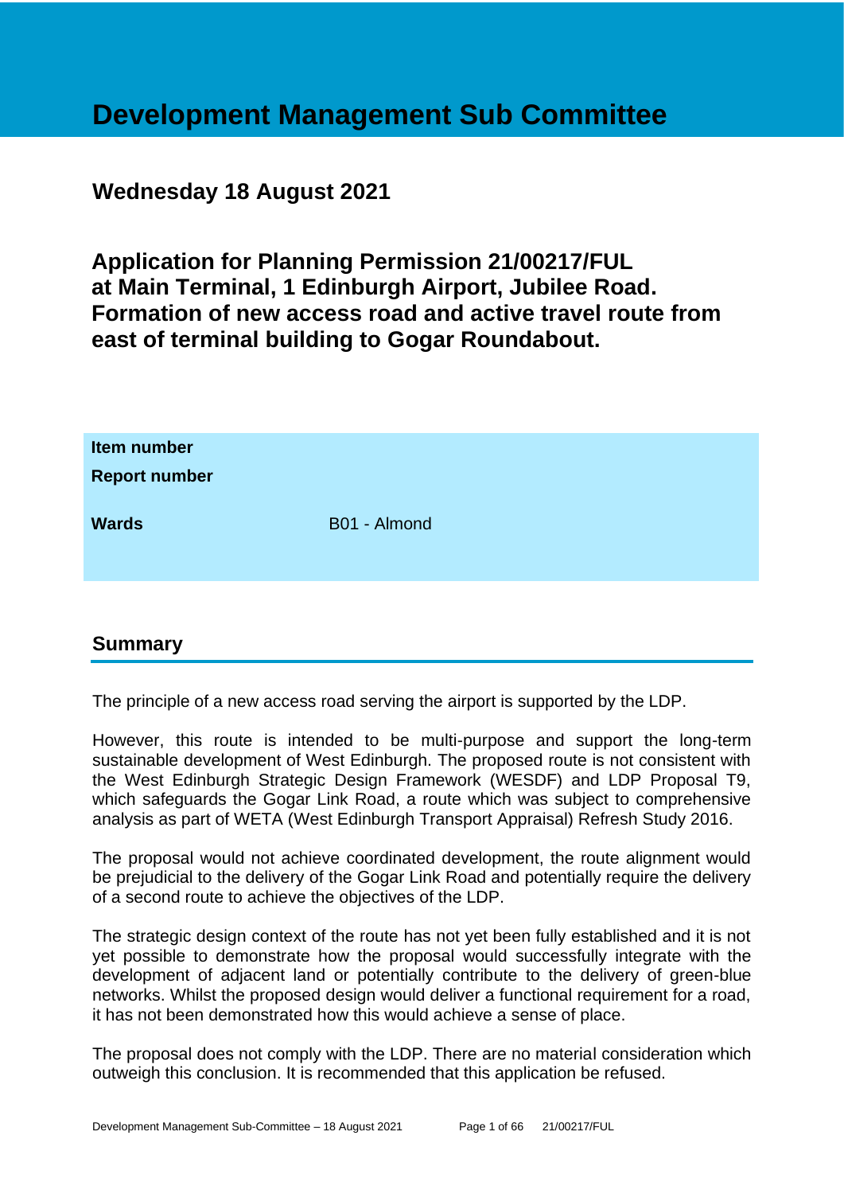# Development Management Sub Committee

## Wednesday 18 August 2021

## Application for Planning Permission 21/00217/FUL at Main Terminal, 1 Edinburgh Airport, Jubilee Road. Formation of new access road and active travel route from east of terminal building to Gogar Roundabout.

| | |
|---|---|
| **Item number** | |
| **Report number** | |
| **Wards** | B01 - Almond |

## Summary

The principle of a new access road serving the airport is supported by the LDP.

However, this route is intended to be multi-purpose and support the long-term sustainable development of West Edinburgh. The proposed route is not consistent with the West Edinburgh Strategic Design Framework (WESDF) and LDP Proposal T9, which safeguards the Gogar Link Road, a route which was subject to comprehensive analysis as part of WETA (West Edinburgh Transport Appraisal) Refresh Study 2016.

The proposal would not achieve coordinated development, the route alignment would be prejudicial to the delivery of the Gogar Link Road and potentially require the delivery of a second route to achieve the objectives of the LDP.

The strategic design context of the route has not yet been fully established and it is not yet possible to demonstrate how the proposal would successfully integrate with the development of adjacent land or potentially contribute to the delivery of green-blue networks. Whilst the proposed design would deliver a functional requirement for a road, it has not been demonstrated how this would achieve a sense of place.

The proposal does not comply with the LDP. There are no material consideration which outweigh this conclusion. It is recommended that this application be refused.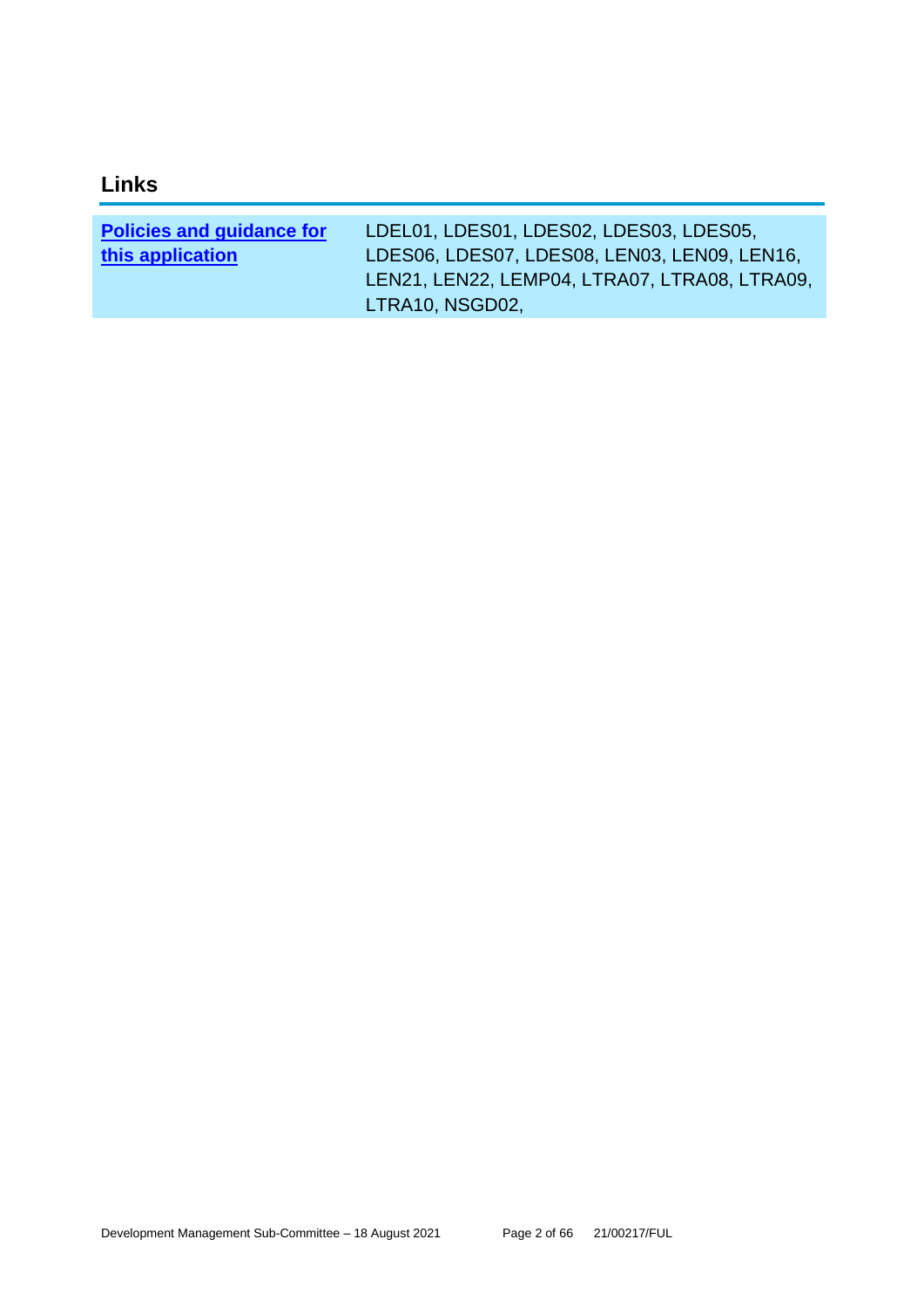## Links

| Policies and guidance for this application | LDEL01, LDES01, LDES02, LDES03, LDES05, LDES06, LDES07, LDES08, LEN03, LEN09, LEN16, LEN21, LEN22, LEMP04, LTRA07, LTRA08, LTRA09, LTRA10, NSGD02, |
|---|---|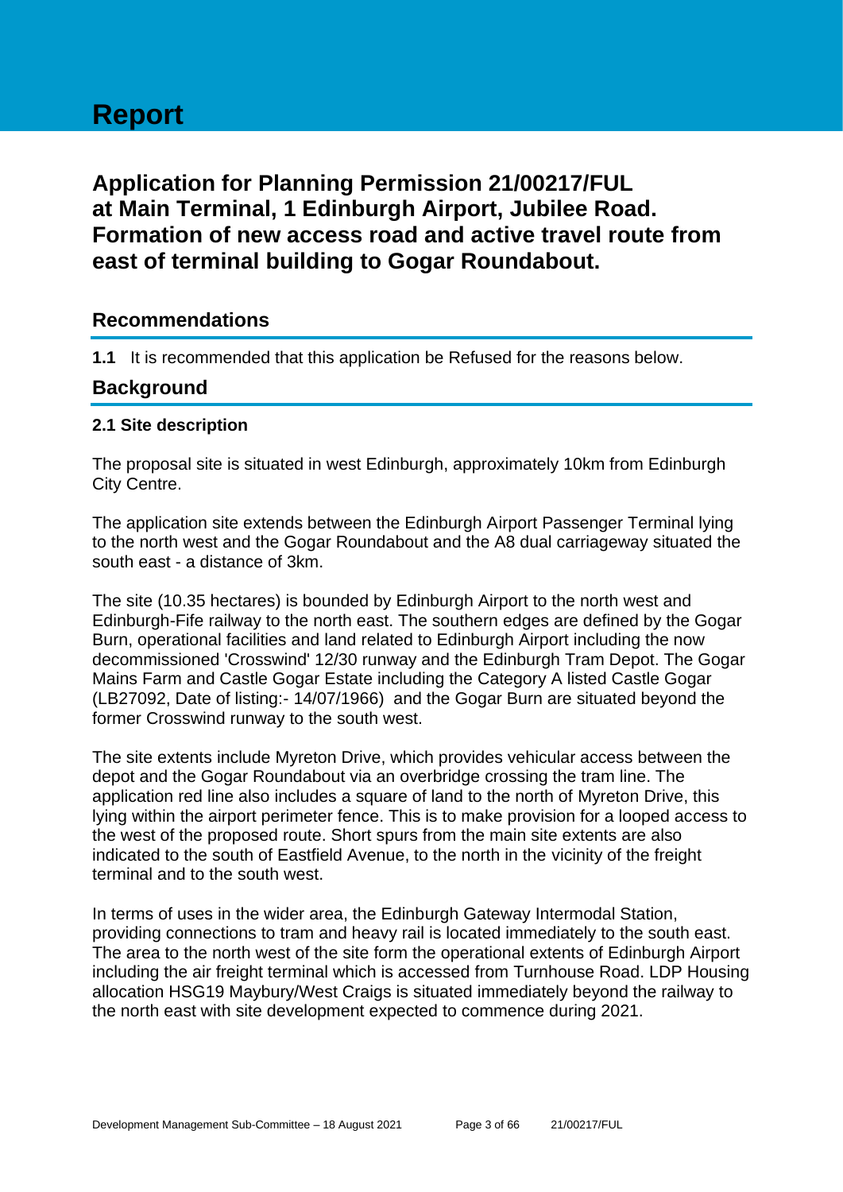# Report

## Application for Planning Permission 21/00217/FUL at Main Terminal, 1 Edinburgh Airport, Jubilee Road. Formation of new access road and active travel route from east of terminal building to Gogar Roundabout.

## Recommendations

**1.1** It is recommended that this application be Refused for the reasons below.

## Background

### 2.1 Site description

The proposal site is situated in west Edinburgh, approximately 10km from Edinburgh City Centre.

The application site extends between the Edinburgh Airport Passenger Terminal lying to the north west and the Gogar Roundabout and the A8 dual carriageway situated the south east - a distance of 3km.

The site (10.35 hectares) is bounded by Edinburgh Airport to the north west and Edinburgh-Fife railway to the north east. The southern edges are defined by the Gogar Burn, operational facilities and land related to Edinburgh Airport including the now decommissioned 'Crosswind' 12/30 runway and the Edinburgh Tram Depot. The Gogar Mains Farm and Castle Gogar Estate including the Category A listed Castle Gogar (LB27092, Date of listing:- 14/07/1966) and the Gogar Burn are situated beyond the former Crosswind runway to the south west.

The site extents include Myreton Drive, which provides vehicular access between the depot and the Gogar Roundabout via an overbridge crossing the tram line. The application red line also includes a square of land to the north of Myreton Drive, this lying within the airport perimeter fence. This is to make provision for a looped access to the west of the proposed route. Short spurs from the main site extents are also indicated to the south of Eastfield Avenue, to the north in the vicinity of the freight terminal and to the south west.

In terms of uses in the wider area, the Edinburgh Gateway Intermodal Station, providing connections to tram and heavy rail is located immediately to the south east. The area to the north west of the site form the operational extents of Edinburgh Airport including the air freight terminal which is accessed from Turnhouse Road. LDP Housing allocation HSG19 Maybury/West Craigs is situated immediately beyond the railway to the north east with site development expected to commence during 2021.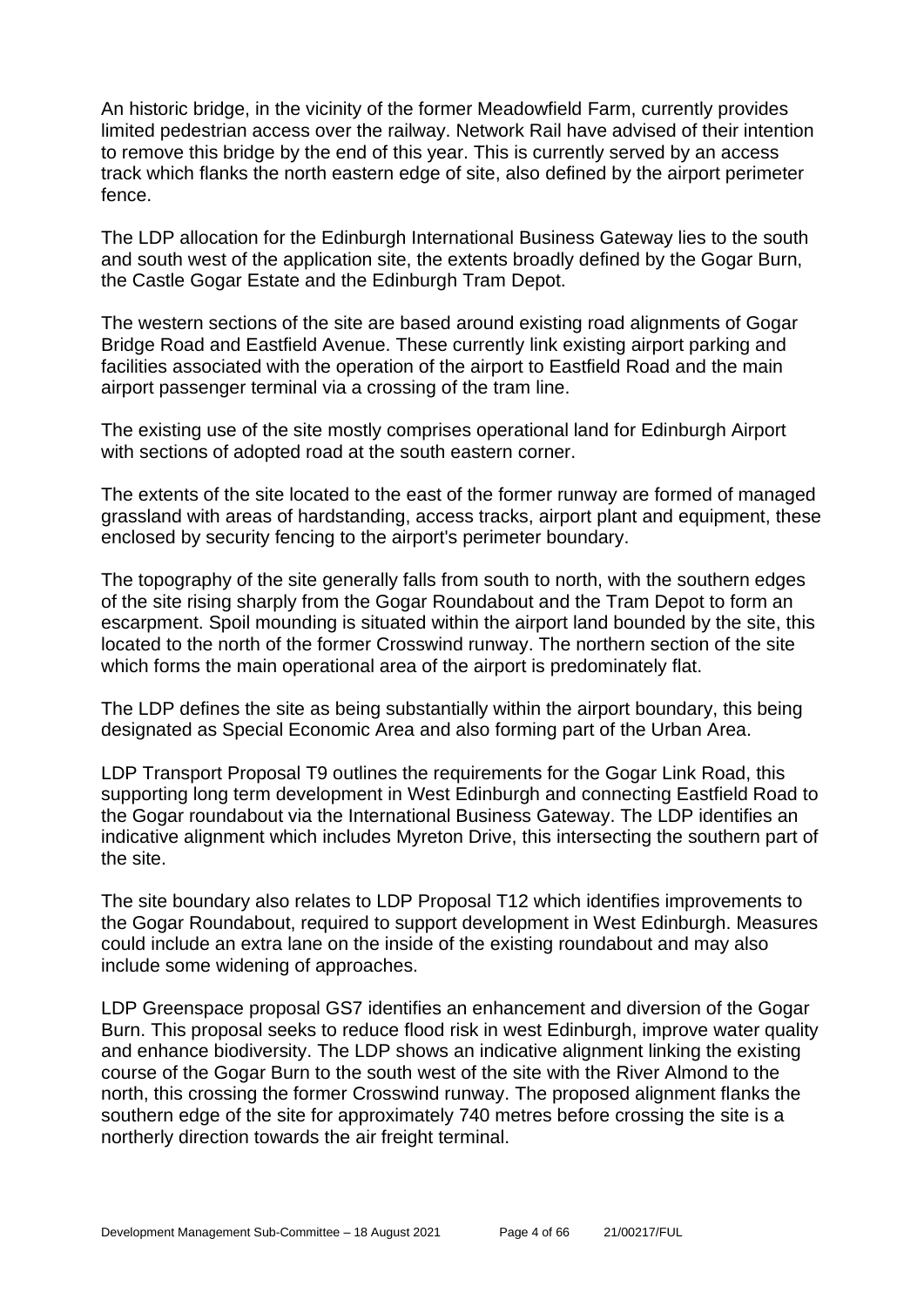An historic bridge, in the vicinity of the former Meadowfield Farm, currently provides limited pedestrian access over the railway. Network Rail have advised of their intention to remove this bridge by the end of this year. This is currently served by an access track which flanks the north eastern edge of site, also defined by the airport perimeter fence.

The LDP allocation for the Edinburgh International Business Gateway lies to the south and south west of the application site, the extents broadly defined by the Gogar Burn, the Castle Gogar Estate and the Edinburgh Tram Depot.

The western sections of the site are based around existing road alignments of Gogar Bridge Road and Eastfield Avenue. These currently link existing airport parking and facilities associated with the operation of the airport to Eastfield Road and the main airport passenger terminal via a crossing of the tram line.

The existing use of the site mostly comprises operational land for Edinburgh Airport with sections of adopted road at the south eastern corner.

The extents of the site located to the east of the former runway are formed of managed grassland with areas of hardstanding, access tracks, airport plant and equipment, these enclosed by security fencing to the airport's perimeter boundary.

The topography of the site generally falls from south to north, with the southern edges of the site rising sharply from the Gogar Roundabout and the Tram Depot to form an escarpment. Spoil mounding is situated within the airport land bounded by the site, this located to the north of the former Crosswind runway. The northern section of the site which forms the main operational area of the airport is predominately flat.

The LDP defines the site as being substantially within the airport boundary, this being designated as Special Economic Area and also forming part of the Urban Area.

LDP Transport Proposal T9 outlines the requirements for the Gogar Link Road, this supporting long term development in West Edinburgh and connecting Eastfield Road to the Gogar roundabout via the International Business Gateway. The LDP identifies an indicative alignment which includes Myreton Drive, this intersecting the southern part of the site.

The site boundary also relates to LDP Proposal T12 which identifies improvements to the Gogar Roundabout, required to support development in West Edinburgh. Measures could include an extra lane on the inside of the existing roundabout and may also include some widening of approaches.

LDP Greenspace proposal GS7 identifies an enhancement and diversion of the Gogar Burn. This proposal seeks to reduce flood risk in west Edinburgh, improve water quality and enhance biodiversity. The LDP shows an indicative alignment linking the existing course of the Gogar Burn to the south west of the site with the River Almond to the north, this crossing the former Crosswind runway. The proposed alignment flanks the southern edge of the site for approximately 740 metres before crossing the site is a northerly direction towards the air freight terminal.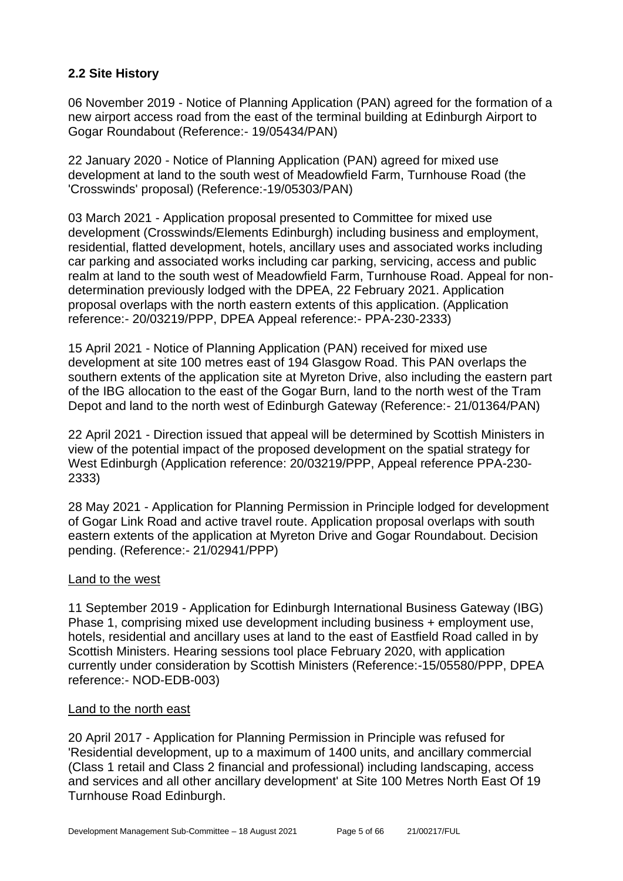### 2.2 Site History

06 November 2019 - Notice of Planning Application (PAN) agreed for the formation of a new airport access road from the east of the terminal building at Edinburgh Airport to Gogar Roundabout (Reference:- 19/05434/PAN)

22 January 2020 - Notice of Planning Application (PAN) agreed for mixed use development at land to the south west of Meadowfield Farm, Turnhouse Road (the 'Crosswinds' proposal) (Reference:-19/05303/PAN)

03 March 2021 - Application proposal presented to Committee for mixed use development (Crosswinds/Elements Edinburgh) including business and employment, residential, flatted development, hotels, ancillary uses and associated works including car parking and associated works including car parking, servicing, access and public realm at land to the south west of Meadowfield Farm, Turnhouse Road. Appeal for non-determination previously lodged with the DPEA, 22 February 2021. Application proposal overlaps with the north eastern extents of this application. (Application reference:- 20/03219/PPP, DPEA Appeal reference:- PPA-230-2333)

15 April 2021 - Notice of Planning Application (PAN) received for mixed use development at site 100 metres east of 194 Glasgow Road. This PAN overlaps the southern extents of the application site at Myreton Drive, also including the eastern part of the IBG allocation to the east of the Gogar Burn, land to the north west of the Tram Depot and land to the north west of Edinburgh Gateway (Reference:- 21/01364/PAN)

22 April 2021 - Direction issued that appeal will be determined by Scottish Ministers in view of the potential impact of the proposed development on the spatial strategy for West Edinburgh (Application reference: 20/03219/PPP, Appeal reference PPA-230-2333)

28 May 2021 - Application for Planning Permission in Principle lodged for development of Gogar Link Road and active travel route. Application proposal overlaps with south eastern extents of the application at Myreton Drive and Gogar Roundabout. Decision pending. (Reference:- 21/02941/PPP)

Land to the west

11 September 2019 - Application for Edinburgh International Business Gateway (IBG) Phase 1, comprising mixed use development including business + employment use, hotels, residential and ancillary uses at land to the east of Eastfield Road called in by Scottish Ministers. Hearing sessions tool place February 2020, with application currently under consideration by Scottish Ministers (Reference:-15/05580/PPP, DPEA reference:- NOD-EDB-003)

Land to the north east

20 April 2017 - Application for Planning Permission in Principle was refused for 'Residential development, up to a maximum of 1400 units, and ancillary commercial (Class 1 retail and Class 2 financial and professional) including landscaping, access and services and all other ancillary development' at Site 100 Metres North East Of 19 Turnhouse Road Edinburgh.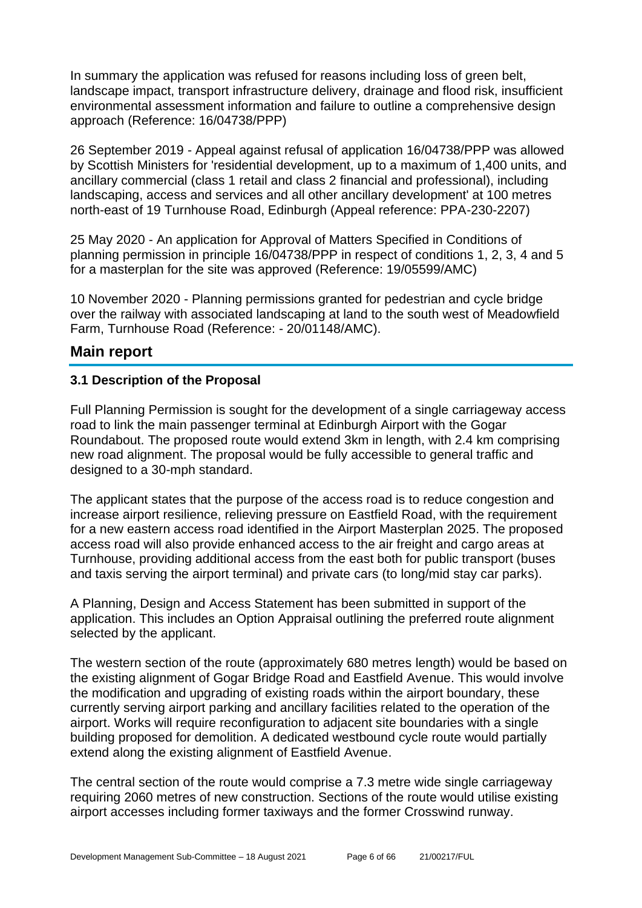In summary the application was refused for reasons including loss of green belt, landscape impact, transport infrastructure delivery, drainage and flood risk, insufficient environmental assessment information and failure to outline a comprehensive design approach (Reference: 16/04738/PPP)

26 September 2019 - Appeal against refusal of application 16/04738/PPP was allowed by Scottish Ministers for 'residential development, up to a maximum of 1,400 units, and ancillary commercial (class 1 retail and class 2 financial and professional), including landscaping, access and services and all other ancillary development' at 100 metres north-east of 19 Turnhouse Road, Edinburgh (Appeal reference: PPA-230-2207)

25 May 2020 - An application for Approval of Matters Specified in Conditions of planning permission in principle 16/04738/PPP in respect of conditions 1, 2, 3, 4 and 5 for a masterplan for the site was approved (Reference: 19/05599/AMC)

10 November 2020 - Planning permissions granted for pedestrian and cycle bridge over the railway with associated landscaping at land to the south west of Meadowfield Farm, Turnhouse Road (Reference: - 20/01148/AMC).

## Main report

### 3.1 Description of the Proposal

Full Planning Permission is sought for the development of a single carriageway access road to link the main passenger terminal at Edinburgh Airport with the Gogar Roundabout. The proposed route would extend 3km in length, with 2.4 km comprising new road alignment. The proposal would be fully accessible to general traffic and designed to a 30-mph standard.

The applicant states that the purpose of the access road is to reduce congestion and increase airport resilience, relieving pressure on Eastfield Road, with the requirement for a new eastern access road identified in the Airport Masterplan 2025. The proposed access road will also provide enhanced access to the air freight and cargo areas at Turnhouse, providing additional access from the east both for public transport (buses and taxis serving the airport terminal) and private cars (to long/mid stay car parks).

A Planning, Design and Access Statement has been submitted in support of the application. This includes an Option Appraisal outlining the preferred route alignment selected by the applicant.

The western section of the route (approximately 680 metres length) would be based on the existing alignment of Gogar Bridge Road and Eastfield Avenue. This would involve the modification and upgrading of existing roads within the airport boundary, these currently serving airport parking and ancillary facilities related to the operation of the airport. Works will require reconfiguration to adjacent site boundaries with a single building proposed for demolition. A dedicated westbound cycle route would partially extend along the existing alignment of Eastfield Avenue.

The central section of the route would comprise a 7.3 metre wide single carriageway requiring 2060 metres of new construction. Sections of the route would utilise existing airport accesses including former taxiways and the former Crosswind runway.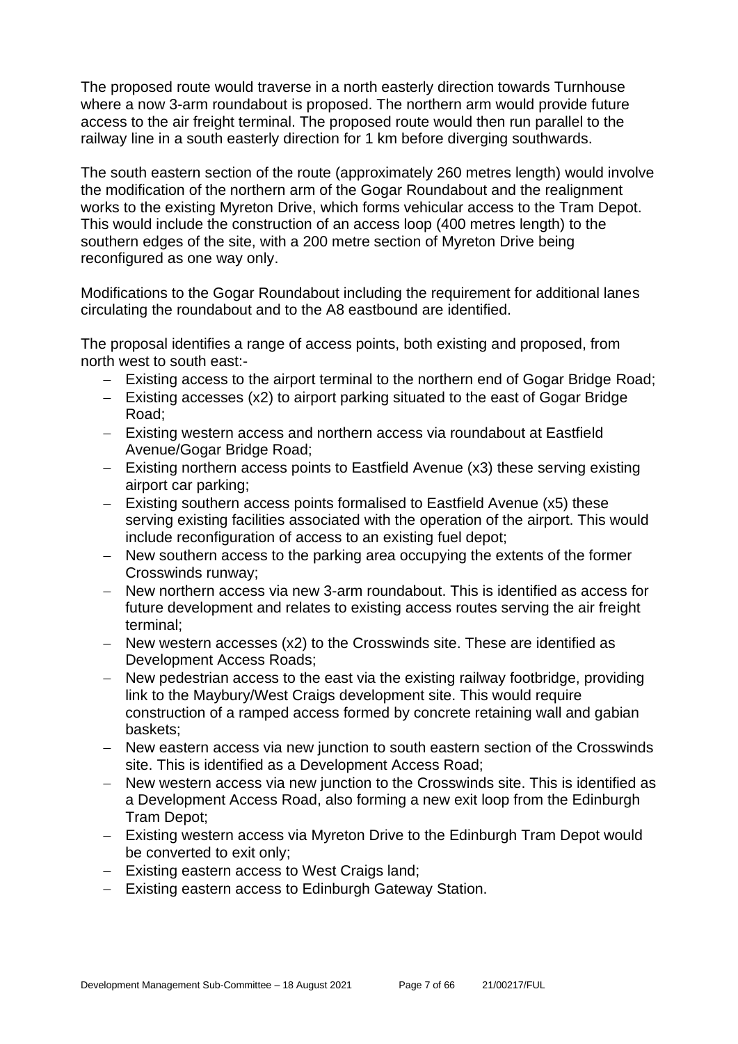The proposed route would traverse in a north easterly direction towards Turnhouse where a now 3-arm roundabout is proposed. The northern arm would provide future access to the air freight terminal. The proposed route would then run parallel to the railway line in a south easterly direction for 1 km before diverging southwards.

The south eastern section of the route (approximately 260 metres length) would involve the modification of the northern arm of the Gogar Roundabout and the realignment works to the existing Myreton Drive, which forms vehicular access to the Tram Depot. This would include the construction of an access loop (400 metres length) to the southern edges of the site, with a 200 metre section of Myreton Drive being reconfigured as one way only.

Modifications to the Gogar Roundabout including the requirement for additional lanes circulating the roundabout and to the A8 eastbound are identified.

The proposal identifies a range of access points, both existing and proposed, from north west to south east:-

- Existing access to the airport terminal to the northern end of Gogar Bridge Road;
- Existing accesses (x2) to airport parking situated to the east of Gogar Bridge Road;
- Existing western access and northern access via roundabout at Eastfield Avenue/Gogar Bridge Road;
- Existing northern access points to Eastfield Avenue (x3) these serving existing airport car parking;
- Existing southern access points formalised to Eastfield Avenue (x5) these serving existing facilities associated with the operation of the airport. This would include reconfiguration of access to an existing fuel depot;
- New southern access to the parking area occupying the extents of the former Crosswinds runway;
- New northern access via new 3-arm roundabout. This is identified as access for future development and relates to existing access routes serving the air freight terminal;
- New western accesses (x2) to the Crosswinds site. These are identified as Development Access Roads;
- New pedestrian access to the east via the existing railway footbridge, providing link to the Maybury/West Craigs development site. This would require construction of a ramped access formed by concrete retaining wall and gabian baskets;
- New eastern access via new junction to south eastern section of the Crosswinds site. This is identified as a Development Access Road;
- New western access via new junction to the Crosswinds site. This is identified as a Development Access Road, also forming a new exit loop from the Edinburgh Tram Depot;
- Existing western access via Myreton Drive to the Edinburgh Tram Depot would be converted to exit only;
- Existing eastern access to West Craigs land;
- Existing eastern access to Edinburgh Gateway Station.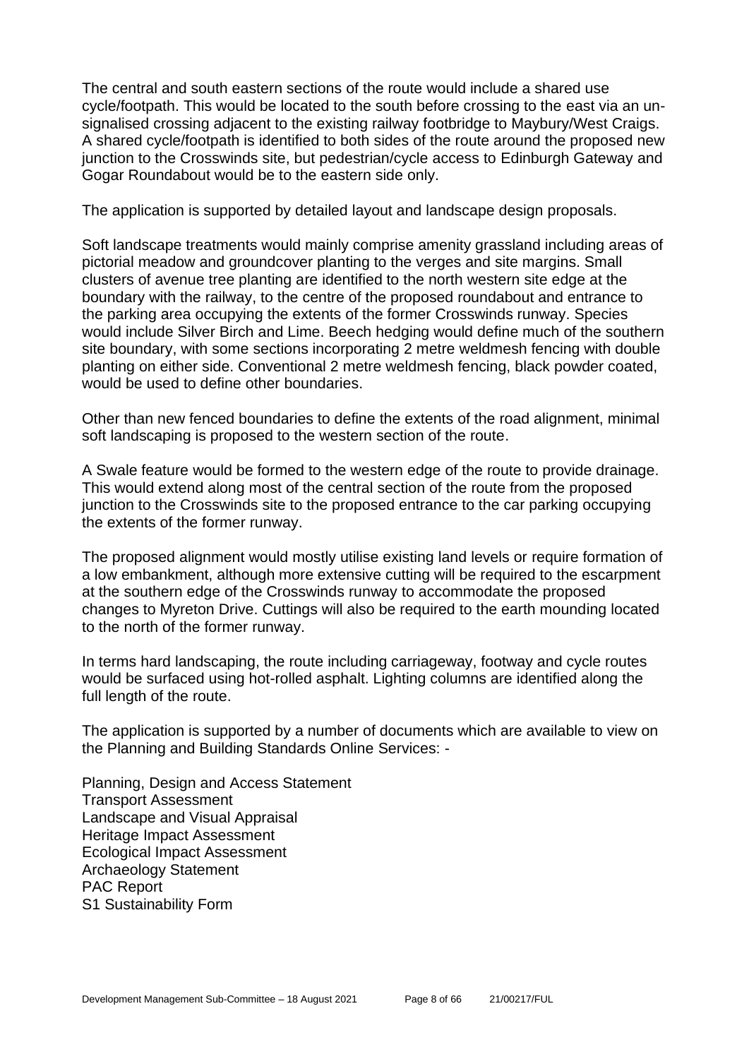The central and south eastern sections of the route would include a shared use cycle/footpath. This would be located to the south before crossing to the east via an un-signalised crossing adjacent to the existing railway footbridge to Maybury/West Craigs. A shared cycle/footpath is identified to both sides of the route around the proposed new junction to the Crosswinds site, but pedestrian/cycle access to Edinburgh Gateway and Gogar Roundabout would be to the eastern side only.

The application is supported by detailed layout and landscape design proposals.

Soft landscape treatments would mainly comprise amenity grassland including areas of pictorial meadow and groundcover planting to the verges and site margins. Small clusters of avenue tree planting are identified to the north western site edge at the boundary with the railway, to the centre of the proposed roundabout and entrance to the parking area occupying the extents of the former Crosswinds runway. Species would include Silver Birch and Lime. Beech hedging would define much of the southern site boundary, with some sections incorporating 2 metre weldmesh fencing with double planting on either side. Conventional 2 metre weldmesh fencing, black powder coated, would be used to define other boundaries.

Other than new fenced boundaries to define the extents of the road alignment, minimal soft landscaping is proposed to the western section of the route.

A Swale feature would be formed to the western edge of the route to provide drainage. This would extend along most of the central section of the route from the proposed junction to the Crosswinds site to the proposed entrance to the car parking occupying the extents of the former runway.

The proposed alignment would mostly utilise existing land levels or require formation of a low embankment, although more extensive cutting will be required to the escarpment at the southern edge of the Crosswinds runway to accommodate the proposed changes to Myreton Drive. Cuttings will also be required to the earth mounding located to the north of the former runway.

In terms hard landscaping, the route including carriageway, footway and cycle routes would be surfaced using hot-rolled asphalt. Lighting columns are identified along the full length of the route.

The application is supported by a number of documents which are available to view on the Planning and Building Standards Online Services: -

Planning, Design and Access Statement
Transport Assessment
Landscape and Visual Appraisal
Heritage Impact Assessment
Ecological Impact Assessment
Archaeology Statement
PAC Report
S1 Sustainability Form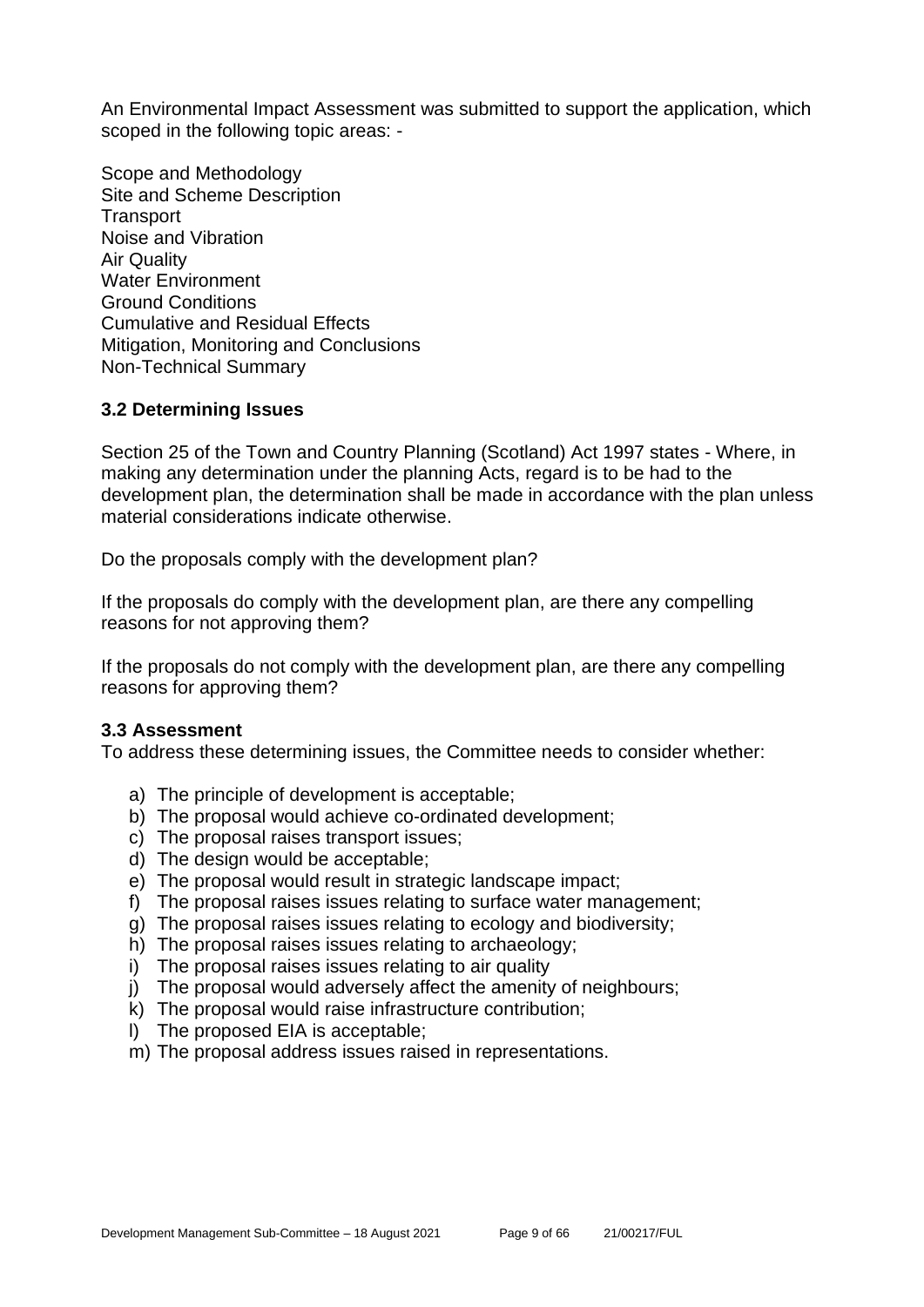An Environmental Impact Assessment was submitted to support the application, which scoped in the following topic areas: -

Scope and Methodology
Site and Scheme Description
Transport
Noise and Vibration
Air Quality
Water Environment
Ground Conditions
Cumulative and Residual Effects
Mitigation, Monitoring and Conclusions
Non-Technical Summary

### 3.2 Determining Issues

Section 25 of the Town and Country Planning (Scotland) Act 1997 states - Where, in making any determination under the planning Acts, regard is to be had to the development plan, the determination shall be made in accordance with the plan unless material considerations indicate otherwise.

Do the proposals comply with the development plan?

If the proposals do comply with the development plan, are there any compelling reasons for not approving them?

If the proposals do not comply with the development plan, are there any compelling reasons for approving them?

### 3.3 Assessment

To address these determining issues, the Committee needs to consider whether:

a) The principle of development is acceptable;
b) The proposal would achieve co-ordinated development;
c) The proposal raises transport issues;
d) The design would be acceptable;
e) The proposal would result in strategic landscape impact;
f) The proposal raises issues relating to surface water management;
g) The proposal raises issues relating to ecology and biodiversity;
h) The proposal raises issues relating to archaeology;
i) The proposal raises issues relating to air quality
j) The proposal would adversely affect the amenity of neighbours;
k) The proposal would raise infrastructure contribution;
l) The proposed EIA is acceptable;
m) The proposal address issues raised in representations.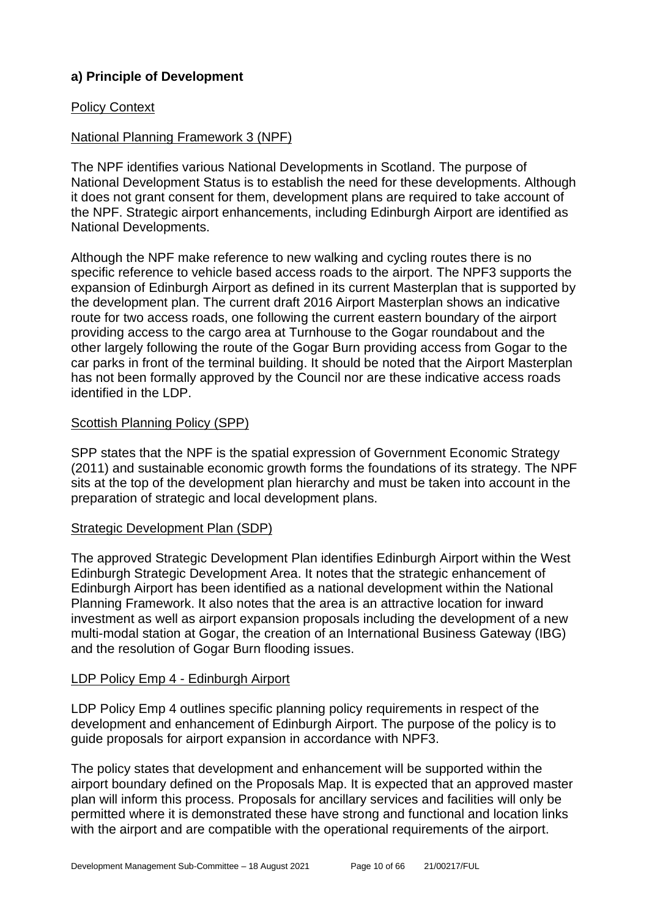## a) Principle of Development

Policy Context

National Planning Framework 3 (NPF)

The NPF identifies various National Developments in Scotland. The purpose of National Development Status is to establish the need for these developments. Although it does not grant consent for them, development plans are required to take account of the NPF. Strategic airport enhancements, including Edinburgh Airport are identified as National Developments.

Although the NPF make reference to new walking and cycling routes there is no specific reference to vehicle based access roads to the airport. The NPF3 supports the expansion of Edinburgh Airport as defined in its current Masterplan that is supported by the development plan. The current draft 2016 Airport Masterplan shows an indicative route for two access roads, one following the current eastern boundary of the airport providing access to the cargo area at Turnhouse to the Gogar roundabout and the other largely following the route of the Gogar Burn providing access from Gogar to the car parks in front of the terminal building. It should be noted that the Airport Masterplan has not been formally approved by the Council nor are these indicative access roads identified in the LDP.

Scottish Planning Policy (SPP)

SPP states that the NPF is the spatial expression of Government Economic Strategy (2011) and sustainable economic growth forms the foundations of its strategy. The NPF sits at the top of the development plan hierarchy and must be taken into account in the preparation of strategic and local development plans.

Strategic Development Plan (SDP)

The approved Strategic Development Plan identifies Edinburgh Airport within the West Edinburgh Strategic Development Area. It notes that the strategic enhancement of Edinburgh Airport has been identified as a national development within the National Planning Framework. It also notes that the area is an attractive location for inward investment as well as airport expansion proposals including the development of a new multi-modal station at Gogar, the creation of an International Business Gateway (IBG) and the resolution of Gogar Burn flooding issues.

LDP Policy Emp 4 - Edinburgh Airport

LDP Policy Emp 4 outlines specific planning policy requirements in respect of the development and enhancement of Edinburgh Airport. The purpose of the policy is to guide proposals for airport expansion in accordance with NPF3.

The policy states that development and enhancement will be supported within the airport boundary defined on the Proposals Map. It is expected that an approved master plan will inform this process. Proposals for ancillary services and facilities will only be permitted where it is demonstrated these have strong and functional and location links with the airport and are compatible with the operational requirements of the airport.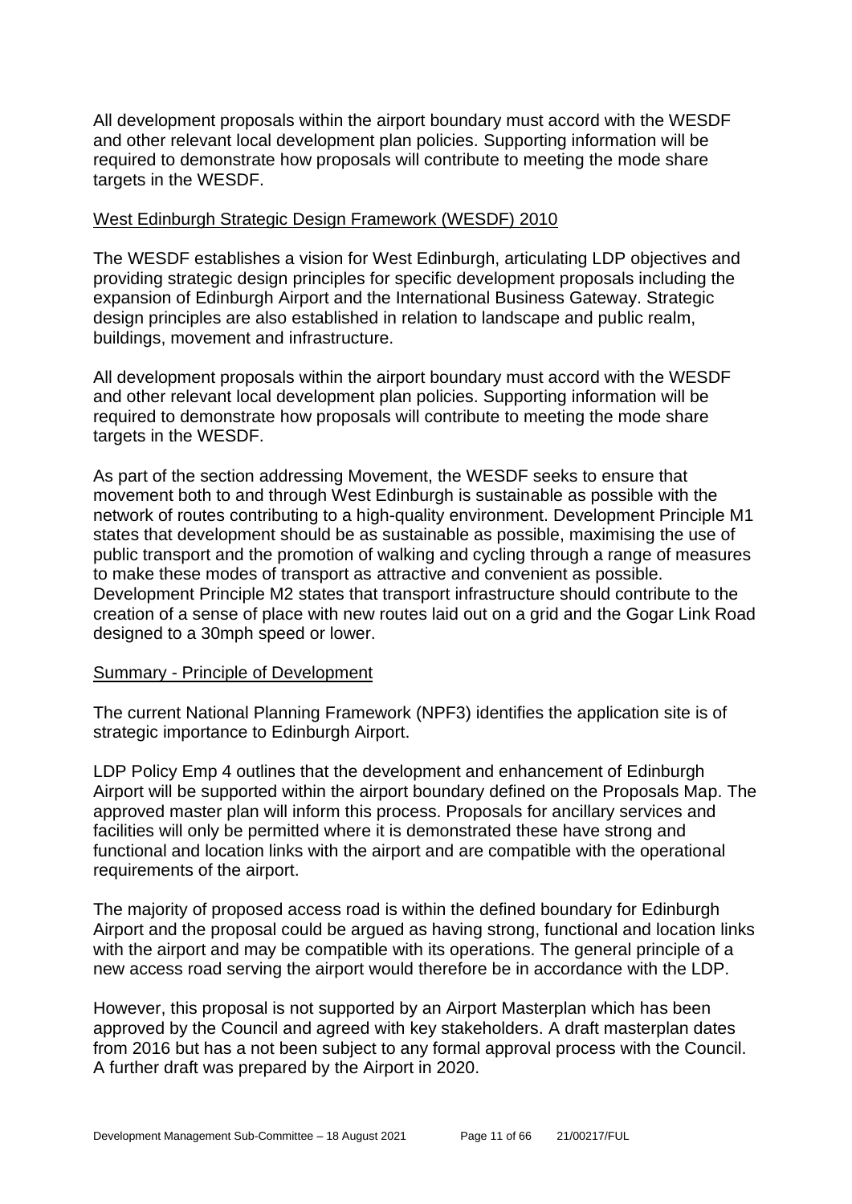All development proposals within the airport boundary must accord with the WESDF and other relevant local development plan policies. Supporting information will be required to demonstrate how proposals will contribute to meeting the mode share targets in the WESDF.

West Edinburgh Strategic Design Framework (WESDF) 2010

The WESDF establishes a vision for West Edinburgh, articulating LDP objectives and providing strategic design principles for specific development proposals including the expansion of Edinburgh Airport and the International Business Gateway. Strategic design principles are also established in relation to landscape and public realm, buildings, movement and infrastructure.

All development proposals within the airport boundary must accord with the WESDF and other relevant local development plan policies. Supporting information will be required to demonstrate how proposals will contribute to meeting the mode share targets in the WESDF.

As part of the section addressing Movement, the WESDF seeks to ensure that movement both to and through West Edinburgh is sustainable as possible with the network of routes contributing to a high-quality environment. Development Principle M1 states that development should be as sustainable as possible, maximising the use of public transport and the promotion of walking and cycling through a range of measures to make these modes of transport as attractive and convenient as possible. Development Principle M2 states that transport infrastructure should contribute to the creation of a sense of place with new routes laid out on a grid and the Gogar Link Road designed to a 30mph speed or lower.

Summary - Principle of Development

The current National Planning Framework (NPF3) identifies the application site is of strategic importance to Edinburgh Airport.

LDP Policy Emp 4 outlines that the development and enhancement of Edinburgh Airport will be supported within the airport boundary defined on the Proposals Map. The approved master plan will inform this process. Proposals for ancillary services and facilities will only be permitted where it is demonstrated these have strong and functional and location links with the airport and are compatible with the operational requirements of the airport.

The majority of proposed access road is within the defined boundary for Edinburgh Airport and the proposal could be argued as having strong, functional and location links with the airport and may be compatible with its operations. The general principle of a new access road serving the airport would therefore be in accordance with the LDP.

However, this proposal is not supported by an Airport Masterplan which has been approved by the Council and agreed with key stakeholders. A draft masterplan dates from 2016 but has a not been subject to any formal approval process with the Council. A further draft was prepared by the Airport in 2020.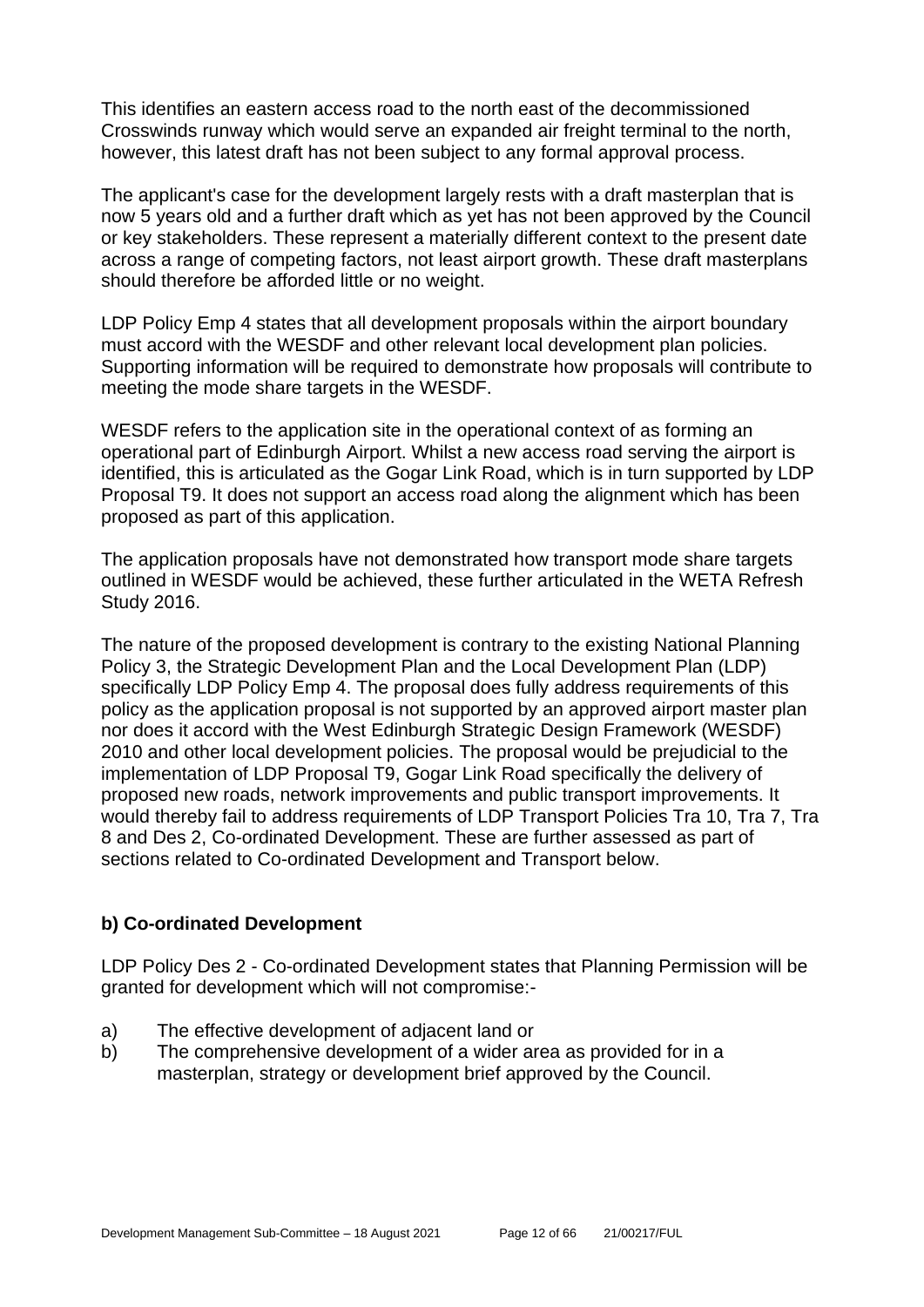This identifies an eastern access road to the north east of the decommissioned Crosswinds runway which would serve an expanded air freight terminal to the north, however, this latest draft has not been subject to any formal approval process.

The applicant's case for the development largely rests with a draft masterplan that is now 5 years old and a further draft which as yet has not been approved by the Council or key stakeholders. These represent a materially different context to the present date across a range of competing factors, not least airport growth. These draft masterplans should therefore be afforded little or no weight.

LDP Policy Emp 4 states that all development proposals within the airport boundary must accord with the WESDF and other relevant local development plan policies. Supporting information will be required to demonstrate how proposals will contribute to meeting the mode share targets in the WESDF.

WESDF refers to the application site in the operational context of as forming an operational part of Edinburgh Airport. Whilst a new access road serving the airport is identified, this is articulated as the Gogar Link Road, which is in turn supported by LDP Proposal T9. It does not support an access road along the alignment which has been proposed as part of this application.

The application proposals have not demonstrated how transport mode share targets outlined in WESDF would be achieved, these further articulated in the WETA Refresh Study 2016.

The nature of the proposed development is contrary to the existing National Planning Policy 3, the Strategic Development Plan and the Local Development Plan (LDP) specifically LDP Policy Emp 4. The proposal does fully address requirements of this policy as the application proposal is not supported by an approved airport master plan nor does it accord with the West Edinburgh Strategic Design Framework (WESDF) 2010 and other local development policies. The proposal would be prejudicial to the implementation of LDP Proposal T9, Gogar Link Road specifically the delivery of proposed new roads, network improvements and public transport improvements. It would thereby fail to address requirements of LDP Transport Policies Tra 10, Tra 7, Tra 8 and Des 2, Co-ordinated Development. These are further assessed as part of sections related to Co-ordinated Development and Transport below.

### b) Co-ordinated Development

LDP Policy Des 2 - Co-ordinated Development states that Planning Permission will be granted for development which will not compromise:-

a) The effective development of adjacent land or
b) The comprehensive development of a wider area as provided for in a masterplan, strategy or development brief approved by the Council.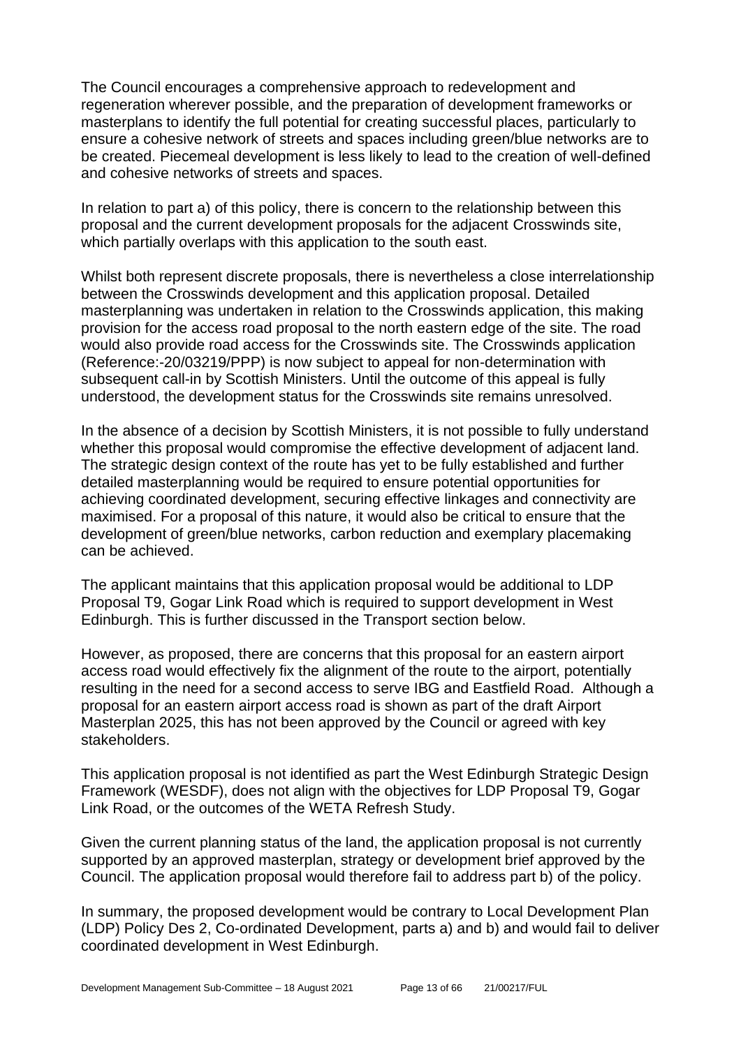The Council encourages a comprehensive approach to redevelopment and regeneration wherever possible, and the preparation of development frameworks or masterplans to identify the full potential for creating successful places, particularly to ensure a cohesive network of streets and spaces including green/blue networks are to be created. Piecemeal development is less likely to lead to the creation of well-defined and cohesive networks of streets and spaces.

In relation to part a) of this policy, there is concern to the relationship between this proposal and the current development proposals for the adjacent Crosswinds site, which partially overlaps with this application to the south east.

Whilst both represent discrete proposals, there is nevertheless a close interrelationship between the Crosswinds development and this application proposal. Detailed masterplanning was undertaken in relation to the Crosswinds application, this making provision for the access road proposal to the north eastern edge of the site. The road would also provide road access for the Crosswinds site. The Crosswinds application (Reference:-20/03219/PPP) is now subject to appeal for non-determination with subsequent call-in by Scottish Ministers. Until the outcome of this appeal is fully understood, the development status for the Crosswinds site remains unresolved.

In the absence of a decision by Scottish Ministers, it is not possible to fully understand whether this proposal would compromise the effective development of adjacent land. The strategic design context of the route has yet to be fully established and further detailed masterplanning would be required to ensure potential opportunities for achieving coordinated development, securing effective linkages and connectivity are maximised. For a proposal of this nature, it would also be critical to ensure that the development of green/blue networks, carbon reduction and exemplary placemaking can be achieved.

The applicant maintains that this application proposal would be additional to LDP Proposal T9, Gogar Link Road which is required to support development in West Edinburgh. This is further discussed in the Transport section below.

However, as proposed, there are concerns that this proposal for an eastern airport access road would effectively fix the alignment of the route to the airport, potentially resulting in the need for a second access to serve IBG and Eastfield Road. Although a proposal for an eastern airport access road is shown as part of the draft Airport Masterplan 2025, this has not been approved by the Council or agreed with key stakeholders.

This application proposal is not identified as part the West Edinburgh Strategic Design Framework (WESDF), does not align with the objectives for LDP Proposal T9, Gogar Link Road, or the outcomes of the WETA Refresh Study.

Given the current planning status of the land, the application proposal is not currently supported by an approved masterplan, strategy or development brief approved by the Council. The application proposal would therefore fail to address part b) of the policy.

In summary, the proposed development would be contrary to Local Development Plan (LDP) Policy Des 2, Co-ordinated Development, parts a) and b) and would fail to deliver coordinated development in West Edinburgh.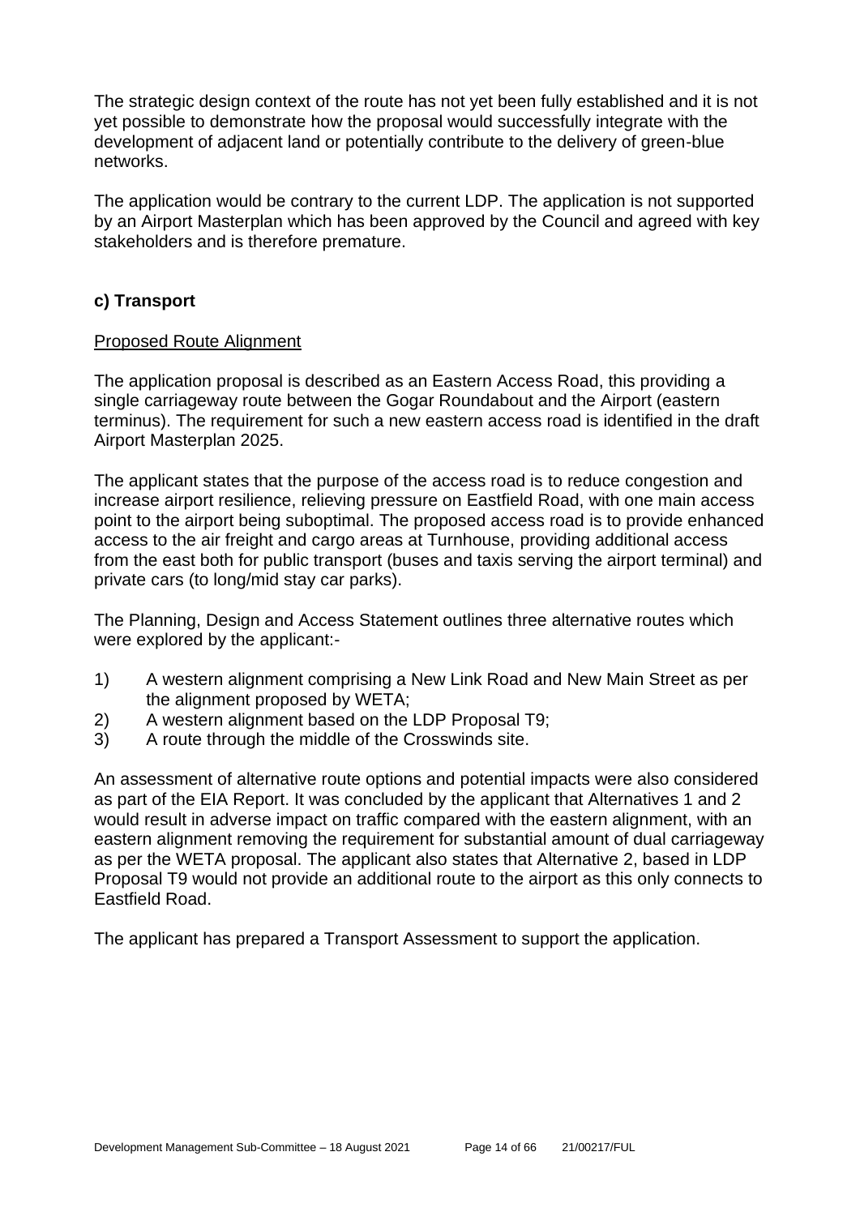The strategic design context of the route has not yet been fully established and it is not yet possible to demonstrate how the proposal would successfully integrate with the development of adjacent land or potentially contribute to the delivery of green-blue networks.

The application would be contrary to the current LDP. The application is not supported by an Airport Masterplan which has been approved by the Council and agreed with key stakeholders and is therefore premature.

### c) Transport

Proposed Route Alignment

The application proposal is described as an Eastern Access Road, this providing a single carriageway route between the Gogar Roundabout and the Airport (eastern terminus). The requirement for such a new eastern access road is identified in the draft Airport Masterplan 2025.

The applicant states that the purpose of the access road is to reduce congestion and increase airport resilience, relieving pressure on Eastfield Road, with one main access point to the airport being suboptimal. The proposed access road is to provide enhanced access to the air freight and cargo areas at Turnhouse, providing additional access from the east both for public transport (buses and taxis serving the airport terminal) and private cars (to long/mid stay car parks).

The Planning, Design and Access Statement outlines three alternative routes which were explored by the applicant:-

1) A western alignment comprising a New Link Road and New Main Street as per the alignment proposed by WETA;
2) A western alignment based on the LDP Proposal T9;
3) A route through the middle of the Crosswinds site.

An assessment of alternative route options and potential impacts were also considered as part of the EIA Report. It was concluded by the applicant that Alternatives 1 and 2 would result in adverse impact on traffic compared with the eastern alignment, with an eastern alignment removing the requirement for substantial amount of dual carriageway as per the WETA proposal. The applicant also states that Alternative 2, based in LDP Proposal T9 would not provide an additional route to the airport as this only connects to Eastfield Road.

The applicant has prepared a Transport Assessment to support the application.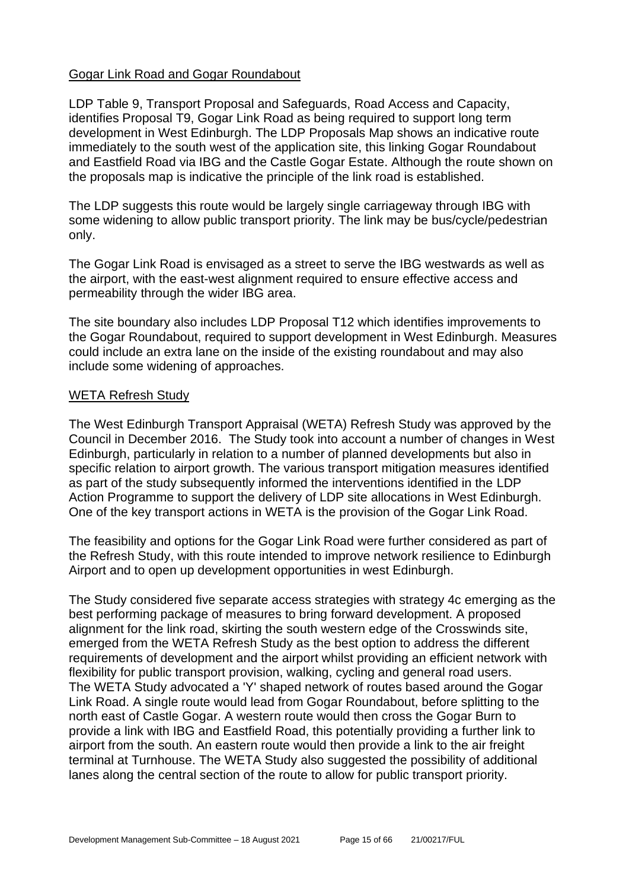## Gogar Link Road and Gogar Roundabout

LDP Table 9, Transport Proposal and Safeguards, Road Access and Capacity, identifies Proposal T9, Gogar Link Road as being required to support long term development in West Edinburgh. The LDP Proposals Map shows an indicative route immediately to the south west of the application site, this linking Gogar Roundabout and Eastfield Road via IBG and the Castle Gogar Estate. Although the route shown on the proposals map is indicative the principle of the link road is established.

The LDP suggests this route would be largely single carriageway through IBG with some widening to allow public transport priority. The link may be bus/cycle/pedestrian only.

The Gogar Link Road is envisaged as a street to serve the IBG westwards as well as the airport, with the east-west alignment required to ensure effective access and permeability through the wider IBG area.

The site boundary also includes LDP Proposal T12 which identifies improvements to the Gogar Roundabout, required to support development in West Edinburgh. Measures could include an extra lane on the inside of the existing roundabout and may also include some widening of approaches.

## WETA Refresh Study

The West Edinburgh Transport Appraisal (WETA) Refresh Study was approved by the Council in December 2016. The Study took into account a number of changes in West Edinburgh, particularly in relation to a number of planned developments but also in specific relation to airport growth. The various transport mitigation measures identified as part of the study subsequently informed the interventions identified in the LDP Action Programme to support the delivery of LDP site allocations in West Edinburgh. One of the key transport actions in WETA is the provision of the Gogar Link Road.

The feasibility and options for the Gogar Link Road were further considered as part of the Refresh Study, with this route intended to improve network resilience to Edinburgh Airport and to open up development opportunities in west Edinburgh.

The Study considered five separate access strategies with strategy 4c emerging as the best performing package of measures to bring forward development. A proposed alignment for the link road, skirting the south western edge of the Crosswinds site, emerged from the WETA Refresh Study as the best option to address the different requirements of development and the airport whilst providing an efficient network with flexibility for public transport provision, walking, cycling and general road users. The WETA Study advocated a 'Y' shaped network of routes based around the Gogar Link Road. A single route would lead from Gogar Roundabout, before splitting to the north east of Castle Gogar. A western route would then cross the Gogar Burn to provide a link with IBG and Eastfield Road, this potentially providing a further link to airport from the south. An eastern route would then provide a link to the air freight terminal at Turnhouse. The WETA Study also suggested the possibility of additional lanes along the central section of the route to allow for public transport priority.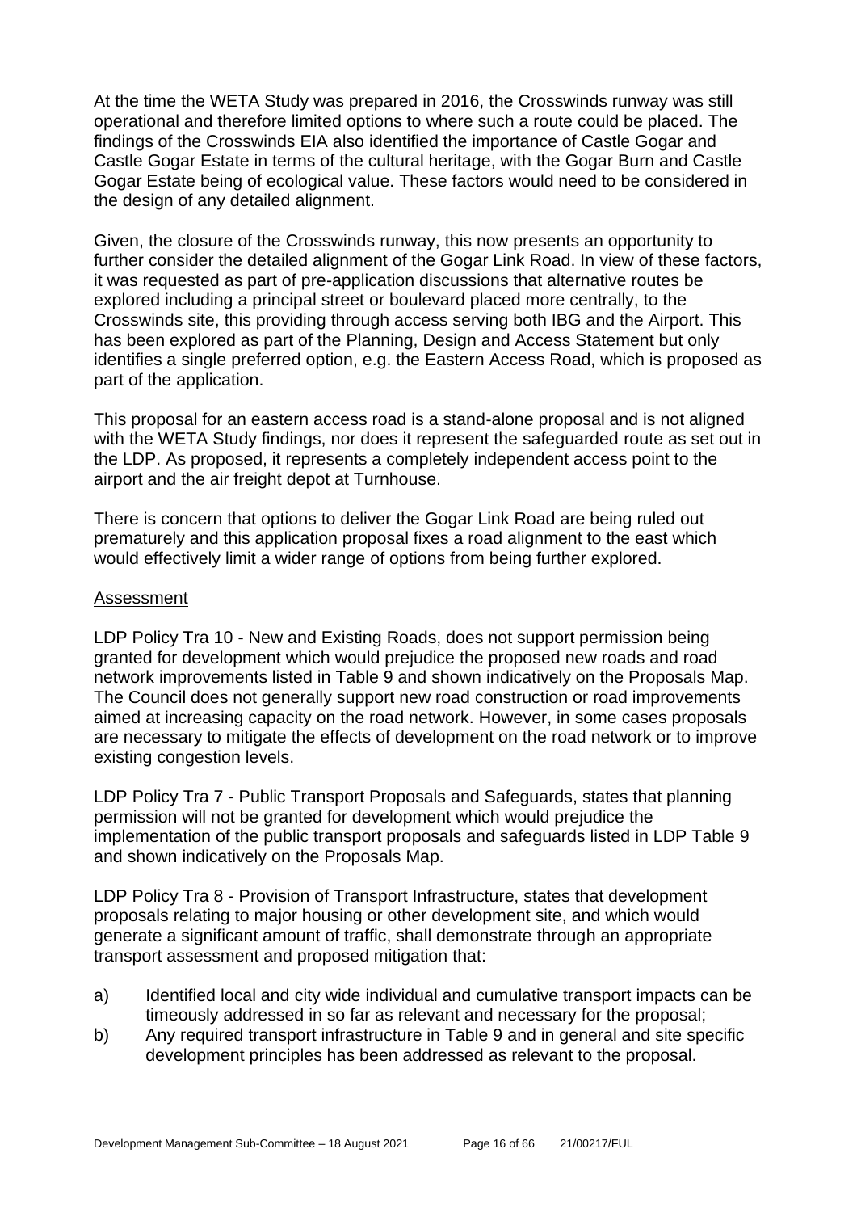At the time the WETA Study was prepared in 2016, the Crosswinds runway was still operational and therefore limited options to where such a route could be placed. The findings of the Crosswinds EIA also identified the importance of Castle Gogar and Castle Gogar Estate in terms of the cultural heritage, with the Gogar Burn and Castle Gogar Estate being of ecological value. These factors would need to be considered in the design of any detailed alignment.

Given, the closure of the Crosswinds runway, this now presents an opportunity to further consider the detailed alignment of the Gogar Link Road. In view of these factors, it was requested as part of pre-application discussions that alternative routes be explored including a principal street or boulevard placed more centrally, to the Crosswinds site, this providing through access serving both IBG and the Airport. This has been explored as part of the Planning, Design and Access Statement but only identifies a single preferred option, e.g. the Eastern Access Road, which is proposed as part of the application.

This proposal for an eastern access road is a stand-alone proposal and is not aligned with the WETA Study findings, nor does it represent the safeguarded route as set out in the LDP. As proposed, it represents a completely independent access point to the airport and the air freight depot at Turnhouse.

There is concern that options to deliver the Gogar Link Road are being ruled out prematurely and this application proposal fixes a road alignment to the east which would effectively limit a wider range of options from being further explored.

## Assessment

LDP Policy Tra 10 - New and Existing Roads, does not support permission being granted for development which would prejudice the proposed new roads and road network improvements listed in Table 9 and shown indicatively on the Proposals Map. The Council does not generally support new road construction or road improvements aimed at increasing capacity on the road network. However, in some cases proposals are necessary to mitigate the effects of development on the road network or to improve existing congestion levels.

LDP Policy Tra 7 - Public Transport Proposals and Safeguards, states that planning permission will not be granted for development which would prejudice the implementation of the public transport proposals and safeguards listed in LDP Table 9 and shown indicatively on the Proposals Map.

LDP Policy Tra 8 - Provision of Transport Infrastructure, states that development proposals relating to major housing or other development site, and which would generate a significant amount of traffic, shall demonstrate through an appropriate transport assessment and proposed mitigation that:

a) Identified local and city wide individual and cumulative transport impacts can be timeously addressed in so far as relevant and necessary for the proposal;
b) Any required transport infrastructure in Table 9 and in general and site specific development principles has been addressed as relevant to the proposal.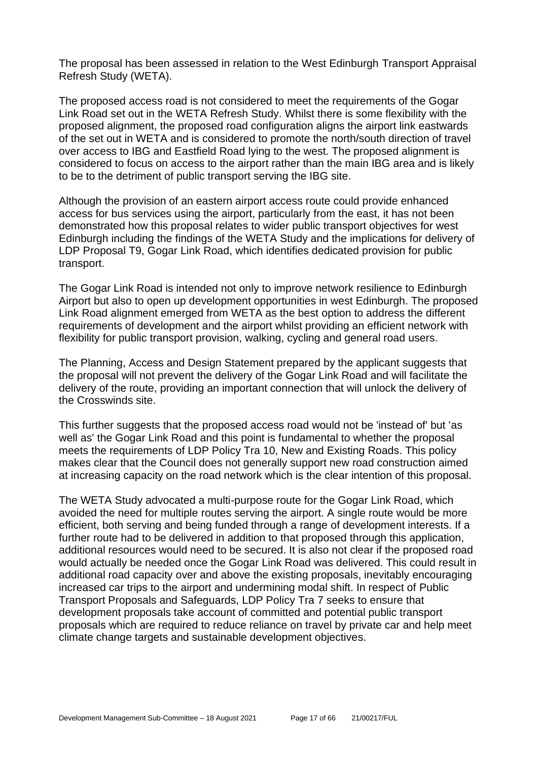The proposal has been assessed in relation to the West Edinburgh Transport Appraisal Refresh Study (WETA).

The proposed access road is not considered to meet the requirements of the Gogar Link Road set out in the WETA Refresh Study. Whilst there is some flexibility with the proposed alignment, the proposed road configuration aligns the airport link eastwards of the set out in WETA and is considered to promote the north/south direction of travel over access to IBG and Eastfield Road lying to the west. The proposed alignment is considered to focus on access to the airport rather than the main IBG area and is likely to be to the detriment of public transport serving the IBG site.

Although the provision of an eastern airport access route could provide enhanced access for bus services using the airport, particularly from the east, it has not been demonstrated how this proposal relates to wider public transport objectives for west Edinburgh including the findings of the WETA Study and the implications for delivery of LDP Proposal T9, Gogar Link Road, which identifies dedicated provision for public transport.

The Gogar Link Road is intended not only to improve network resilience to Edinburgh Airport but also to open up development opportunities in west Edinburgh. The proposed Link Road alignment emerged from WETA as the best option to address the different requirements of development and the airport whilst providing an efficient network with flexibility for public transport provision, walking, cycling and general road users.

The Planning, Access and Design Statement prepared by the applicant suggests that the proposal will not prevent the delivery of the Gogar Link Road and will facilitate the delivery of the route, providing an important connection that will unlock the delivery of the Crosswinds site.

This further suggests that the proposed access road would not be 'instead of' but 'as well as' the Gogar Link Road and this point is fundamental to whether the proposal meets the requirements of LDP Policy Tra 10, New and Existing Roads. This policy makes clear that the Council does not generally support new road construction aimed at increasing capacity on the road network which is the clear intention of this proposal.

The WETA Study advocated a multi-purpose route for the Gogar Link Road, which avoided the need for multiple routes serving the airport. A single route would be more efficient, both serving and being funded through a range of development interests. If a further route had to be delivered in addition to that proposed through this application, additional resources would need to be secured. It is also not clear if the proposed road would actually be needed once the Gogar Link Road was delivered. This could result in additional road capacity over and above the existing proposals, inevitably encouraging increased car trips to the airport and undermining modal shift. In respect of Public Transport Proposals and Safeguards, LDP Policy Tra 7 seeks to ensure that development proposals take account of committed and potential public transport proposals which are required to reduce reliance on travel by private car and help meet climate change targets and sustainable development objectives.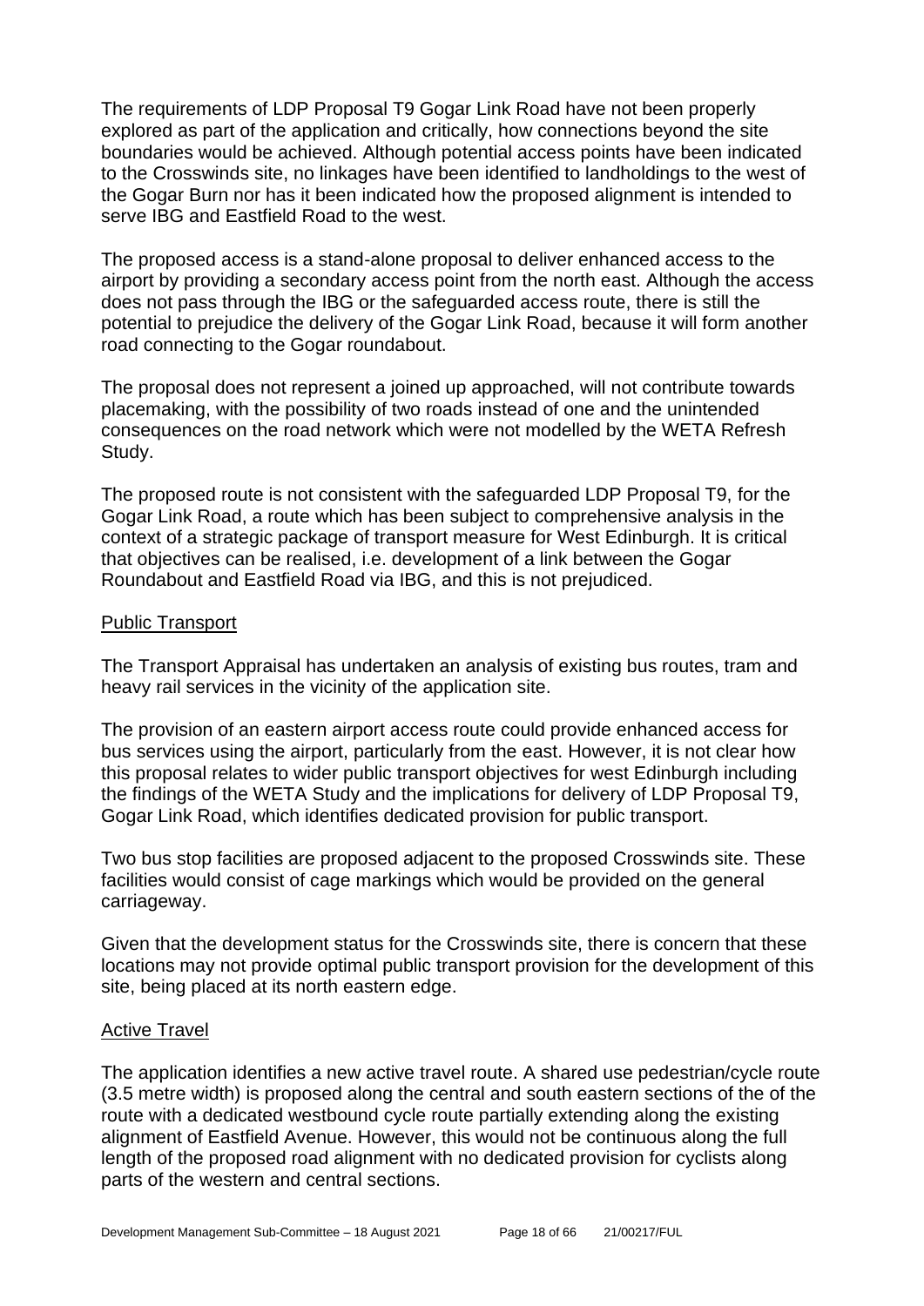The requirements of LDP Proposal T9 Gogar Link Road have not been properly explored as part of the application and critically, how connections beyond the site boundaries would be achieved. Although potential access points have been indicated to the Crosswinds site, no linkages have been identified to landholdings to the west of the Gogar Burn nor has it been indicated how the proposed alignment is intended to serve IBG and Eastfield Road to the west.

The proposed access is a stand-alone proposal to deliver enhanced access to the airport by providing a secondary access point from the north east. Although the access does not pass through the IBG or the safeguarded access route, there is still the potential to prejudice the delivery of the Gogar Link Road, because it will form another road connecting to the Gogar roundabout.

The proposal does not represent a joined up approached, will not contribute towards placemaking, with the possibility of two roads instead of one and the unintended consequences on the road network which were not modelled by the WETA Refresh Study.

The proposed route is not consistent with the safeguarded LDP Proposal T9, for the Gogar Link Road, a route which has been subject to comprehensive analysis in the context of a strategic package of transport measure for West Edinburgh. It is critical that objectives can be realised, i.e. development of a link between the Gogar Roundabout and Eastfield Road via IBG, and this is not prejudiced.

## Public Transport

The Transport Appraisal has undertaken an analysis of existing bus routes, tram and heavy rail services in the vicinity of the application site.

The provision of an eastern airport access route could provide enhanced access for bus services using the airport, particularly from the east. However, it is not clear how this proposal relates to wider public transport objectives for west Edinburgh including the findings of the WETA Study and the implications for delivery of LDP Proposal T9, Gogar Link Road, which identifies dedicated provision for public transport.

Two bus stop facilities are proposed adjacent to the proposed Crosswinds site. These facilities would consist of cage markings which would be provided on the general carriageway.

Given that the development status for the Crosswinds site, there is concern that these locations may not provide optimal public transport provision for the development of this site, being placed at its north eastern edge.

## Active Travel

The application identifies a new active travel route. A shared use pedestrian/cycle route (3.5 metre width) is proposed along the central and south eastern sections of the of the route with a dedicated westbound cycle route partially extending along the existing alignment of Eastfield Avenue. However, this would not be continuous along the full length of the proposed road alignment with no dedicated provision for cyclists along parts of the western and central sections.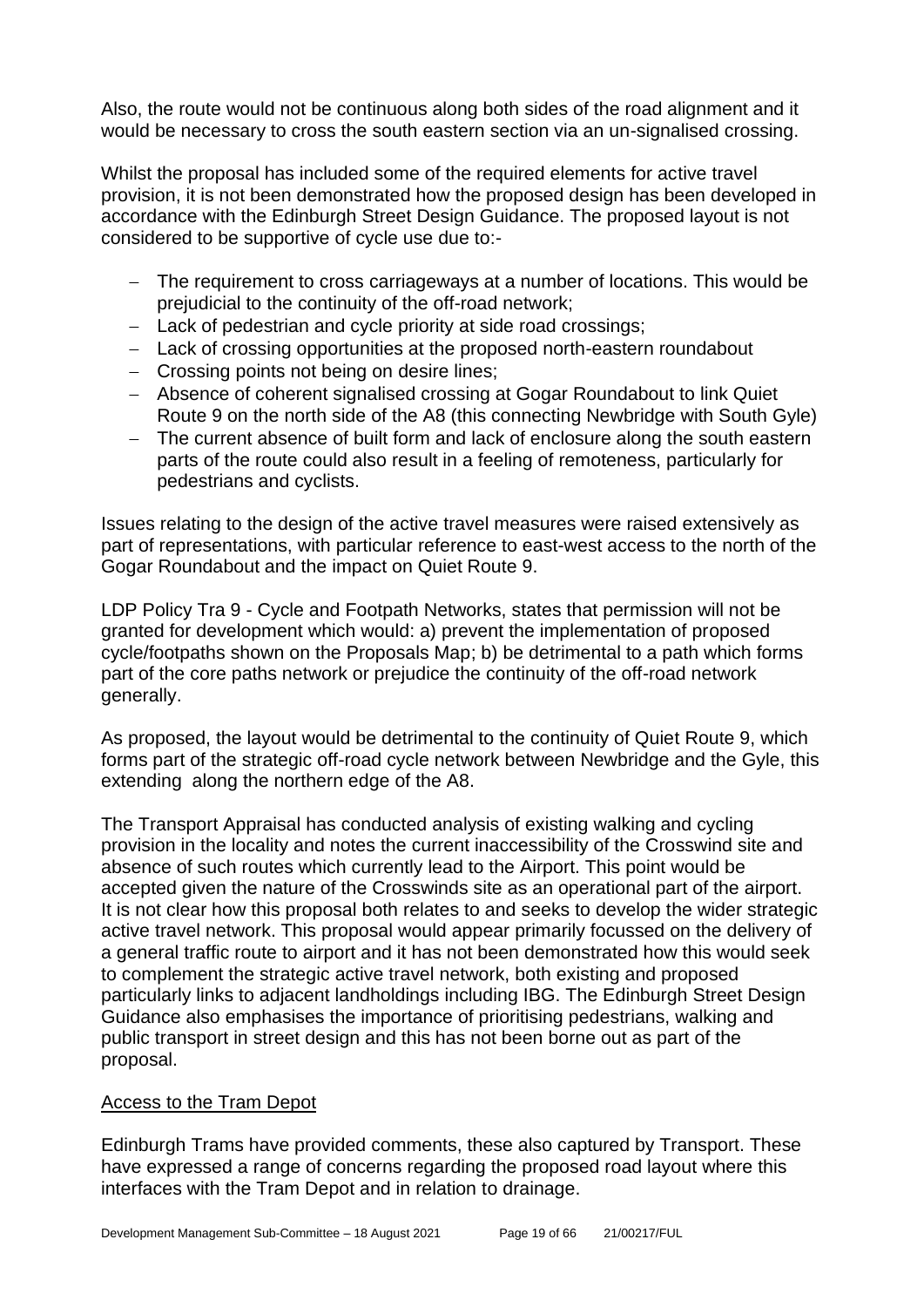Also, the route would not be continuous along both sides of the road alignment and it would be necessary to cross the south eastern section via an un-signalised crossing.

Whilst the proposal has included some of the required elements for active travel provision, it is not been demonstrated how the proposed design has been developed in accordance with the Edinburgh Street Design Guidance. The proposed layout is not considered to be supportive of cycle use due to:-

- The requirement to cross carriageways at a number of locations. This would be prejudicial to the continuity of the off-road network;
- Lack of pedestrian and cycle priority at side road crossings;
- Lack of crossing opportunities at the proposed north-eastern roundabout
- Crossing points not being on desire lines;
- Absence of coherent signalised crossing at Gogar Roundabout to link Quiet Route 9 on the north side of the A8 (this connecting Newbridge with South Gyle)
- The current absence of built form and lack of enclosure along the south eastern parts of the route could also result in a feeling of remoteness, particularly for pedestrians and cyclists.

Issues relating to the design of the active travel measures were raised extensively as part of representations, with particular reference to east-west access to the north of the Gogar Roundabout and the impact on Quiet Route 9.

LDP Policy Tra 9 - Cycle and Footpath Networks, states that permission will not be granted for development which would: a) prevent the implementation of proposed cycle/footpaths shown on the Proposals Map; b) be detrimental to a path which forms part of the core paths network or prejudice the continuity of the off-road network generally.

As proposed, the layout would be detrimental to the continuity of Quiet Route 9, which forms part of the strategic off-road cycle network between Newbridge and the Gyle, this extending along the northern edge of the A8.

The Transport Appraisal has conducted analysis of existing walking and cycling provision in the locality and notes the current inaccessibility of the Crosswind site and absence of such routes which currently lead to the Airport. This point would be accepted given the nature of the Crosswinds site as an operational part of the airport. It is not clear how this proposal both relates to and seeks to develop the wider strategic active travel network. This proposal would appear primarily focussed on the delivery of a general traffic route to airport and it has not been demonstrated how this would seek to complement the strategic active travel network, both existing and proposed particularly links to adjacent landholdings including IBG. The Edinburgh Street Design Guidance also emphasises the importance of prioritising pedestrians, walking and public transport in street design and this has not been borne out as part of the proposal.

### Access to the Tram Depot

Edinburgh Trams have provided comments, these also captured by Transport. These have expressed a range of concerns regarding the proposed road layout where this interfaces with the Tram Depot and in relation to drainage.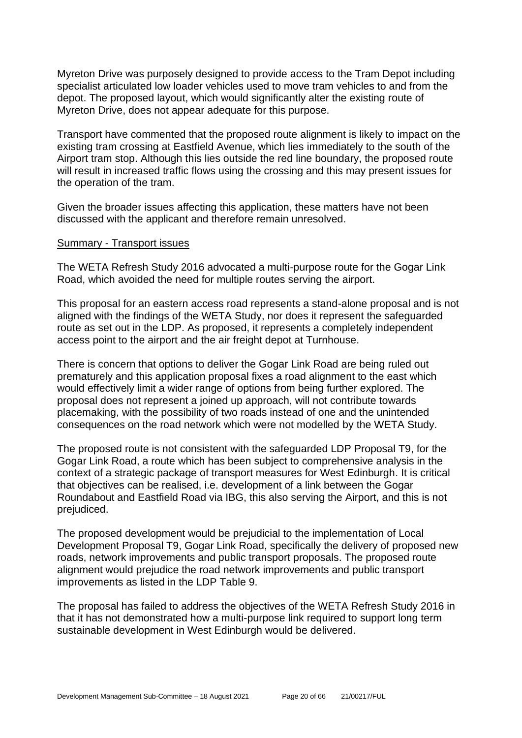Myreton Drive was purposely designed to provide access to the Tram Depot including specialist articulated low loader vehicles used to move tram vehicles to and from the depot. The proposed layout, which would significantly alter the existing route of Myreton Drive, does not appear adequate for this purpose.

Transport have commented that the proposed route alignment is likely to impact on the existing tram crossing at Eastfield Avenue, which lies immediately to the south of the Airport tram stop. Although this lies outside the red line boundary, the proposed route will result in increased traffic flows using the crossing and this may present issues for the operation of the tram.

Given the broader issues affecting this application, these matters have not been discussed with the applicant and therefore remain unresolved.

Summary - Transport issues

The WETA Refresh Study 2016 advocated a multi-purpose route for the Gogar Link Road, which avoided the need for multiple routes serving the airport.

This proposal for an eastern access road represents a stand-alone proposal and is not aligned with the findings of the WETA Study, nor does it represent the safeguarded route as set out in the LDP. As proposed, it represents a completely independent access point to the airport and the air freight depot at Turnhouse.

There is concern that options to deliver the Gogar Link Road are being ruled out prematurely and this application proposal fixes a road alignment to the east which would effectively limit a wider range of options from being further explored. The proposal does not represent a joined up approach, will not contribute towards placemaking, with the possibility of two roads instead of one and the unintended consequences on the road network which were not modelled by the WETA Study.

The proposed route is not consistent with the safeguarded LDP Proposal T9, for the Gogar Link Road, a route which has been subject to comprehensive analysis in the context of a strategic package of transport measures for West Edinburgh. It is critical that objectives can be realised, i.e. development of a link between the Gogar Roundabout and Eastfield Road via IBG, this also serving the Airport, and this is not prejudiced.

The proposed development would be prejudicial to the implementation of Local Development Proposal T9, Gogar Link Road, specifically the delivery of proposed new roads, network improvements and public transport proposals. The proposed route alignment would prejudice the road network improvements and public transport improvements as listed in the LDP Table 9.

The proposal has failed to address the objectives of the WETA Refresh Study 2016 in that it has not demonstrated how a multi-purpose link required to support long term sustainable development in West Edinburgh would be delivered.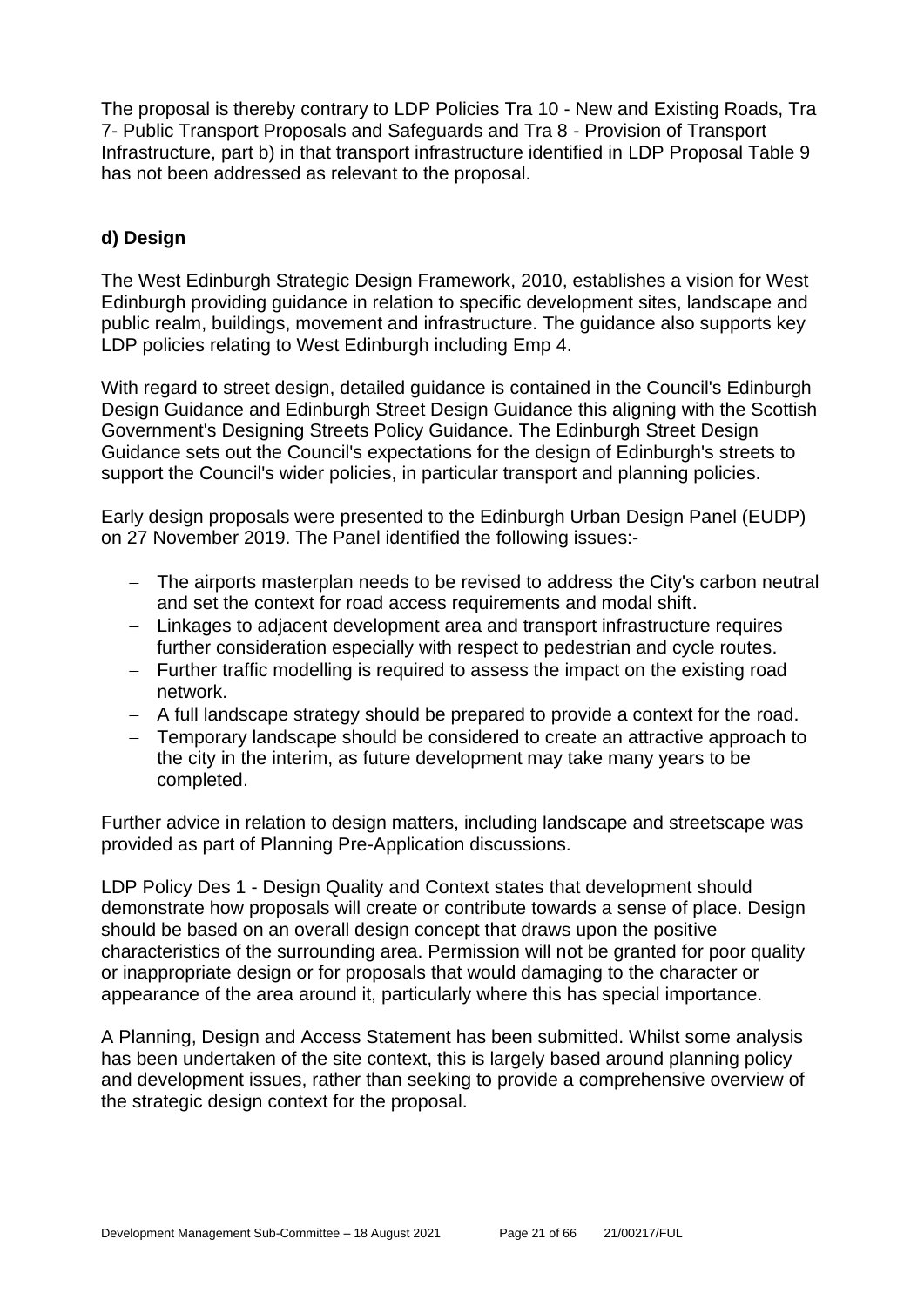The proposal is thereby contrary to LDP Policies Tra 10 - New and Existing Roads, Tra 7- Public Transport Proposals and Safeguards and Tra 8 - Provision of Transport Infrastructure, part b) in that transport infrastructure identified in LDP Proposal Table 9 has not been addressed as relevant to the proposal.

### d) Design

The West Edinburgh Strategic Design Framework, 2010, establishes a vision for West Edinburgh providing guidance in relation to specific development sites, landscape and public realm, buildings, movement and infrastructure. The guidance also supports key LDP policies relating to West Edinburgh including Emp 4.

With regard to street design, detailed guidance is contained in the Council's Edinburgh Design Guidance and Edinburgh Street Design Guidance this aligning with the Scottish Government's Designing Streets Policy Guidance. The Edinburgh Street Design Guidance sets out the Council's expectations for the design of Edinburgh's streets to support the Council's wider policies, in particular transport and planning policies.

Early design proposals were presented to the Edinburgh Urban Design Panel (EUDP) on 27 November 2019. The Panel identified the following issues:-

- The airports masterplan needs to be revised to address the City's carbon neutral and set the context for road access requirements and modal shift.
- Linkages to adjacent development area and transport infrastructure requires further consideration especially with respect to pedestrian and cycle routes.
- Further traffic modelling is required to assess the impact on the existing road network.
- A full landscape strategy should be prepared to provide a context for the road.
- Temporary landscape should be considered to create an attractive approach to the city in the interim, as future development may take many years to be completed.

Further advice in relation to design matters, including landscape and streetscape was provided as part of Planning Pre-Application discussions.

LDP Policy Des 1 - Design Quality and Context states that development should demonstrate how proposals will create or contribute towards a sense of place. Design should be based on an overall design concept that draws upon the positive characteristics of the surrounding area. Permission will not be granted for poor quality or inappropriate design or for proposals that would damaging to the character or appearance of the area around it, particularly where this has special importance.

A Planning, Design and Access Statement has been submitted. Whilst some analysis has been undertaken of the site context, this is largely based around planning policy and development issues, rather than seeking to provide a comprehensive overview of the strategic design context for the proposal.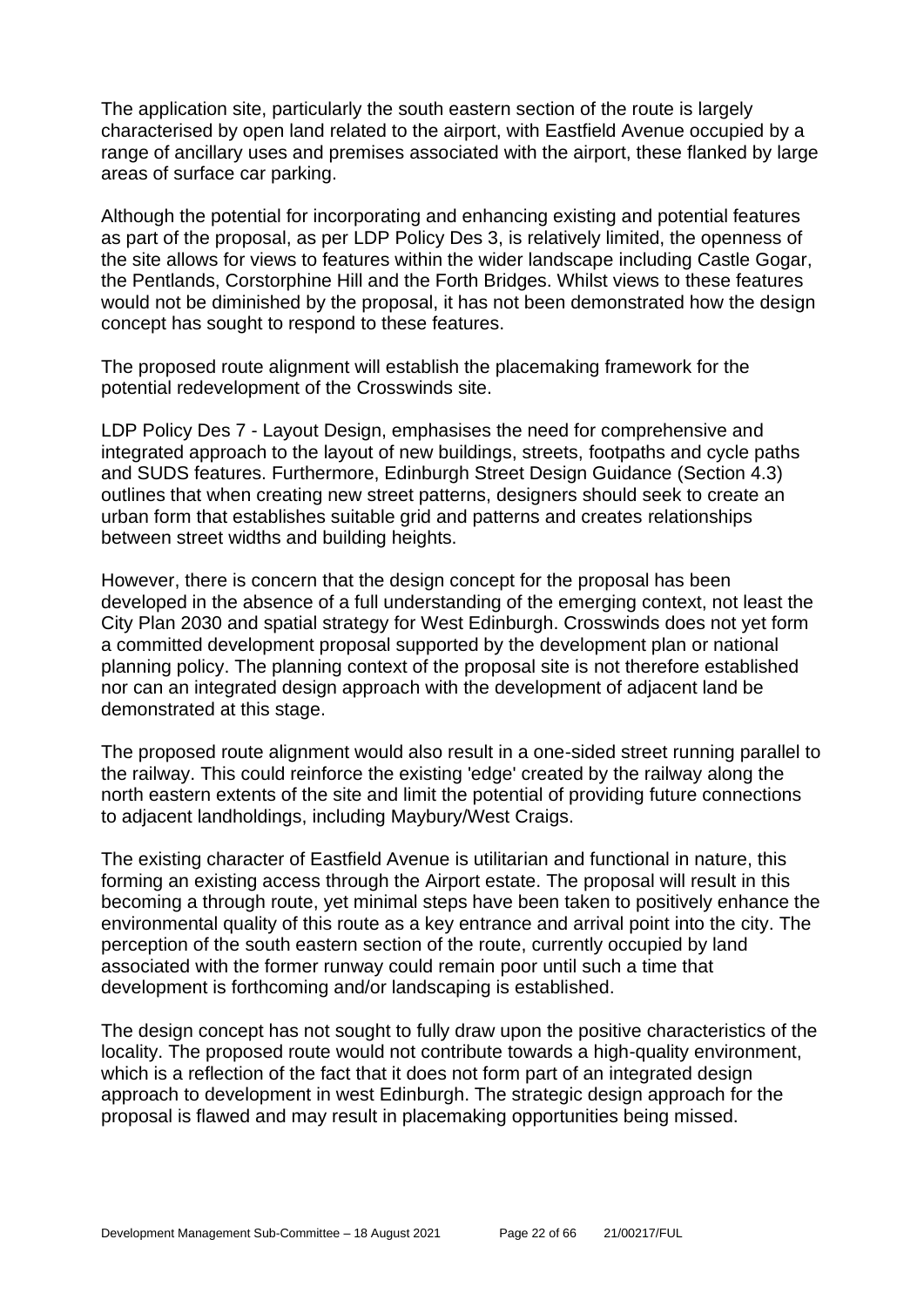The application site, particularly the south eastern section of the route is largely characterised by open land related to the airport, with Eastfield Avenue occupied by a range of ancillary uses and premises associated with the airport, these flanked by large areas of surface car parking.

Although the potential for incorporating and enhancing existing and potential features as part of the proposal, as per LDP Policy Des 3, is relatively limited, the openness of the site allows for views to features within the wider landscape including Castle Gogar, the Pentlands, Corstorphine Hill and the Forth Bridges. Whilst views to these features would not be diminished by the proposal, it has not been demonstrated how the design concept has sought to respond to these features.

The proposed route alignment will establish the placemaking framework for the potential redevelopment of the Crosswinds site.

LDP Policy Des 7 - Layout Design, emphasises the need for comprehensive and integrated approach to the layout of new buildings, streets, footpaths and cycle paths and SUDS features. Furthermore, Edinburgh Street Design Guidance (Section 4.3) outlines that when creating new street patterns, designers should seek to create an urban form that establishes suitable grid and patterns and creates relationships between street widths and building heights.

However, there is concern that the design concept for the proposal has been developed in the absence of a full understanding of the emerging context, not least the City Plan 2030 and spatial strategy for West Edinburgh. Crosswinds does not yet form a committed development proposal supported by the development plan or national planning policy. The planning context of the proposal site is not therefore established nor can an integrated design approach with the development of adjacent land be demonstrated at this stage.

The proposed route alignment would also result in a one-sided street running parallel to the railway. This could reinforce the existing 'edge' created by the railway along the north eastern extents of the site and limit the potential of providing future connections to adjacent landholdings, including Maybury/West Craigs.

The existing character of Eastfield Avenue is utilitarian and functional in nature, this forming an existing access through the Airport estate. The proposal will result in this becoming a through route, yet minimal steps have been taken to positively enhance the environmental quality of this route as a key entrance and arrival point into the city. The perception of the south eastern section of the route, currently occupied by land associated with the former runway could remain poor until such a time that development is forthcoming and/or landscaping is established.

The design concept has not sought to fully draw upon the positive characteristics of the locality. The proposed route would not contribute towards a high-quality environment, which is a reflection of the fact that it does not form part of an integrated design approach to development in west Edinburgh. The strategic design approach for the proposal is flawed and may result in placemaking opportunities being missed.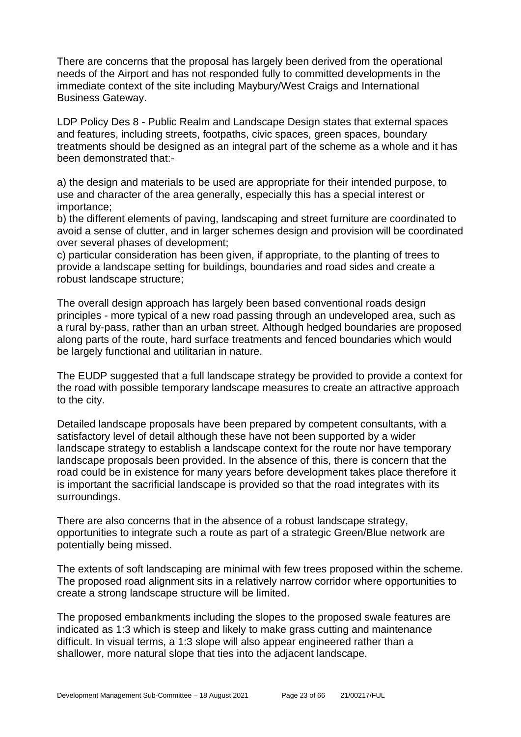There are concerns that the proposal has largely been derived from the operational needs of the Airport and has not responded fully to committed developments in the immediate context of the site including Maybury/West Craigs and International Business Gateway.

LDP Policy Des 8 - Public Realm and Landscape Design states that external spaces and features, including streets, footpaths, civic spaces, green spaces, boundary treatments should be designed as an integral part of the scheme as a whole and it has been demonstrated that:-

a) the design and materials to be used are appropriate for their intended purpose, to use and character of the area generally, especially this has a special interest or importance;
b) the different elements of paving, landscaping and street furniture are coordinated to avoid a sense of clutter, and in larger schemes design and provision will be coordinated over several phases of development;
c) particular consideration has been given, if appropriate, to the planting of trees to provide a landscape setting for buildings, boundaries and road sides and create a robust landscape structure;

The overall design approach has largely been based conventional roads design principles - more typical of a new road passing through an undeveloped area, such as a rural by-pass, rather than an urban street. Although hedged boundaries are proposed along parts of the route, hard surface treatments and fenced boundaries which would be largely functional and utilitarian in nature.

The EUDP suggested that a full landscape strategy be provided to provide a context for the road with possible temporary landscape measures to create an attractive approach to the city.

Detailed landscape proposals have been prepared by competent consultants, with a satisfactory level of detail although these have not been supported by a wider landscape strategy to establish a landscape context for the route nor have temporary landscape proposals been provided. In the absence of this, there is concern that the road could be in existence for many years before development takes place therefore it is important the sacrificial landscape is provided so that the road integrates with its surroundings.

There are also concerns that in the absence of a robust landscape strategy, opportunities to integrate such a route as part of a strategic Green/Blue network are potentially being missed.

The extents of soft landscaping are minimal with few trees proposed within the scheme. The proposed road alignment sits in a relatively narrow corridor where opportunities to create a strong landscape structure will be limited.

The proposed embankments including the slopes to the proposed swale features are indicated as 1:3 which is steep and likely to make grass cutting and maintenance difficult. In visual terms, a 1:3 slope will also appear engineered rather than a shallower, more natural slope that ties into the adjacent landscape.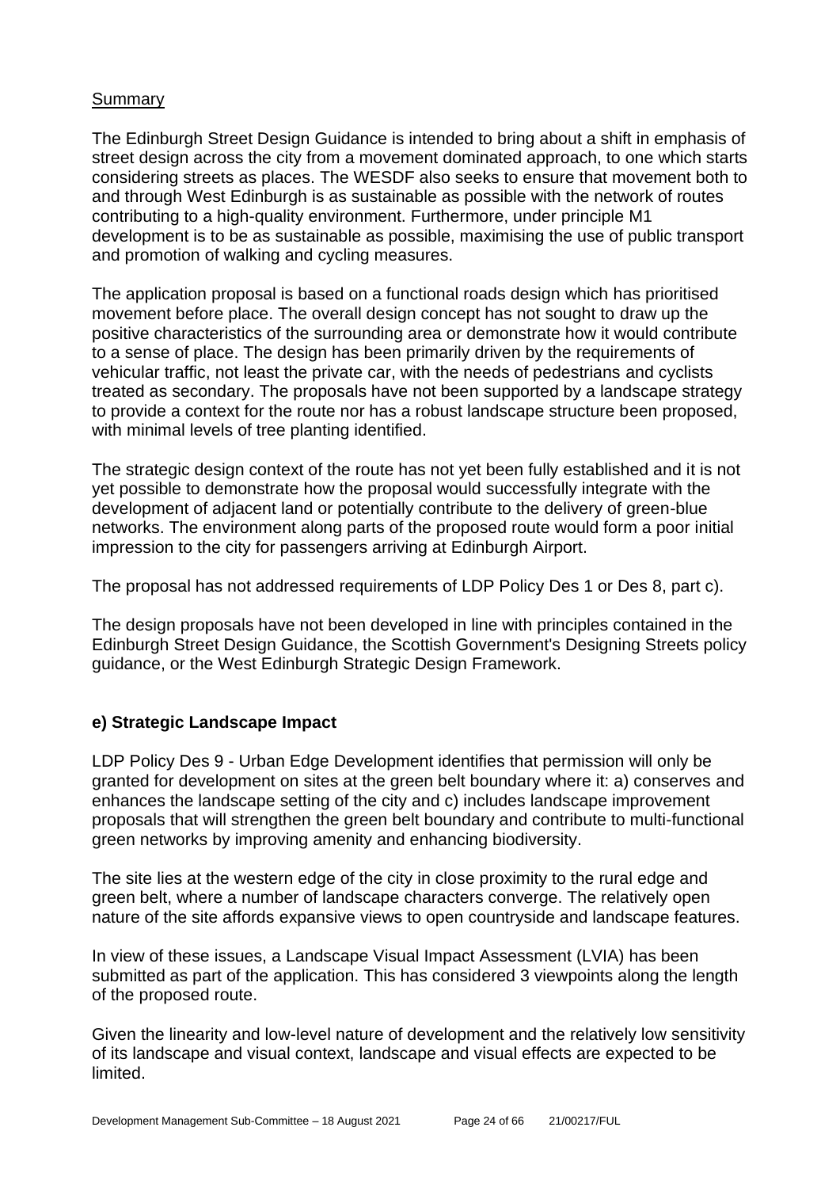Summary

The Edinburgh Street Design Guidance is intended to bring about a shift in emphasis of street design across the city from a movement dominated approach, to one which starts considering streets as places. The WESDF also seeks to ensure that movement both to and through West Edinburgh is as sustainable as possible with the network of routes contributing to a high-quality environment. Furthermore, under principle M1 development is to be as sustainable as possible, maximising the use of public transport and promotion of walking and cycling measures.

The application proposal is based on a functional roads design which has prioritised movement before place. The overall design concept has not sought to draw up the positive characteristics of the surrounding area or demonstrate how it would contribute to a sense of place. The design has been primarily driven by the requirements of vehicular traffic, not least the private car, with the needs of pedestrians and cyclists treated as secondary. The proposals have not been supported by a landscape strategy to provide a context for the route nor has a robust landscape structure been proposed, with minimal levels of tree planting identified.

The strategic design context of the route has not yet been fully established and it is not yet possible to demonstrate how the proposal would successfully integrate with the development of adjacent land or potentially contribute to the delivery of green-blue networks. The environment along parts of the proposed route would form a poor initial impression to the city for passengers arriving at Edinburgh Airport.

The proposal has not addressed requirements of LDP Policy Des 1 or Des 8, part c).

The design proposals have not been developed in line with principles contained in the Edinburgh Street Design Guidance, the Scottish Government's Designing Streets policy guidance, or the West Edinburgh Strategic Design Framework.

### e) Strategic Landscape Impact

LDP Policy Des 9 - Urban Edge Development identifies that permission will only be granted for development on sites at the green belt boundary where it: a) conserves and enhances the landscape setting of the city and c) includes landscape improvement proposals that will strengthen the green belt boundary and contribute to multi-functional green networks by improving amenity and enhancing biodiversity.

The site lies at the western edge of the city in close proximity to the rural edge and green belt, where a number of landscape characters converge. The relatively open nature of the site affords expansive views to open countryside and landscape features.

In view of these issues, a Landscape Visual Impact Assessment (LVIA) has been submitted as part of the application. This has considered 3 viewpoints along the length of the proposed route.

Given the linearity and low-level nature of development and the relatively low sensitivity of its landscape and visual context, landscape and visual effects are expected to be limited.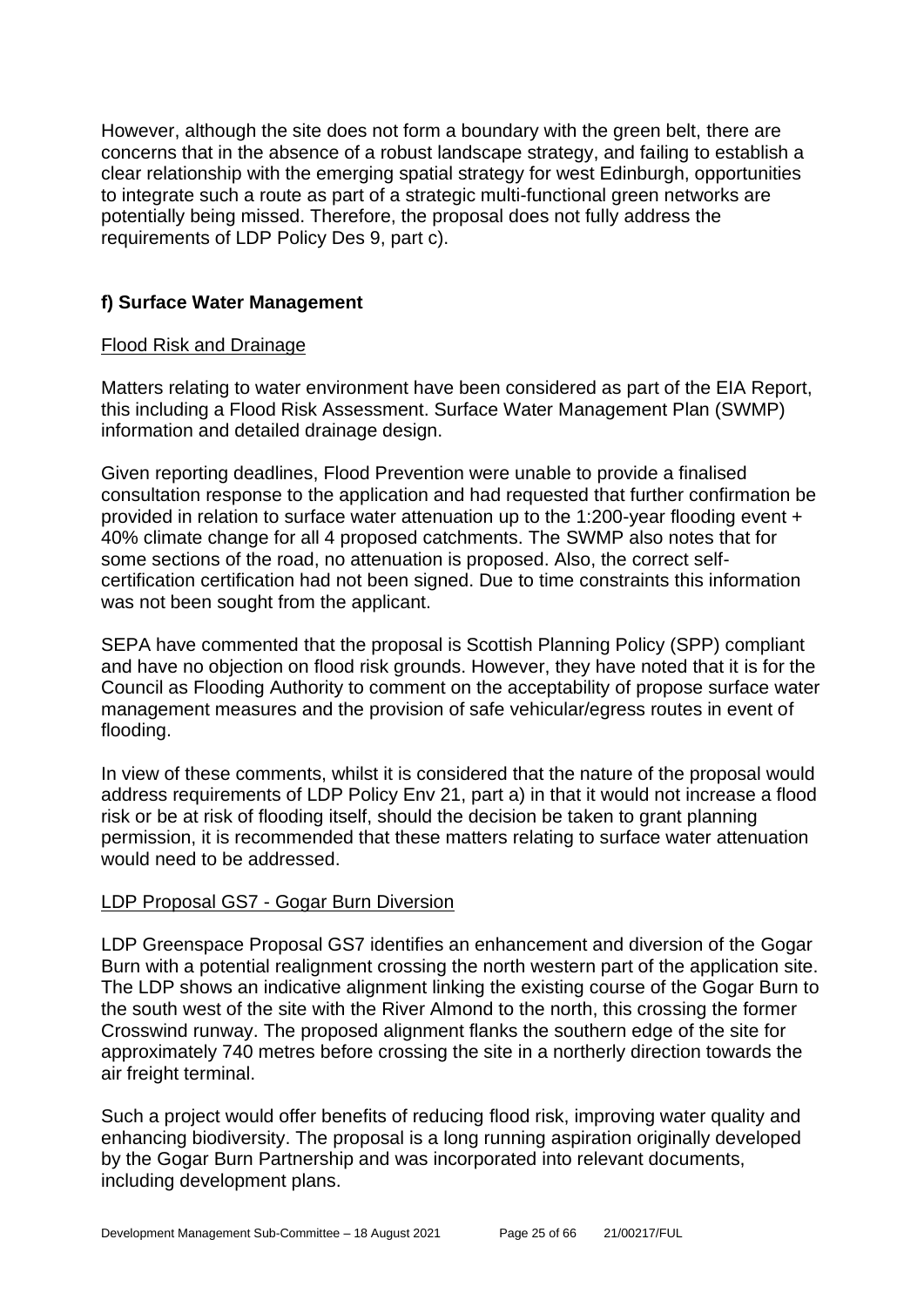However, although the site does not form a boundary with the green belt, there are concerns that in the absence of a robust landscape strategy, and failing to establish a clear relationship with the emerging spatial strategy for west Edinburgh, opportunities to integrate such a route as part of a strategic multi-functional green networks are potentially being missed. Therefore, the proposal does not fully address the requirements of LDP Policy Des 9, part c).

## f) Surface Water Management

### Flood Risk and Drainage

Matters relating to water environment have been considered as part of the EIA Report, this including a Flood Risk Assessment. Surface Water Management Plan (SWMP) information and detailed drainage design.

Given reporting deadlines, Flood Prevention were unable to provide a finalised consultation response to the application and had requested that further confirmation be provided in relation to surface water attenuation up to the 1:200-year flooding event + 40% climate change for all 4 proposed catchments. The SWMP also notes that for some sections of the road, no attenuation is proposed. Also, the correct self-certification certification had not been signed. Due to time constraints this information was not been sought from the applicant.

SEPA have commented that the proposal is Scottish Planning Policy (SPP) compliant and have no objection on flood risk grounds. However, they have noted that it is for the Council as Flooding Authority to comment on the acceptability of propose surface water management measures and the provision of safe vehicular/egress routes in event of flooding.

In view of these comments, whilst it is considered that the nature of the proposal would address requirements of LDP Policy Env 21, part a) in that it would not increase a flood risk or be at risk of flooding itself, should the decision be taken to grant planning permission, it is recommended that these matters relating to surface water attenuation would need to be addressed.

### LDP Proposal GS7 - Gogar Burn Diversion

LDP Greenspace Proposal GS7 identifies an enhancement and diversion of the Gogar Burn with a potential realignment crossing the north western part of the application site. The LDP shows an indicative alignment linking the existing course of the Gogar Burn to the south west of the site with the River Almond to the north, this crossing the former Crosswind runway. The proposed alignment flanks the southern edge of the site for approximately 740 metres before crossing the site in a northerly direction towards the air freight terminal.

Such a project would offer benefits of reducing flood risk, improving water quality and enhancing biodiversity. The proposal is a long running aspiration originally developed by the Gogar Burn Partnership and was incorporated into relevant documents, including development plans.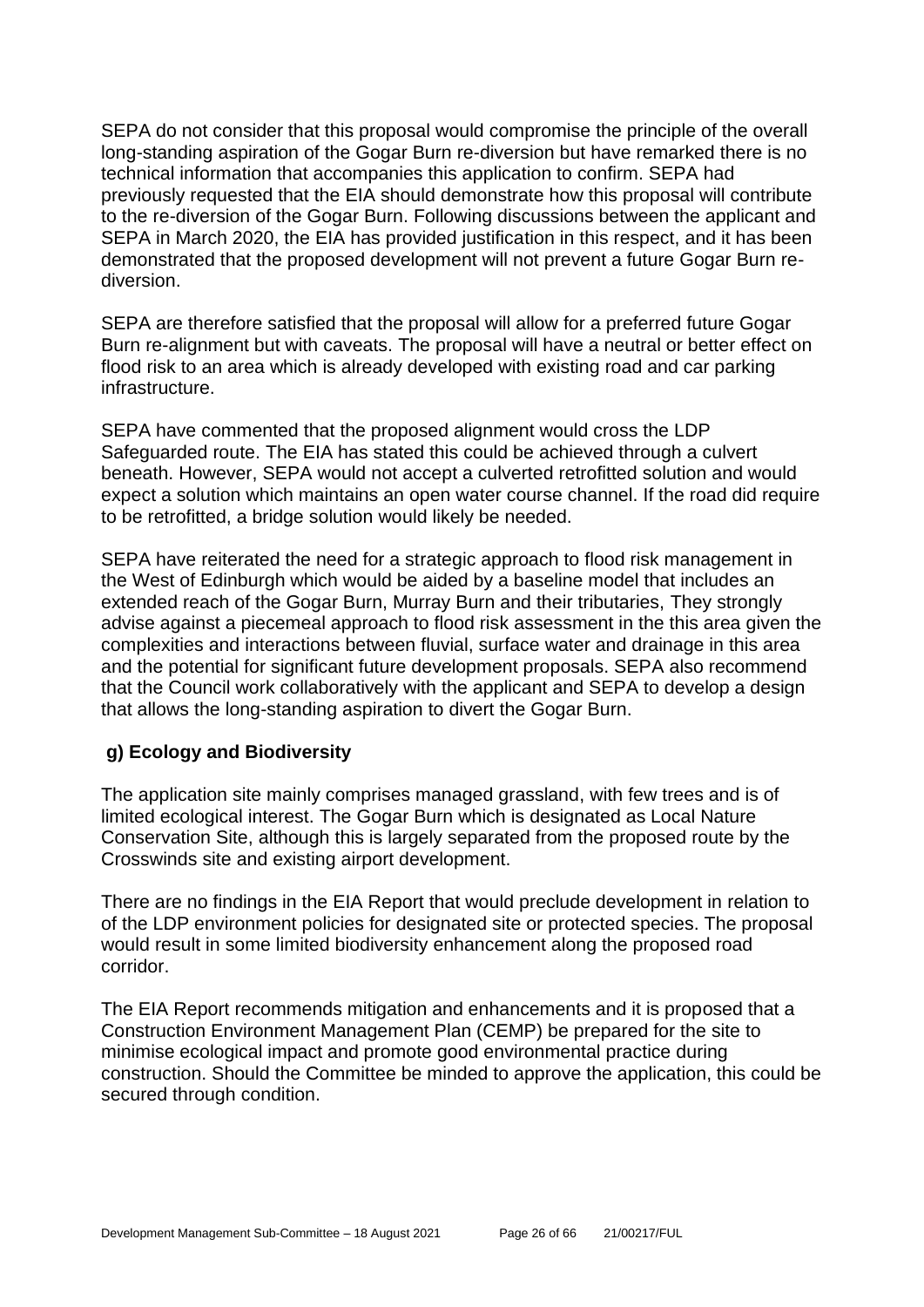SEPA do not consider that this proposal would compromise the principle of the overall long-standing aspiration of the Gogar Burn re-diversion but have remarked there is no technical information that accompanies this application to confirm. SEPA had previously requested that the EIA should demonstrate how this proposal will contribute to the re-diversion of the Gogar Burn. Following discussions between the applicant and SEPA in March 2020, the EIA has provided justification in this respect, and it has been demonstrated that the proposed development will not prevent a future Gogar Burn re-diversion.

SEPA are therefore satisfied that the proposal will allow for a preferred future Gogar Burn re-alignment but with caveats. The proposal will have a neutral or better effect on flood risk to an area which is already developed with existing road and car parking infrastructure.

SEPA have commented that the proposed alignment would cross the LDP Safeguarded route. The EIA has stated this could be achieved through a culvert beneath. However, SEPA would not accept a culverted retrofitted solution and would expect a solution which maintains an open water course channel. If the road did require to be retrofitted, a bridge solution would likely be needed.

SEPA have reiterated the need for a strategic approach to flood risk management in the West of Edinburgh which would be aided by a baseline model that includes an extended reach of the Gogar Burn, Murray Burn and their tributaries, They strongly advise against a piecemeal approach to flood risk assessment in the this area given the complexities and interactions between fluvial, surface water and drainage in this area and the potential for significant future development proposals. SEPA also recommend that the Council work collaboratively with the applicant and SEPA to develop a design that allows the long-standing aspiration to divert the Gogar Burn.

## g) Ecology and Biodiversity

The application site mainly comprises managed grassland, with few trees and is of limited ecological interest. The Gogar Burn which is designated as Local Nature Conservation Site, although this is largely separated from the proposed route by the Crosswinds site and existing airport development.

There are no findings in the EIA Report that would preclude development in relation to of the LDP environment policies for designated site or protected species. The proposal would result in some limited biodiversity enhancement along the proposed road corridor.

The EIA Report recommends mitigation and enhancements and it is proposed that a Construction Environment Management Plan (CEMP) be prepared for the site to minimise ecological impact and promote good environmental practice during construction. Should the Committee be minded to approve the application, this could be secured through condition.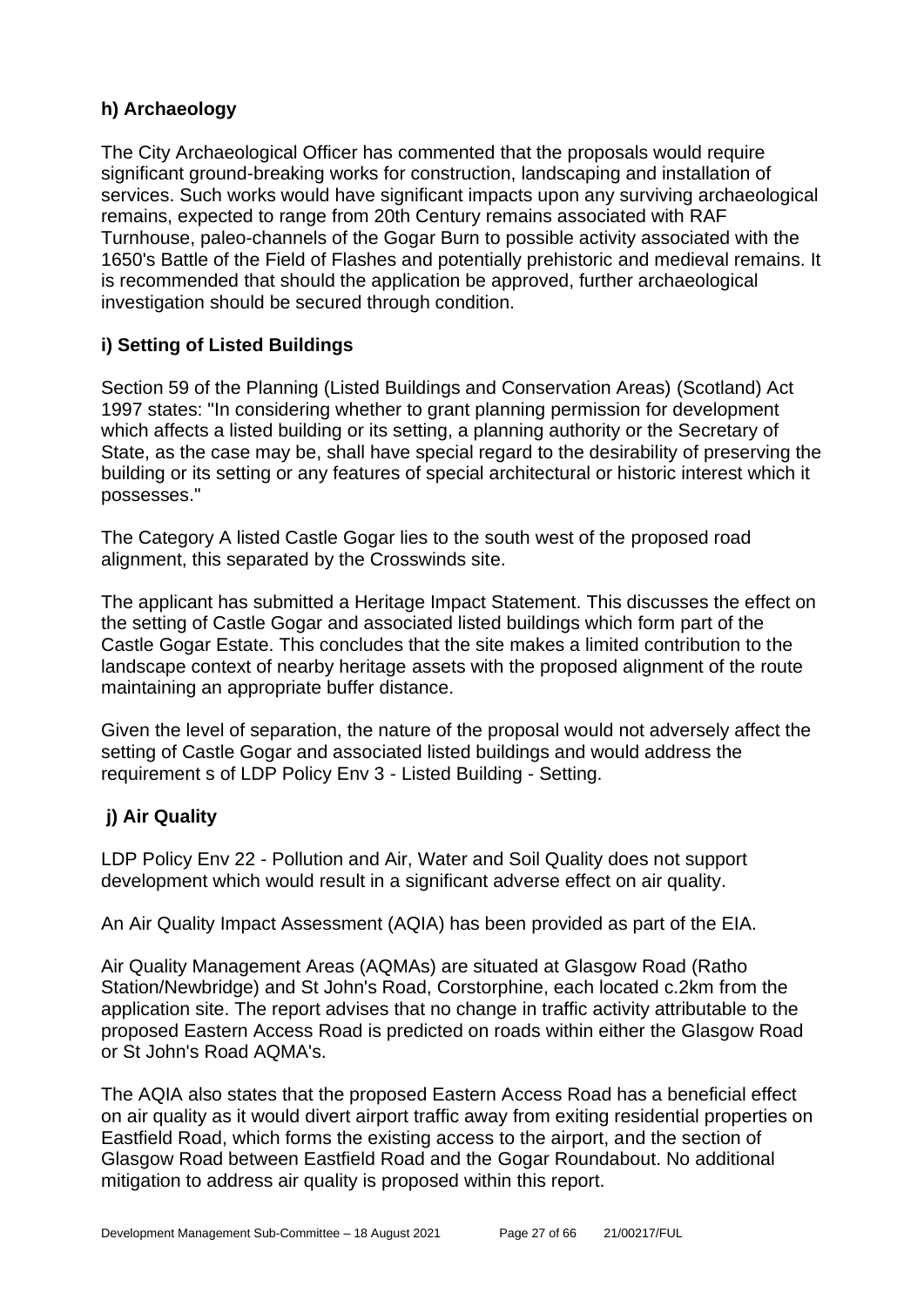### h) Archaeology

The City Archaeological Officer has commented that the proposals would require significant ground-breaking works for construction, landscaping and installation of services. Such works would have significant impacts upon any surviving archaeological remains, expected to range from 20th Century remains associated with RAF Turnhouse, paleo-channels of the Gogar Burn to possible activity associated with the 1650's Battle of the Field of Flashes and potentially prehistoric and medieval remains. It is recommended that should the application be approved, further archaeological investigation should be secured through condition.

### i) Setting of Listed Buildings

Section 59 of the Planning (Listed Buildings and Conservation Areas) (Scotland) Act 1997 states: "In considering whether to grant planning permission for development which affects a listed building or its setting, a planning authority or the Secretary of State, as the case may be, shall have special regard to the desirability of preserving the building or its setting or any features of special architectural or historic interest which it possesses."

The Category A listed Castle Gogar lies to the south west of the proposed road alignment, this separated by the Crosswinds site.

The applicant has submitted a Heritage Impact Statement. This discusses the effect on the setting of Castle Gogar and associated listed buildings which form part of the Castle Gogar Estate. This concludes that the site makes a limited contribution to the landscape context of nearby heritage assets with the proposed alignment of the route maintaining an appropriate buffer distance.

Given the level of separation, the nature of the proposal would not adversely affect the setting of Castle Gogar and associated listed buildings and would address the requirement s of LDP Policy Env 3 - Listed Building - Setting.

### j) Air Quality

LDP Policy Env 22 - Pollution and Air, Water and Soil Quality does not support development which would result in a significant adverse effect on air quality.

An Air Quality Impact Assessment (AQIA) has been provided as part of the EIA.

Air Quality Management Areas (AQMAs) are situated at Glasgow Road (Ratho Station/Newbridge) and St John's Road, Corstorphine, each located c.2km from the application site. The report advises that no change in traffic activity attributable to the proposed Eastern Access Road is predicted on roads within either the Glasgow Road or St John's Road AQMA's.

The AQIA also states that the proposed Eastern Access Road has a beneficial effect on air quality as it would divert airport traffic away from exiting residential properties on Eastfield Road, which forms the existing access to the airport, and the section of Glasgow Road between Eastfield Road and the Gogar Roundabout. No additional mitigation to address air quality is proposed within this report.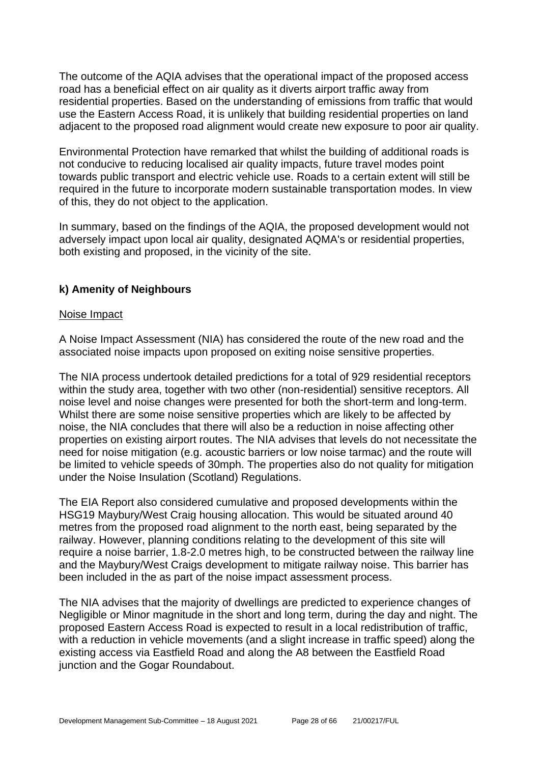The outcome of the AQIA advises that the operational impact of the proposed access road has a beneficial effect on air quality as it diverts airport traffic away from residential properties. Based on the understanding of emissions from traffic that would use the Eastern Access Road, it is unlikely that building residential properties on land adjacent to the proposed road alignment would create new exposure to poor air quality.

Environmental Protection have remarked that whilst the building of additional roads is not conducive to reducing localised air quality impacts, future travel modes point towards public transport and electric vehicle use. Roads to a certain extent will still be required in the future to incorporate modern sustainable transportation modes. In view of this, they do not object to the application.

In summary, based on the findings of the AQIA, the proposed development would not adversely impact upon local air quality, designated AQMA's or residential properties, both existing and proposed, in the vicinity of the site.

### k) Amenity of Neighbours

Noise Impact

A Noise Impact Assessment (NIA) has considered the route of the new road and the associated noise impacts upon proposed on exiting noise sensitive properties.

The NIA process undertook detailed predictions for a total of 929 residential receptors within the study area, together with two other (non-residential) sensitive receptors. All noise level and noise changes were presented for both the short-term and long-term. Whilst there are some noise sensitive properties which are likely to be affected by noise, the NIA concludes that there will also be a reduction in noise affecting other properties on existing airport routes. The NIA advises that levels do not necessitate the need for noise mitigation (e.g. acoustic barriers or low noise tarmac) and the route will be limited to vehicle speeds of 30mph. The properties also do not quality for mitigation under the Noise Insulation (Scotland) Regulations.

The EIA Report also considered cumulative and proposed developments within the HSG19 Maybury/West Craig housing allocation. This would be situated around 40 metres from the proposed road alignment to the north east, being separated by the railway. However, planning conditions relating to the development of this site will require a noise barrier, 1.8-2.0 metres high, to be constructed between the railway line and the Maybury/West Craigs development to mitigate railway noise. This barrier has been included in the as part of the noise impact assessment process.

The NIA advises that the majority of dwellings are predicted to experience changes of Negligible or Minor magnitude in the short and long term, during the day and night. The proposed Eastern Access Road is expected to result in a local redistribution of traffic, with a reduction in vehicle movements (and a slight increase in traffic speed) along the existing access via Eastfield Road and along the A8 between the Eastfield Road junction and the Gogar Roundabout.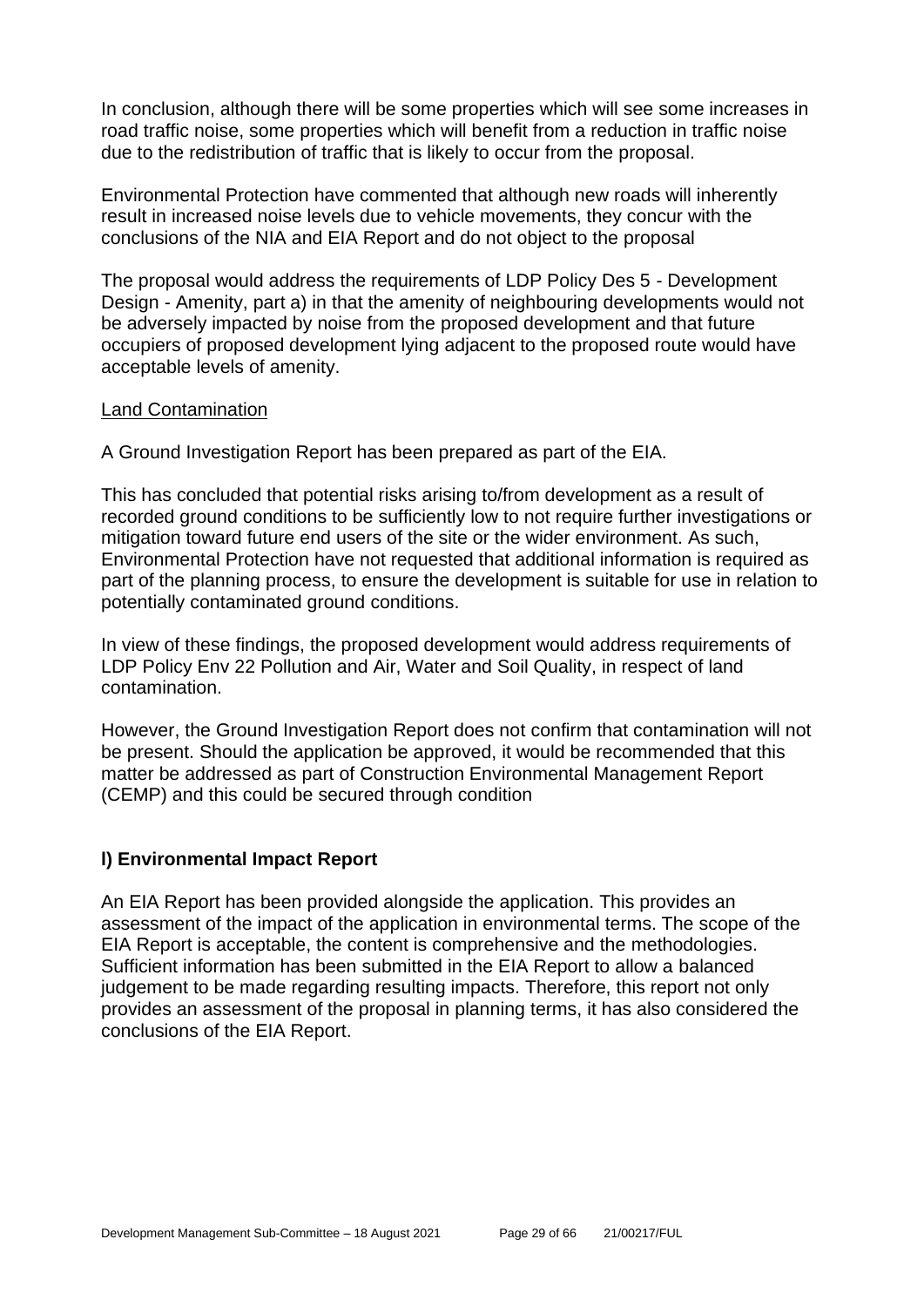In conclusion, although there will be some properties which will see some increases in road traffic noise, some properties which will benefit from a reduction in traffic noise due to the redistribution of traffic that is likely to occur from the proposal.

Environmental Protection have commented that although new roads will inherently result in increased noise levels due to vehicle movements, they concur with the conclusions of the NIA and EIA Report and do not object to the proposal

The proposal would address the requirements of LDP Policy Des 5 - Development Design - Amenity, part a) in that the amenity of neighbouring developments would not be adversely impacted by noise from the proposed development and that future occupiers of proposed development lying adjacent to the proposed route would have acceptable levels of amenity.

Land Contamination

A Ground Investigation Report has been prepared as part of the EIA.

This has concluded that potential risks arising to/from development as a result of recorded ground conditions to be sufficiently low to not require further investigations or mitigation toward future end users of the site or the wider environment. As such, Environmental Protection have not requested that additional information is required as part of the planning process, to ensure the development is suitable for use in relation to potentially contaminated ground conditions.

In view of these findings, the proposed development would address requirements of LDP Policy Env 22 Pollution and Air, Water and Soil Quality, in respect of land contamination.

However, the Ground Investigation Report does not confirm that contamination will not be present. Should the application be approved, it would be recommended that this matter be addressed as part of Construction Environmental Management Report (CEMP) and this could be secured through condition

## l) Environmental Impact Report

An EIA Report has been provided alongside the application. This provides an assessment of the impact of the application in environmental terms. The scope of the EIA Report is acceptable, the content is comprehensive and the methodologies. Sufficient information has been submitted in the EIA Report to allow a balanced judgement to be made regarding resulting impacts. Therefore, this report not only provides an assessment of the proposal in planning terms, it has also considered the conclusions of the EIA Report.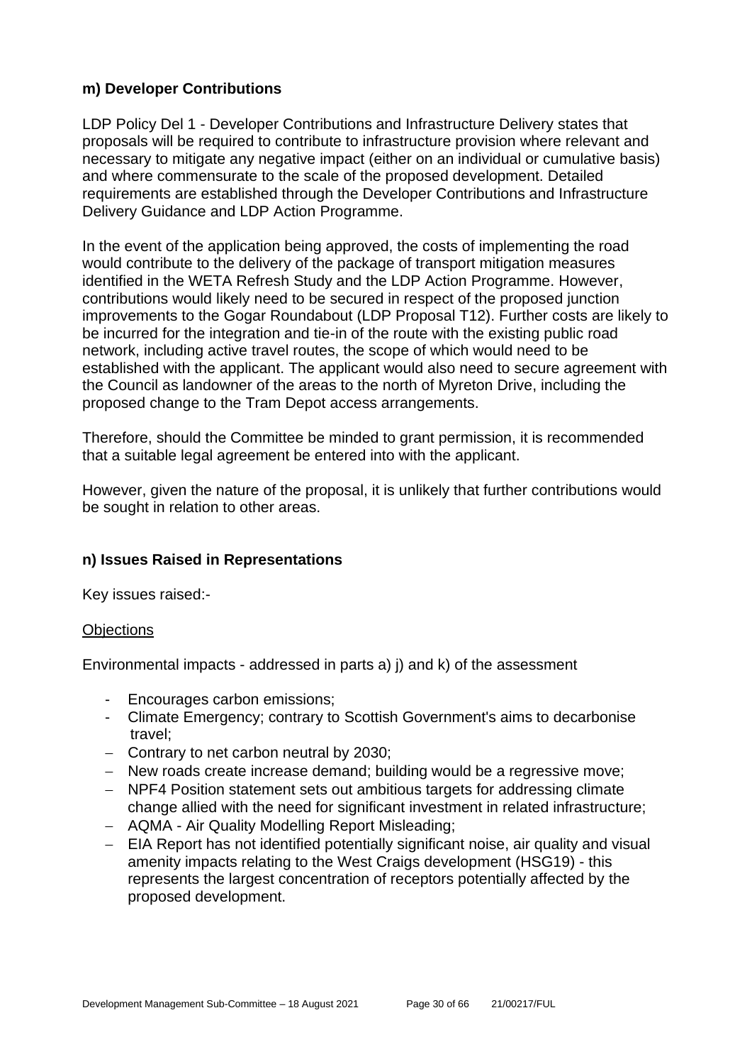### m) Developer Contributions

LDP Policy Del 1 - Developer Contributions and Infrastructure Delivery states that proposals will be required to contribute to infrastructure provision where relevant and necessary to mitigate any negative impact (either on an individual or cumulative basis) and where commensurate to the scale of the proposed development. Detailed requirements are established through the Developer Contributions and Infrastructure Delivery Guidance and LDP Action Programme.

In the event of the application being approved, the costs of implementing the road would contribute to the delivery of the package of transport mitigation measures identified in the WETA Refresh Study and the LDP Action Programme. However, contributions would likely need to be secured in respect of the proposed junction improvements to the Gogar Roundabout (LDP Proposal T12). Further costs are likely to be incurred for the integration and tie-in of the route with the existing public road network, including active travel routes, the scope of which would need to be established with the applicant. The applicant would also need to secure agreement with the Council as landowner of the areas to the north of Myreton Drive, including the proposed change to the Tram Depot access arrangements.

Therefore, should the Committee be minded to grant permission, it is recommended that a suitable legal agreement be entered into with the applicant.

However, given the nature of the proposal, it is unlikely that further contributions would be sought in relation to other areas.

### n) Issues Raised in Representations

Key issues raised:-

Objections

Environmental impacts - addressed in parts a) j) and k) of the assessment

- Encourages carbon emissions;
- Climate Emergency; contrary to Scottish Government's aims to decarbonise travel;
- Contrary to net carbon neutral by 2030;
- New roads create increase demand; building would be a regressive move;
- NPF4 Position statement sets out ambitious targets for addressing climate change allied with the need for significant investment in related infrastructure;
- AQMA - Air Quality Modelling Report Misleading;
- EIA Report has not identified potentially significant noise, air quality and visual amenity impacts relating to the West Craigs development (HSG19) - this represents the largest concentration of receptors potentially affected by the proposed development.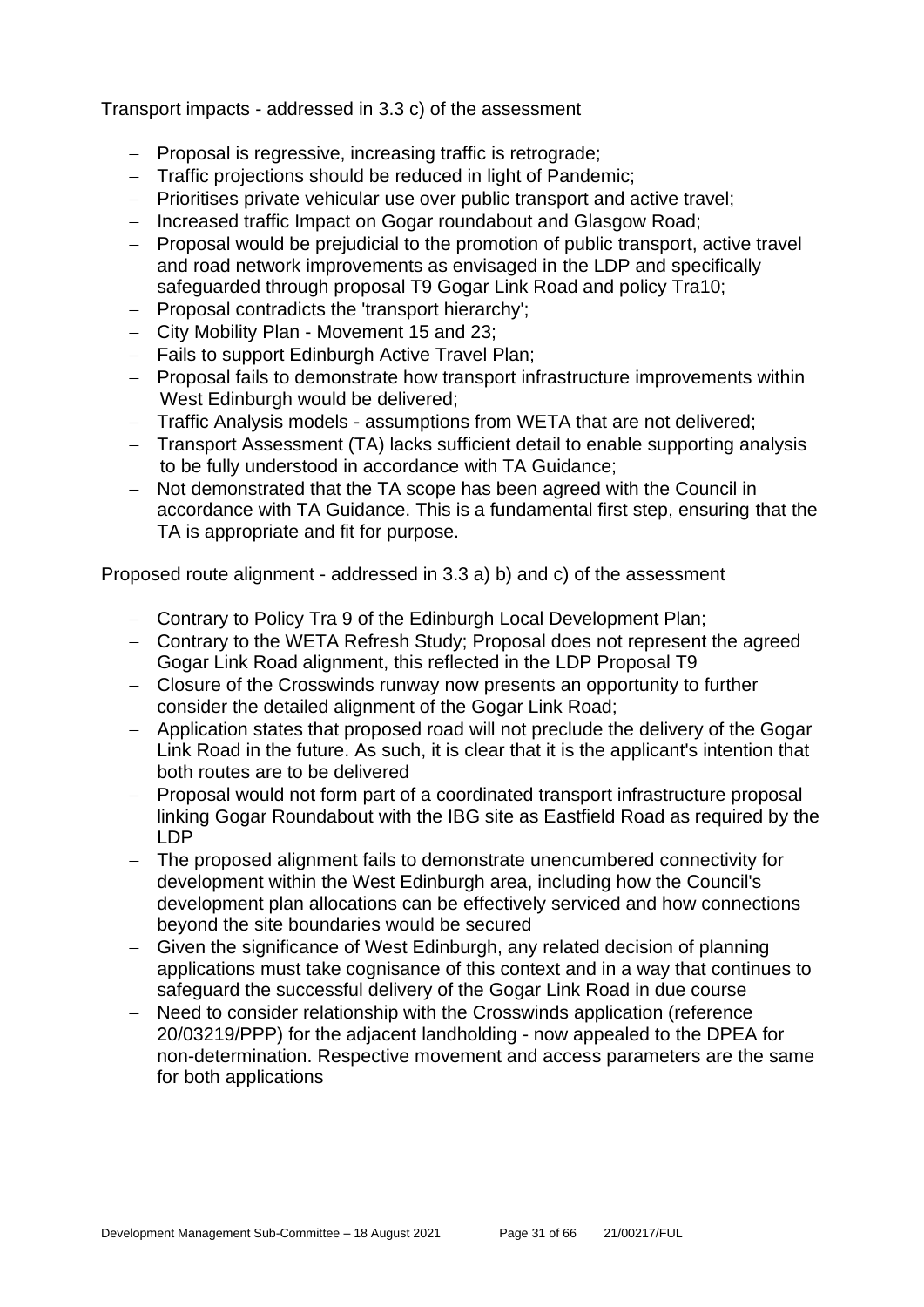Transport impacts - addressed in 3.3 c) of the assessment

- Proposal is regressive, increasing traffic is retrograde;
- Traffic projections should be reduced in light of Pandemic;
- Prioritises private vehicular use over public transport and active travel;
- Increased traffic Impact on Gogar roundabout and Glasgow Road;
- Proposal would be prejudicial to the promotion of public transport, active travel and road network improvements as envisaged in the LDP and specifically safeguarded through proposal T9 Gogar Link Road and policy Tra10;
- Proposal contradicts the 'transport hierarchy';
- City Mobility Plan - Movement 15 and 23;
- Fails to support Edinburgh Active Travel Plan;
- Proposal fails to demonstrate how transport infrastructure improvements within West Edinburgh would be delivered;
- Traffic Analysis models - assumptions from WETA that are not delivered;
- Transport Assessment (TA) lacks sufficient detail to enable supporting analysis to be fully understood in accordance with TA Guidance;
- Not demonstrated that the TA scope has been agreed with the Council in accordance with TA Guidance. This is a fundamental first step, ensuring that the TA is appropriate and fit for purpose.

Proposed route alignment - addressed in 3.3 a) b) and c) of the assessment

- Contrary to Policy Tra 9 of the Edinburgh Local Development Plan;
- Contrary to the WETA Refresh Study; Proposal does not represent the agreed Gogar Link Road alignment, this reflected in the LDP Proposal T9
- Closure of the Crosswinds runway now presents an opportunity to further consider the detailed alignment of the Gogar Link Road;
- Application states that proposed road will not preclude the delivery of the Gogar Link Road in the future. As such, it is clear that it is the applicant's intention that both routes are to be delivered
- Proposal would not form part of a coordinated transport infrastructure proposal linking Gogar Roundabout with the IBG site as Eastfield Road as required by the LDP
- The proposed alignment fails to demonstrate unencumbered connectivity for development within the West Edinburgh area, including how the Council's development plan allocations can be effectively serviced and how connections beyond the site boundaries would be secured
- Given the significance of West Edinburgh, any related decision of planning applications must take cognisance of this context and in a way that continues to safeguard the successful delivery of the Gogar Link Road in due course
- Need to consider relationship with the Crosswinds application (reference 20/03219/PPP) for the adjacent landholding - now appealed to the DPEA for non-determination. Respective movement and access parameters are the same for both applications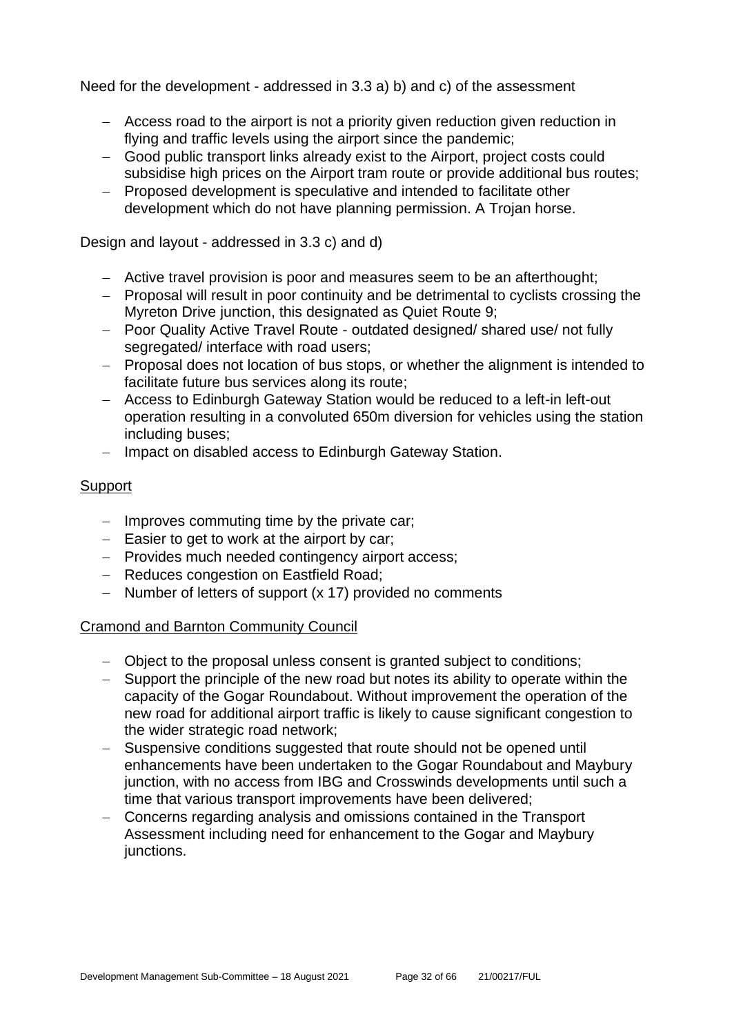Need for the development - addressed in 3.3 a) b) and c) of the assessment

- Access road to the airport is not a priority given reduction given reduction in flying and traffic levels using the airport since the pandemic;
- Good public transport links already exist to the Airport, project costs could subsidise high prices on the Airport tram route or provide additional bus routes;
- Proposed development is speculative and intended to facilitate other development which do not have planning permission. A Trojan horse.

Design and layout - addressed in 3.3 c) and d)

- Active travel provision is poor and measures seem to be an afterthought;
- Proposal will result in poor continuity and be detrimental to cyclists crossing the Myreton Drive junction, this designated as Quiet Route 9;
- Poor Quality Active Travel Route - outdated designed/ shared use/ not fully segregated/ interface with road users;
- Proposal does not location of bus stops, or whether the alignment is intended to facilitate future bus services along its route;
- Access to Edinburgh Gateway Station would be reduced to a left-in left-out operation resulting in a convoluted 650m diversion for vehicles using the station including buses;
- Impact on disabled access to Edinburgh Gateway Station.

Support

- Improves commuting time by the private car;
- Easier to get to work at the airport by car;
- Provides much needed contingency airport access;
- Reduces congestion on Eastfield Road;
- Number of letters of support (x 17) provided no comments

Cramond and Barnton Community Council

- Object to the proposal unless consent is granted subject to conditions;
- Support the principle of the new road but notes its ability to operate within the capacity of the Gogar Roundabout. Without improvement the operation of the new road for additional airport traffic is likely to cause significant congestion to the wider strategic road network;
- Suspensive conditions suggested that route should not be opened until enhancements have been undertaken to the Gogar Roundabout and Maybury junction, with no access from IBG and Crosswinds developments until such a time that various transport improvements have been delivered;
- Concerns regarding analysis and omissions contained in the Transport Assessment including need for enhancement to the Gogar and Maybury junctions.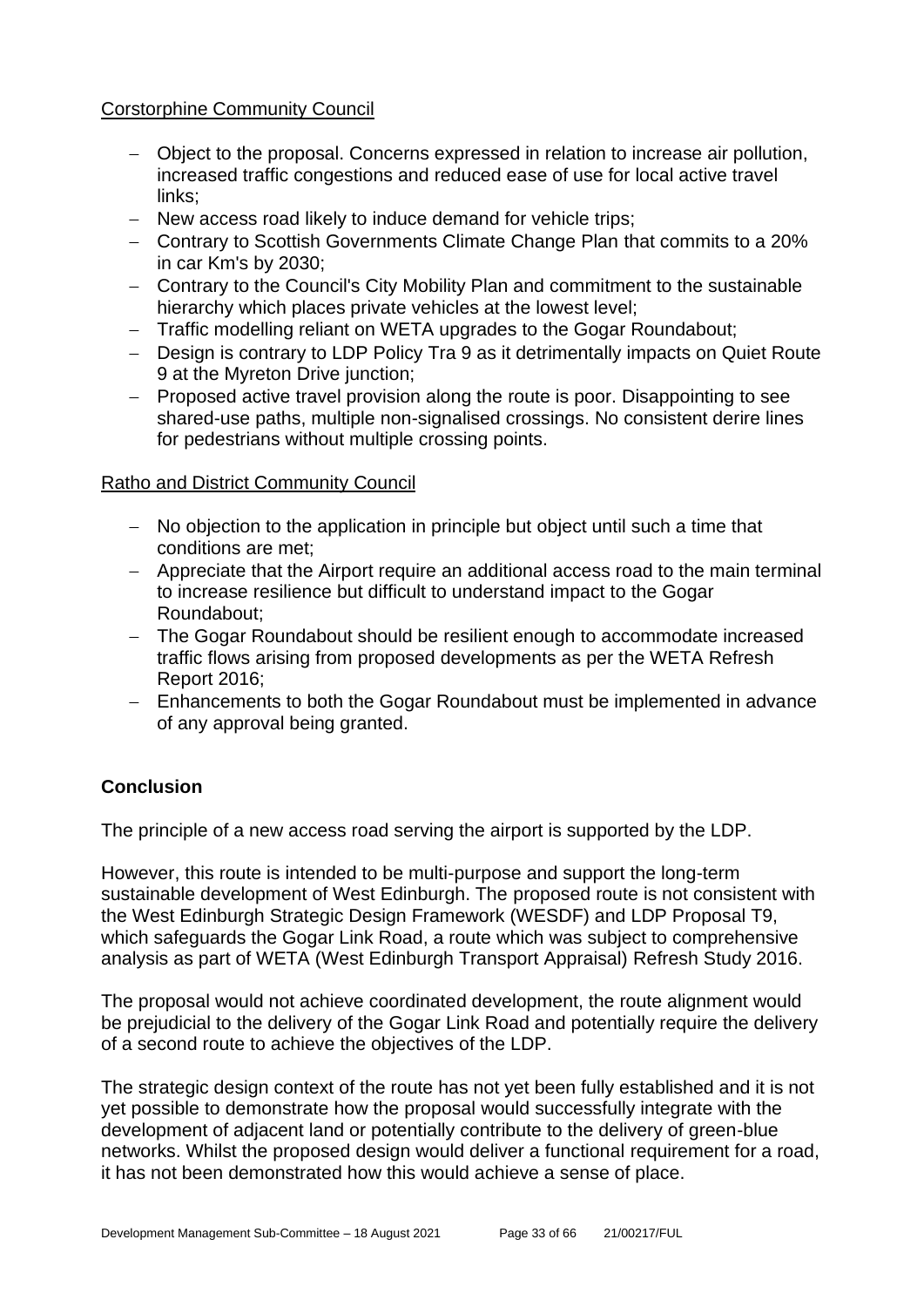Corstorphine Community Council

- Object to the proposal. Concerns expressed in relation to increase air pollution, increased traffic congestions and reduced ease of use for local active travel links;
- New access road likely to induce demand for vehicle trips;
- Contrary to Scottish Governments Climate Change Plan that commits to a 20% in car Km's by 2030;
- Contrary to the Council's City Mobility Plan and commitment to the sustainable hierarchy which places private vehicles at the lowest level;
- Traffic modelling reliant on WETA upgrades to the Gogar Roundabout;
- Design is contrary to LDP Policy Tra 9 as it detrimentally impacts on Quiet Route 9 at the Myreton Drive junction;
- Proposed active travel provision along the route is poor. Disappointing to see shared-use paths, multiple non-signalised crossings. No consistent derire lines for pedestrians without multiple crossing points.

Ratho and District Community Council

- No objection to the application in principle but object until such a time that conditions are met;
- Appreciate that the Airport require an additional access road to the main terminal to increase resilience but difficult to understand impact to the Gogar Roundabout;
- The Gogar Roundabout should be resilient enough to accommodate increased traffic flows arising from proposed developments as per the WETA Refresh Report 2016;
- Enhancements to both the Gogar Roundabout must be implemented in advance of any approval being granted.

## Conclusion

The principle of a new access road serving the airport is supported by the LDP.

However, this route is intended to be multi-purpose and support the long-term sustainable development of West Edinburgh. The proposed route is not consistent with the West Edinburgh Strategic Design Framework (WESDF) and LDP Proposal T9, which safeguards the Gogar Link Road, a route which was subject to comprehensive analysis as part of WETA (West Edinburgh Transport Appraisal) Refresh Study 2016.

The proposal would not achieve coordinated development, the route alignment would be prejudicial to the delivery of the Gogar Link Road and potentially require the delivery of a second route to achieve the objectives of the LDP.

The strategic design context of the route has not yet been fully established and it is not yet possible to demonstrate how the proposal would successfully integrate with the development of adjacent land or potentially contribute to the delivery of green-blue networks. Whilst the proposed design would deliver a functional requirement for a road, it has not been demonstrated how this would achieve a sense of place.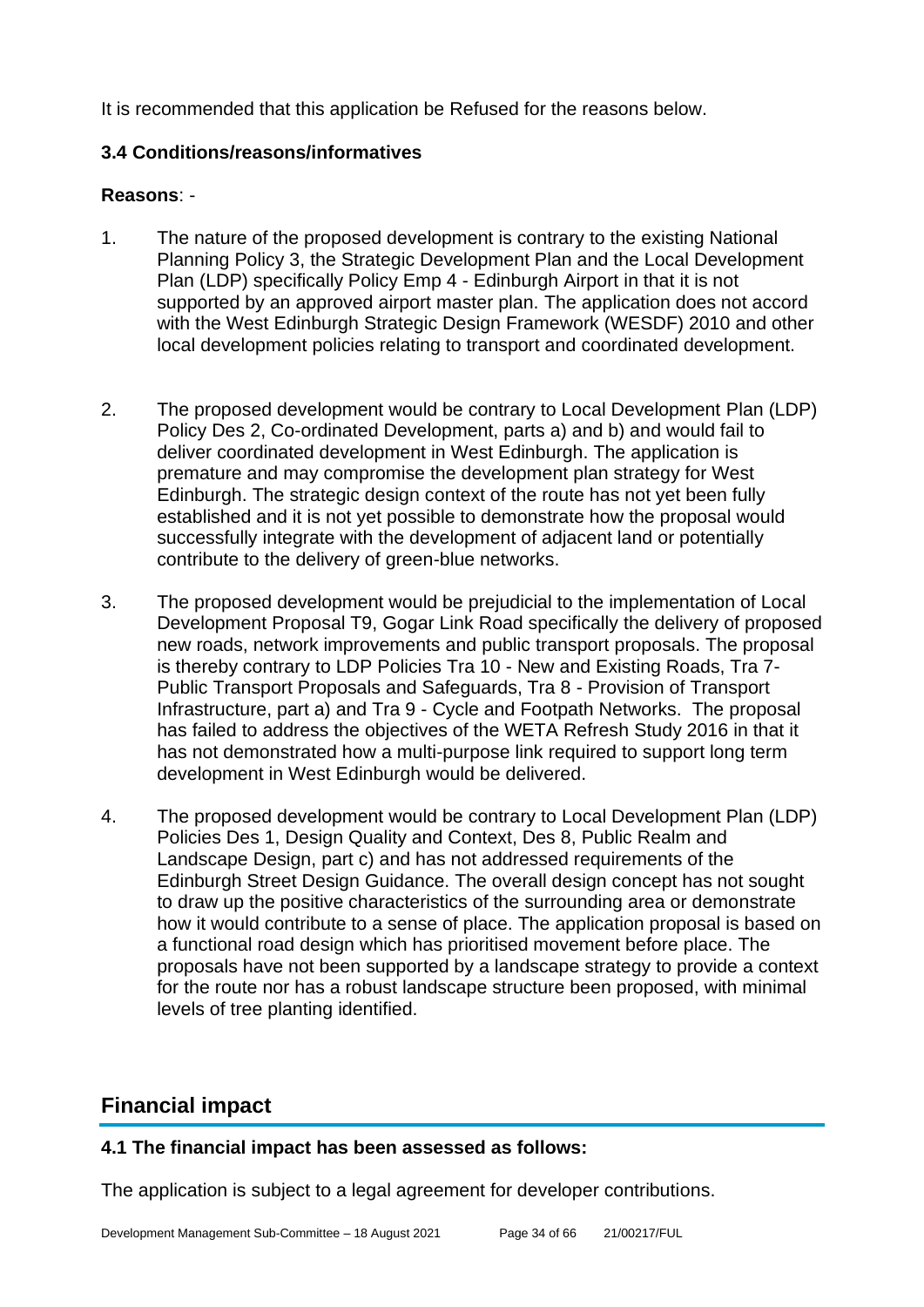It is recommended that this application be Refused for the reasons below.

### 3.4 Conditions/reasons/informatives

**Reasons**: -

1. The nature of the proposed development is contrary to the existing National Planning Policy 3, the Strategic Development Plan and the Local Development Plan (LDP) specifically Policy Emp 4 - Edinburgh Airport in that it is not supported by an approved airport master plan. The application does not accord with the West Edinburgh Strategic Design Framework (WESDF) 2010 and other local development policies relating to transport and coordinated development.

2. The proposed development would be contrary to Local Development Plan (LDP) Policy Des 2, Co-ordinated Development, parts a) and b) and would fail to deliver coordinated development in West Edinburgh. The application is premature and may compromise the development plan strategy for West Edinburgh. The strategic design context of the route has not yet been fully established and it is not yet possible to demonstrate how the proposal would successfully integrate with the development of adjacent land or potentially contribute to the delivery of green-blue networks.

3. The proposed development would be prejudicial to the implementation of Local Development Proposal T9, Gogar Link Road specifically the delivery of proposed new roads, network improvements and public transport proposals. The proposal is thereby contrary to LDP Policies Tra 10 - New and Existing Roads, Tra 7- Public Transport Proposals and Safeguards, Tra 8 - Provision of Transport Infrastructure, part a) and Tra 9 - Cycle and Footpath Networks. The proposal has failed to address the objectives of the WETA Refresh Study 2016 in that it has not demonstrated how a multi-purpose link required to support long term development in West Edinburgh would be delivered.

4. The proposed development would be contrary to Local Development Plan (LDP) Policies Des 1, Design Quality and Context, Des 8, Public Realm and Landscape Design, part c) and has not addressed requirements of the Edinburgh Street Design Guidance. The overall design concept has not sought to draw up the positive characteristics of the surrounding area or demonstrate how it would contribute to a sense of place. The application proposal is based on a functional road design which has prioritised movement before place. The proposals have not been supported by a landscape strategy to provide a context for the route nor has a robust landscape structure been proposed, with minimal levels of tree planting identified.

## Financial impact

### 4.1 The financial impact has been assessed as follows:

The application is subject to a legal agreement for developer contributions.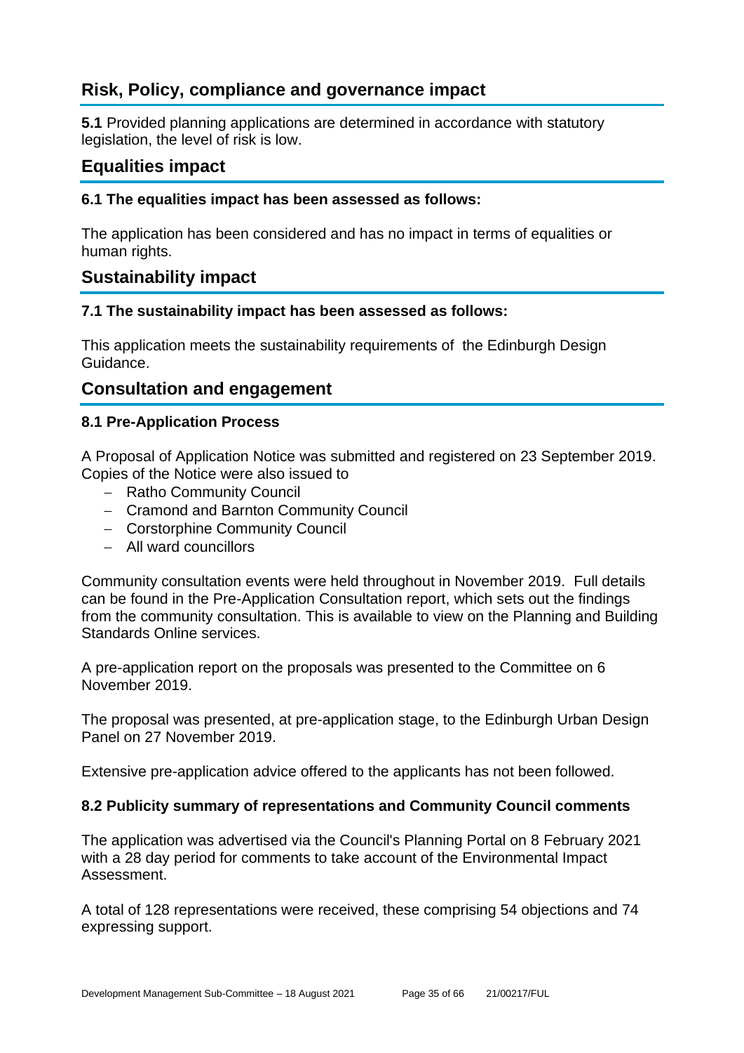## Risk, Policy, compliance and governance impact

**5.1** Provided planning applications are determined in accordance with statutory legislation, the level of risk is low.

## Equalities impact

### 6.1 The equalities impact has been assessed as follows:

The application has been considered and has no impact in terms of equalities or human rights.

## Sustainability impact

### 7.1 The sustainability impact has been assessed as follows:

This application meets the sustainability requirements of the Edinburgh Design Guidance.

## Consultation and engagement

### 8.1 Pre-Application Process

A Proposal of Application Notice was submitted and registered on 23 September 2019. Copies of the Notice were also issued to

- Ratho Community Council
- Cramond and Barnton Community Council
- Corstorphine Community Council
- All ward councillors

Community consultation events were held throughout in November 2019. Full details can be found in the Pre-Application Consultation report, which sets out the findings from the community consultation. This is available to view on the Planning and Building Standards Online services.

A pre-application report on the proposals was presented to the Committee on 6 November 2019.

The proposal was presented, at pre-application stage, to the Edinburgh Urban Design Panel on 27 November 2019.

Extensive pre-application advice offered to the applicants has not been followed.

### 8.2 Publicity summary of representations and Community Council comments

The application was advertised via the Council's Planning Portal on 8 February 2021 with a 28 day period for comments to take account of the Environmental Impact Assessment.

A total of 128 representations were received, these comprising 54 objections and 74 expressing support.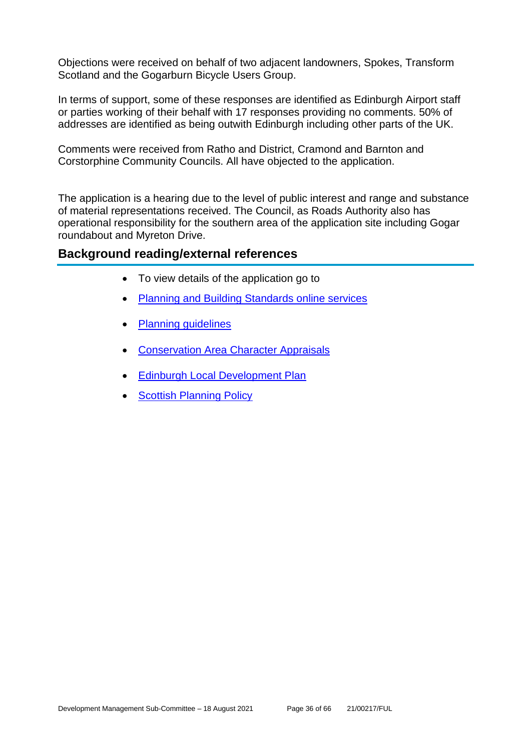Objections were received on behalf of two adjacent landowners, Spokes, Transform Scotland and the Gogarburn Bicycle Users Group.

In terms of support, some of these responses are identified as Edinburgh Airport staff or parties working of their behalf with 17 responses providing no comments. 50% of addresses are identified as being outwith Edinburgh including other parts of the UK.

Comments were received from Ratho and District, Cramond and Barnton and Corstorphine Community Councils. All have objected to the application.

The application is a hearing due to the level of public interest and range and substance of material representations received. The Council, as Roads Authority also has operational responsibility for the southern area of the application site including Gogar roundabout and Myreton Drive.

## Background reading/external references

- To view details of the application go to
- Planning and Building Standards online services
- Planning guidelines
- Conservation Area Character Appraisals
- Edinburgh Local Development Plan
- Scottish Planning Policy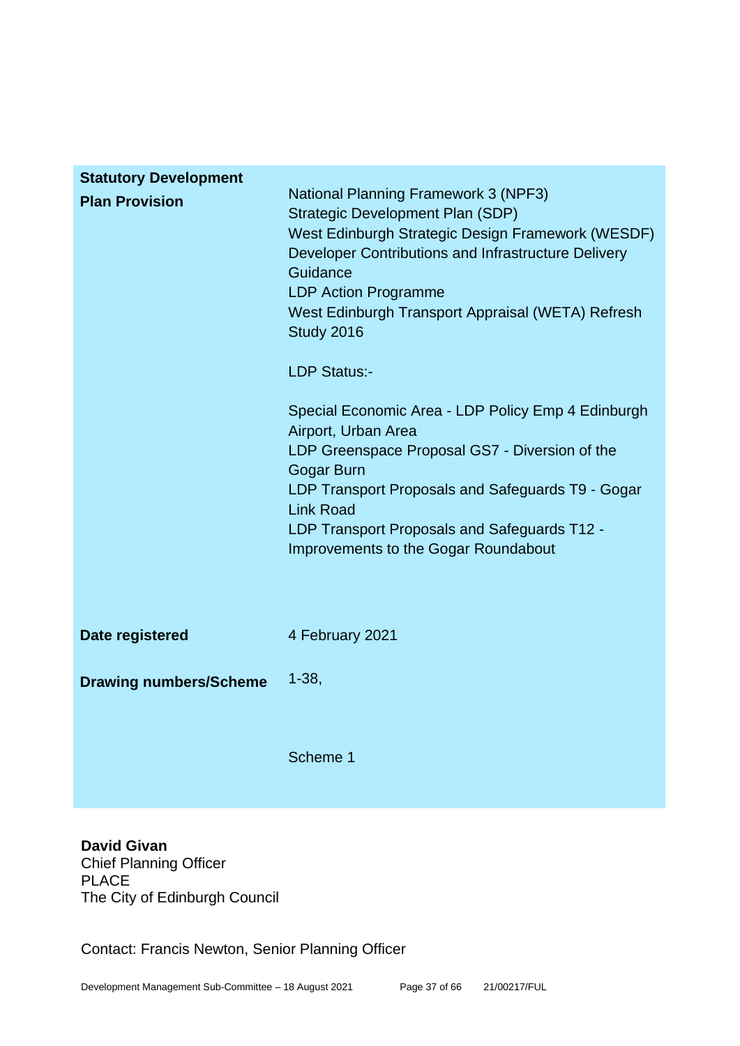| | |
|---|---|
| **Statutory Development Plan Provision** | National Planning Framework 3 (NPF3)<br>Strategic Development Plan (SDP)<br>West Edinburgh Strategic Design Framework (WESDF)<br>Developer Contributions and Infrastructure Delivery Guidance<br>LDP Action Programme<br>West Edinburgh Transport Appraisal (WETA) Refresh Study 2016<br><br>LDP Status:-<br><br>Special Economic Area - LDP Policy Emp 4 Edinburgh Airport, Urban Area<br>LDP Greenspace Proposal GS7 - Diversion of the Gogar Burn<br>LDP Transport Proposals and Safeguards T9 - Gogar Link Road<br>LDP Transport Proposals and Safeguards T12 - Improvements to the Gogar Roundabout |
| **Date registered** | 4 February 2021 |
| **Drawing numbers/Scheme** | 1-38,<br><br>Scheme 1 |

**David Givan**
Chief Planning Officer
PLACE
The City of Edinburgh Council

Contact: Francis Newton, Senior Planning Officer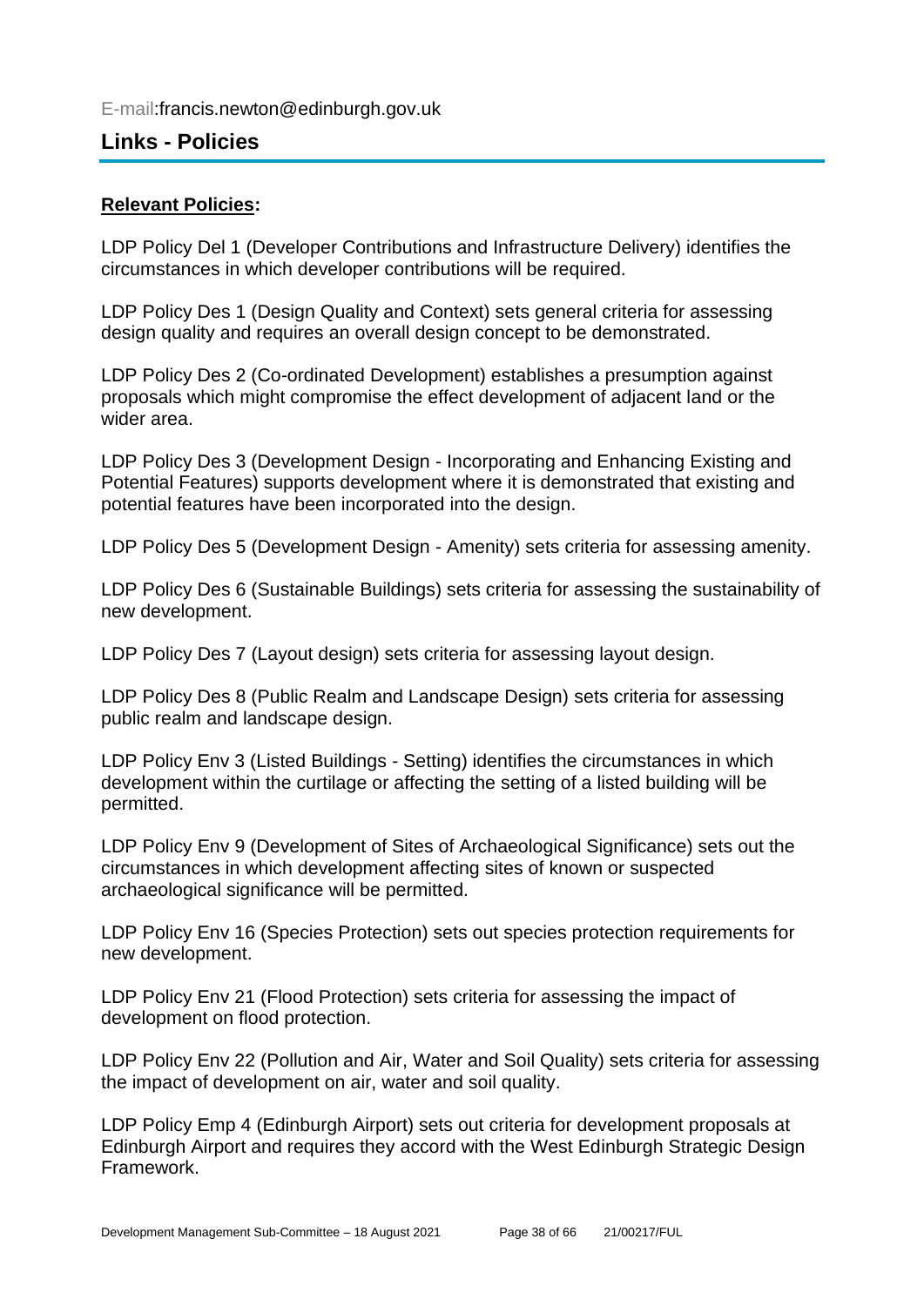E-mail:francis.newton@edinburgh.gov.uk

## Links - Policies

**Relevant Policies:**

LDP Policy Del 1 (Developer Contributions and Infrastructure Delivery) identifies the circumstances in which developer contributions will be required.

LDP Policy Des 1 (Design Quality and Context) sets general criteria for assessing design quality and requires an overall design concept to be demonstrated.

LDP Policy Des 2 (Co-ordinated Development) establishes a presumption against proposals which might compromise the effect development of adjacent land or the wider area.

LDP Policy Des 3 (Development Design - Incorporating and Enhancing Existing and Potential Features) supports development where it is demonstrated that existing and potential features have been incorporated into the design.

LDP Policy Des 5 (Development Design - Amenity) sets criteria for assessing amenity.

LDP Policy Des 6 (Sustainable Buildings) sets criteria for assessing the sustainability of new development.

LDP Policy Des 7 (Layout design) sets criteria for assessing layout design.

LDP Policy Des 8 (Public Realm and Landscape Design) sets criteria for assessing public realm and landscape design.

LDP Policy Env 3 (Listed Buildings - Setting) identifies the circumstances in which development within the curtilage or affecting the setting of a listed building will be permitted.

LDP Policy Env 9 (Development of Sites of Archaeological Significance) sets out the circumstances in which development affecting sites of known or suspected archaeological significance will be permitted.

LDP Policy Env 16 (Species Protection) sets out species protection requirements for new development.

LDP Policy Env 21 (Flood Protection) sets criteria for assessing the impact of development on flood protection.

LDP Policy Env 22 (Pollution and Air, Water and Soil Quality) sets criteria for assessing the impact of development on air, water and soil quality.

LDP Policy Emp 4 (Edinburgh Airport) sets out criteria for development proposals at Edinburgh Airport and requires they accord with the West Edinburgh Strategic Design Framework.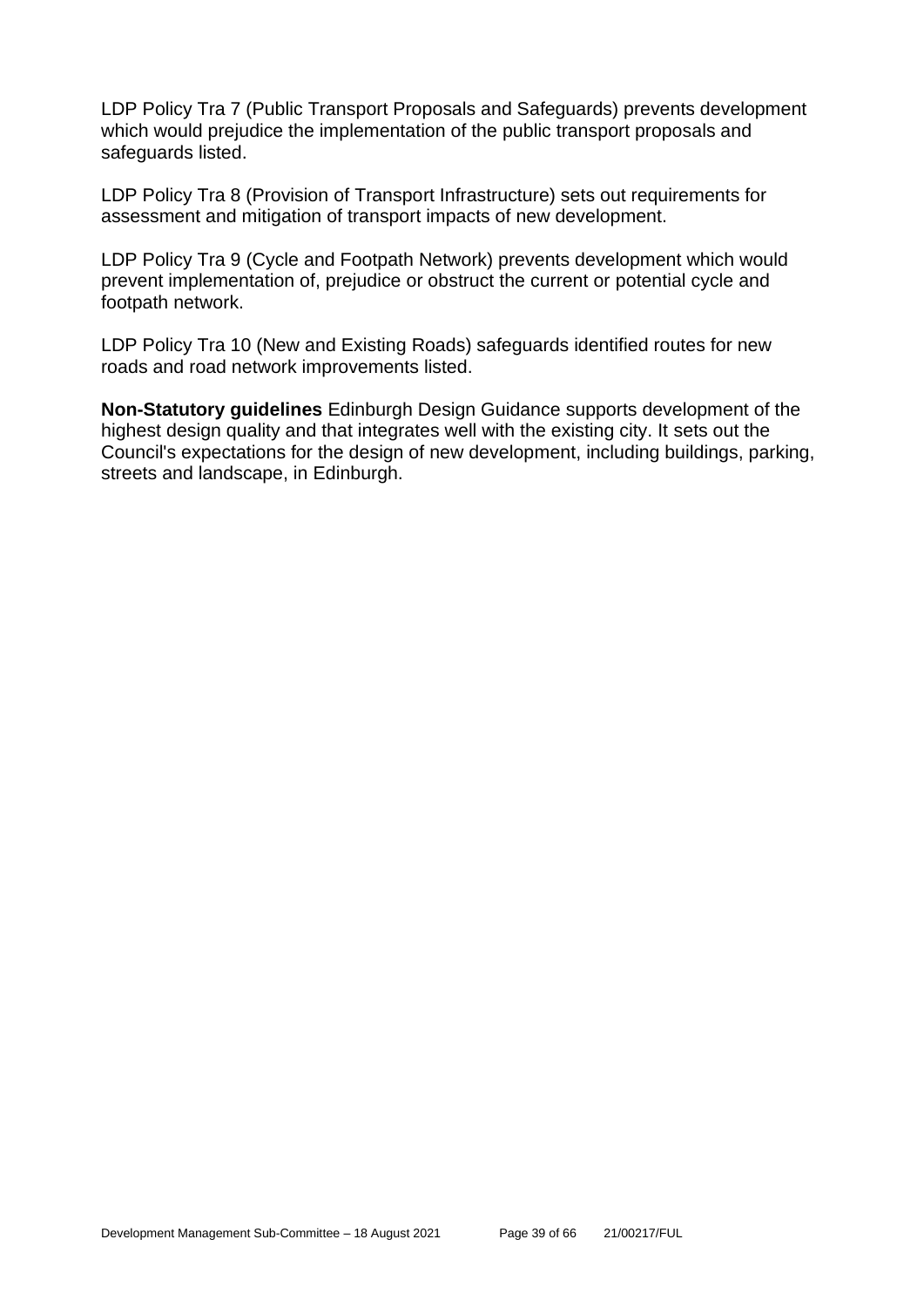LDP Policy Tra 7 (Public Transport Proposals and Safeguards) prevents development which would prejudice the implementation of the public transport proposals and safeguards listed.

LDP Policy Tra 8 (Provision of Transport Infrastructure) sets out requirements for assessment and mitigation of transport impacts of new development.

LDP Policy Tra 9 (Cycle and Footpath Network) prevents development which would prevent implementation of, prejudice or obstruct the current or potential cycle and footpath network.

LDP Policy Tra 10 (New and Existing Roads) safeguards identified routes for new roads and road network improvements listed.

**Non-Statutory guidelines** Edinburgh Design Guidance supports development of the highest design quality and that integrates well with the existing city. It sets out the Council's expectations for the design of new development, including buildings, parking, streets and landscape, in Edinburgh.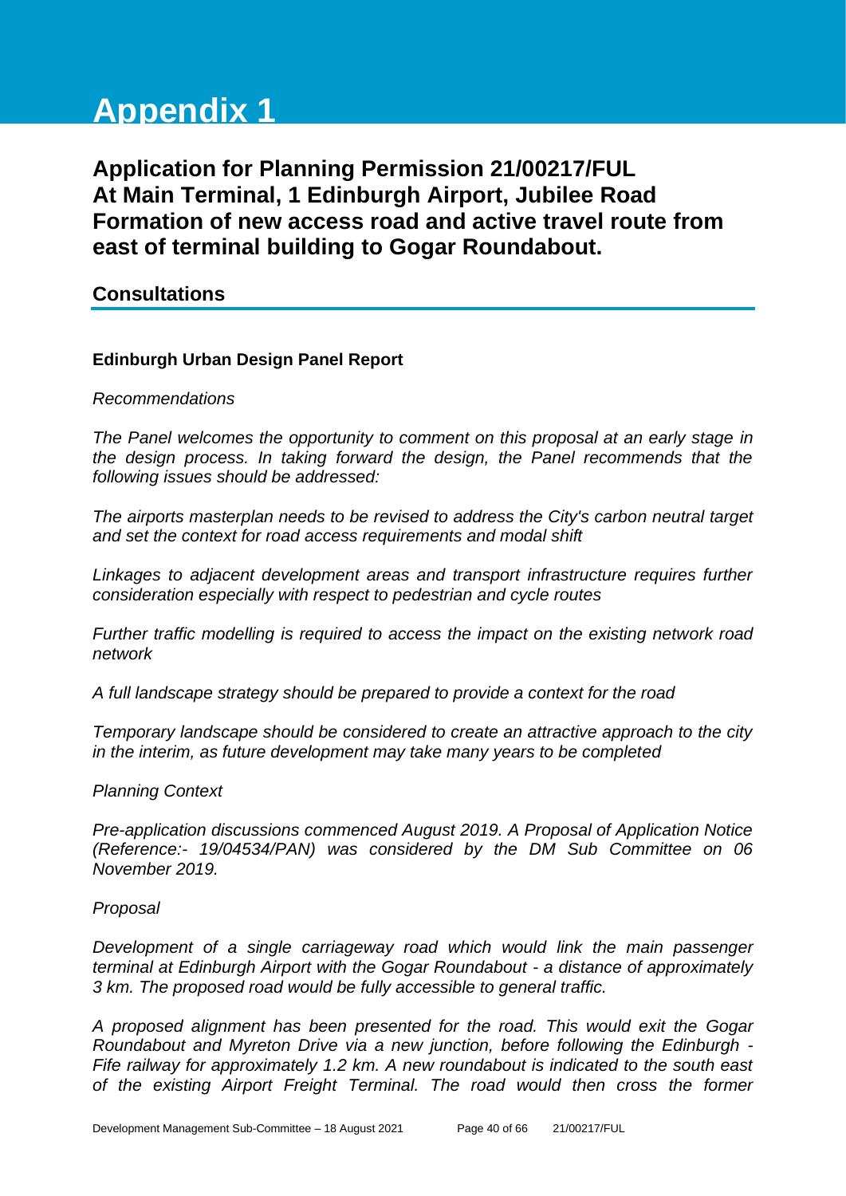# Appendix 1

## Application for Planning Permission 21/00217/FUL At Main Terminal, 1 Edinburgh Airport, Jubilee Road Formation of new access road and active travel route from east of terminal building to Gogar Roundabout.

### Consultations

**Edinburgh Urban Design Panel Report**

*Recommendations*

*The Panel welcomes the opportunity to comment on this proposal at an early stage in the design process. In taking forward the design, the Panel recommends that the following issues should be addressed:*

*The airports masterplan needs to be revised to address the City's carbon neutral target and set the context for road access requirements and modal shift*

*Linkages to adjacent development areas and transport infrastructure requires further consideration especially with respect to pedestrian and cycle routes*

*Further traffic modelling is required to access the impact on the existing network road network*

*A full landscape strategy should be prepared to provide a context for the road*

*Temporary landscape should be considered to create an attractive approach to the city in the interim, as future development may take many years to be completed*

*Planning Context*

*Pre-application discussions commenced August 2019. A Proposal of Application Notice (Reference:- 19/04534/PAN) was considered by the DM Sub Committee on 06 November 2019.*

*Proposal*

*Development of a single carriageway road which would link the main passenger terminal at Edinburgh Airport with the Gogar Roundabout - a distance of approximately 3 km. The proposed road would be fully accessible to general traffic.*

*A proposed alignment has been presented for the road. This would exit the Gogar Roundabout and Myreton Drive via a new junction, before following the Edinburgh - Fife railway for approximately 1.2 km. A new roundabout is indicated to the south east of the existing Airport Freight Terminal. The road would then cross the former*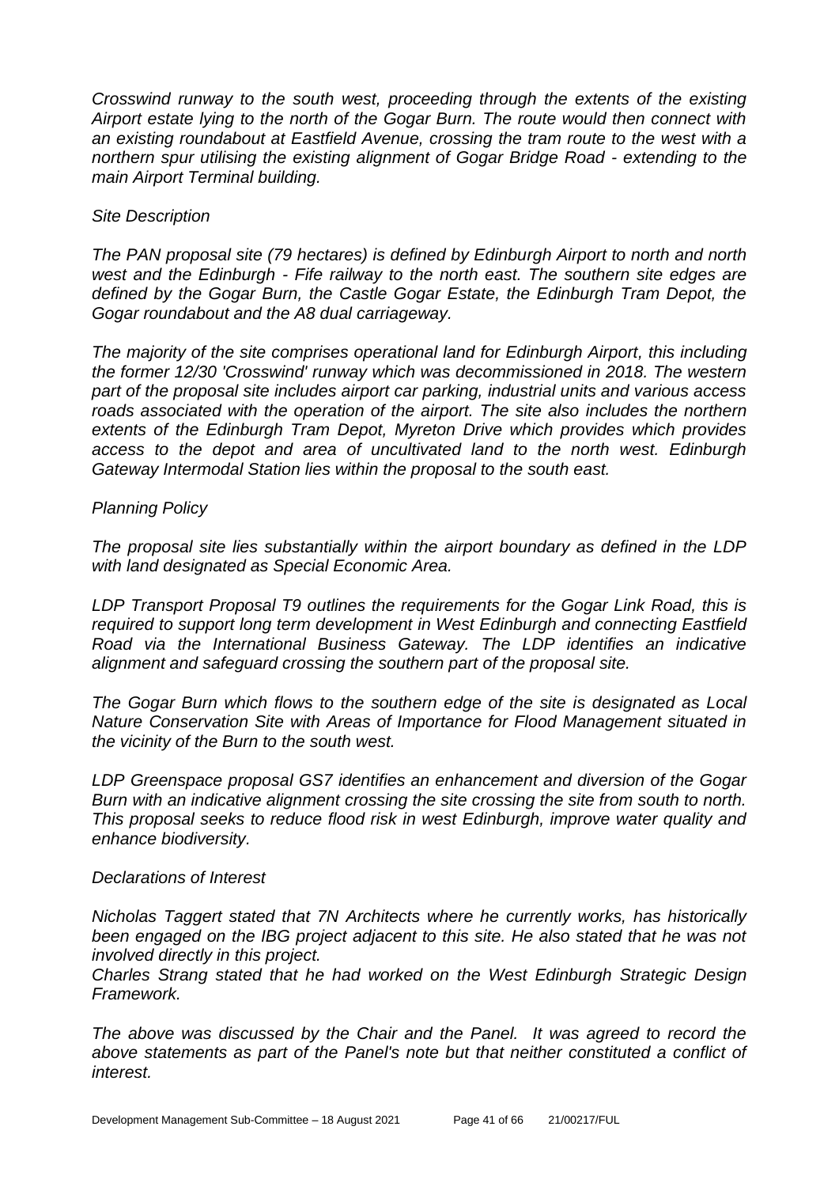*Crosswind runway to the south west, proceeding through the extents of the existing Airport estate lying to the north of the Gogar Burn. The route would then connect with an existing roundabout at Eastfield Avenue, crossing the tram route to the west with a northern spur utilising the existing alignment of Gogar Bridge Road - extending to the main Airport Terminal building.*

*Site Description*

*The PAN proposal site (79 hectares) is defined by Edinburgh Airport to north and north west and the Edinburgh - Fife railway to the north east. The southern site edges are defined by the Gogar Burn, the Castle Gogar Estate, the Edinburgh Tram Depot, the Gogar roundabout and the A8 dual carriageway.*

*The majority of the site comprises operational land for Edinburgh Airport, this including the former 12/30 'Crosswind' runway which was decommissioned in 2018. The western part of the proposal site includes airport car parking, industrial units and various access roads associated with the operation of the airport. The site also includes the northern extents of the Edinburgh Tram Depot, Myreton Drive which provides which provides access to the depot and area of uncultivated land to the north west. Edinburgh Gateway Intermodal Station lies within the proposal to the south east.*

*Planning Policy*

*The proposal site lies substantially within the airport boundary as defined in the LDP with land designated as Special Economic Area.*

*LDP Transport Proposal T9 outlines the requirements for the Gogar Link Road, this is required to support long term development in West Edinburgh and connecting Eastfield Road via the International Business Gateway. The LDP identifies an indicative alignment and safeguard crossing the southern part of the proposal site.*

*The Gogar Burn which flows to the southern edge of the site is designated as Local Nature Conservation Site with Areas of Importance for Flood Management situated in the vicinity of the Burn to the south west.*

*LDP Greenspace proposal GS7 identifies an enhancement and diversion of the Gogar Burn with an indicative alignment crossing the site crossing the site from south to north. This proposal seeks to reduce flood risk in west Edinburgh, improve water quality and enhance biodiversity.*

*Declarations of Interest*

*Nicholas Taggert stated that 7N Architects where he currently works, has historically been engaged on the IBG project adjacent to this site. He also stated that he was not involved directly in this project.*
*Charles Strang stated that he had worked on the West Edinburgh Strategic Design Framework.*

*The above was discussed by the Chair and the Panel. It was agreed to record the above statements as part of the Panel's note but that neither constituted a conflict of interest.*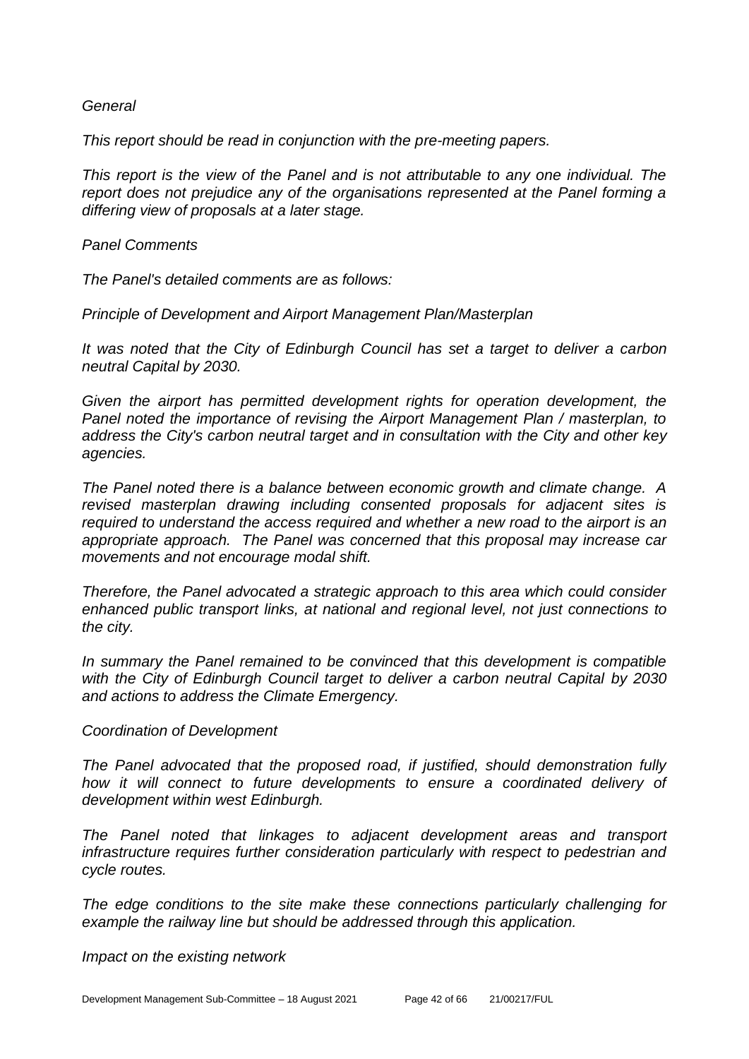*General*

*This report should be read in conjunction with the pre-meeting papers.*

*This report is the view of the Panel and is not attributable to any one individual. The report does not prejudice any of the organisations represented at the Panel forming a differing view of proposals at a later stage.*

*Panel Comments*

*The Panel's detailed comments are as follows:*

*Principle of Development and Airport Management Plan/Masterplan*

*It was noted that the City of Edinburgh Council has set a target to deliver a carbon neutral Capital by 2030.*

*Given the airport has permitted development rights for operation development, the Panel noted the importance of revising the Airport Management Plan / masterplan, to address the City's carbon neutral target and in consultation with the City and other key agencies.*

*The Panel noted there is a balance between economic growth and climate change. A revised masterplan drawing including consented proposals for adjacent sites is required to understand the access required and whether a new road to the airport is an appropriate approach. The Panel was concerned that this proposal may increase car movements and not encourage modal shift.*

*Therefore, the Panel advocated a strategic approach to this area which could consider enhanced public transport links, at national and regional level, not just connections to the city.*

*In summary the Panel remained to be convinced that this development is compatible with the City of Edinburgh Council target to deliver a carbon neutral Capital by 2030 and actions to address the Climate Emergency.*

*Coordination of Development*

*The Panel advocated that the proposed road, if justified, should demonstration fully how it will connect to future developments to ensure a coordinated delivery of development within west Edinburgh.*

*The Panel noted that linkages to adjacent development areas and transport infrastructure requires further consideration particularly with respect to pedestrian and cycle routes.*

*The edge conditions to the site make these connections particularly challenging for example the railway line but should be addressed through this application.*

*Impact on the existing network*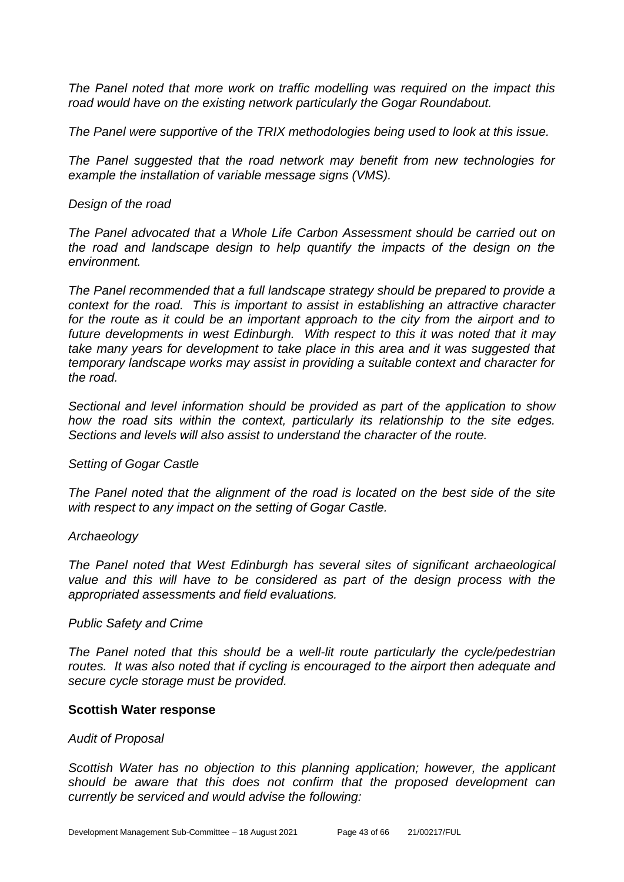*The Panel noted that more work on traffic modelling was required on the impact this road would have on the existing network particularly the Gogar Roundabout.*

*The Panel were supportive of the TRIX methodologies being used to look at this issue.*

*The Panel suggested that the road network may benefit from new technologies for example the installation of variable message signs (VMS).*

*Design of the road*

*The Panel advocated that a Whole Life Carbon Assessment should be carried out on the road and landscape design to help quantify the impacts of the design on the environment.*

*The Panel recommended that a full landscape strategy should be prepared to provide a context for the road. This is important to assist in establishing an attractive character for the route as it could be an important approach to the city from the airport and to future developments in west Edinburgh. With respect to this it was noted that it may take many years for development to take place in this area and it was suggested that temporary landscape works may assist in providing a suitable context and character for the road.*

*Sectional and level information should be provided as part of the application to show how the road sits within the context, particularly its relationship to the site edges. Sections and levels will also assist to understand the character of the route.*

*Setting of Gogar Castle*

*The Panel noted that the alignment of the road is located on the best side of the site with respect to any impact on the setting of Gogar Castle.*

*Archaeology*

*The Panel noted that West Edinburgh has several sites of significant archaeological value and this will have to be considered as part of the design process with the appropriated assessments and field evaluations.*

*Public Safety and Crime*

*The Panel noted that this should be a well-lit route particularly the cycle/pedestrian routes. It was also noted that if cycling is encouraged to the airport then adequate and secure cycle storage must be provided.*

**Scottish Water response**

*Audit of Proposal*

*Scottish Water has no objection to this planning application; however, the applicant should be aware that this does not confirm that the proposed development can currently be serviced and would advise the following:*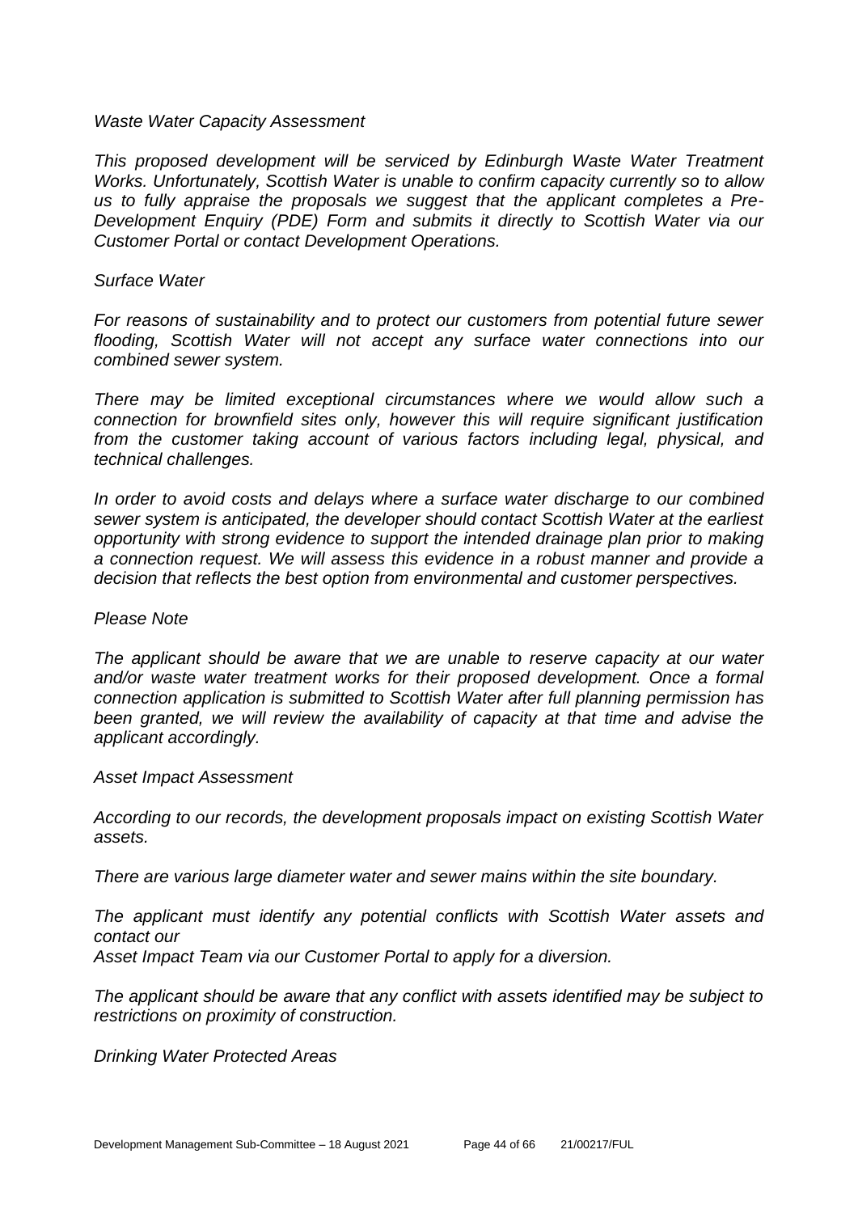*Waste Water Capacity Assessment*

*This proposed development will be serviced by Edinburgh Waste Water Treatment Works. Unfortunately, Scottish Water is unable to confirm capacity currently so to allow us to fully appraise the proposals we suggest that the applicant completes a Pre-Development Enquiry (PDE) Form and submits it directly to Scottish Water via our Customer Portal or contact Development Operations.*

*Surface Water*

*For reasons of sustainability and to protect our customers from potential future sewer flooding, Scottish Water will not accept any surface water connections into our combined sewer system.*

*There may be limited exceptional circumstances where we would allow such a connection for brownfield sites only, however this will require significant justification from the customer taking account of various factors including legal, physical, and technical challenges.*

*In order to avoid costs and delays where a surface water discharge to our combined sewer system is anticipated, the developer should contact Scottish Water at the earliest opportunity with strong evidence to support the intended drainage plan prior to making a connection request. We will assess this evidence in a robust manner and provide a decision that reflects the best option from environmental and customer perspectives.*

*Please Note*

*The applicant should be aware that we are unable to reserve capacity at our water and/or waste water treatment works for their proposed development. Once a formal connection application is submitted to Scottish Water after full planning permission has been granted, we will review the availability of capacity at that time and advise the applicant accordingly.*

*Asset Impact Assessment*

*According to our records, the development proposals impact on existing Scottish Water assets.*

*There are various large diameter water and sewer mains within the site boundary.*

*The applicant must identify any potential conflicts with Scottish Water assets and contact our*
*Asset Impact Team via our Customer Portal to apply for a diversion.*

*The applicant should be aware that any conflict with assets identified may be subject to restrictions on proximity of construction.*

*Drinking Water Protected Areas*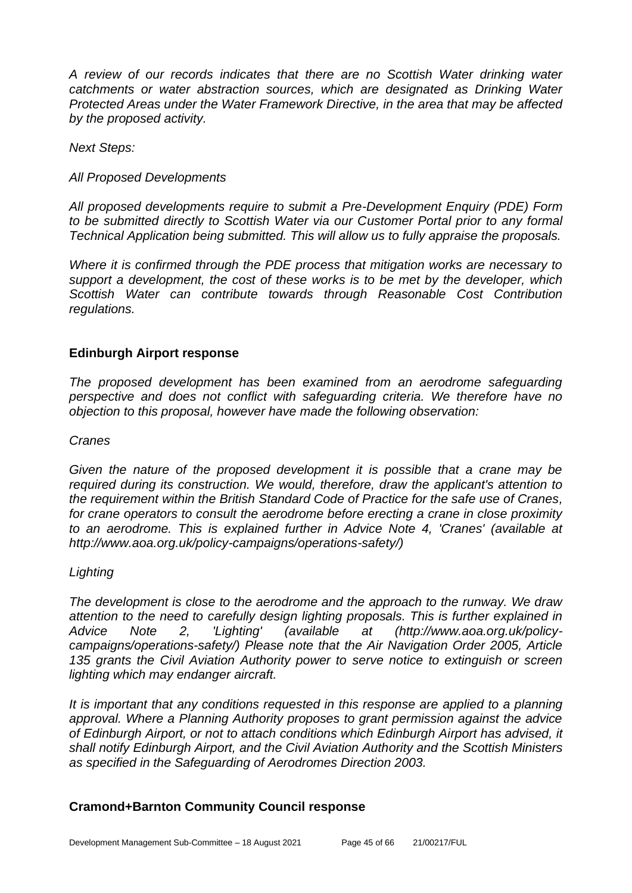*A review of our records indicates that there are no Scottish Water drinking water catchments or water abstraction sources, which are designated as Drinking Water Protected Areas under the Water Framework Directive, in the area that may be affected by the proposed activity.*

*Next Steps:*

*All Proposed Developments*

*All proposed developments require to submit a Pre-Development Enquiry (PDE) Form to be submitted directly to Scottish Water via our Customer Portal prior to any formal Technical Application being submitted. This will allow us to fully appraise the proposals.*

*Where it is confirmed through the PDE process that mitigation works are necessary to support a development, the cost of these works is to be met by the developer, which Scottish Water can contribute towards through Reasonable Cost Contribution regulations.*

**Edinburgh Airport response**

*The proposed development has been examined from an aerodrome safeguarding perspective and does not conflict with safeguarding criteria. We therefore have no objection to this proposal, however have made the following observation:*

*Cranes*

*Given the nature of the proposed development it is possible that a crane may be required during its construction. We would, therefore, draw the applicant's attention to the requirement within the British Standard Code of Practice for the safe use of Cranes, for crane operators to consult the aerodrome before erecting a crane in close proximity to an aerodrome. This is explained further in Advice Note 4, 'Cranes' (available at http://www.aoa.org.uk/policy-campaigns/operations-safety/)*

*Lighting*

*The development is close to the aerodrome and the approach to the runway. We draw attention to the need to carefully design lighting proposals. This is further explained in Advice Note 2, 'Lighting' (available at (http://www.aoa.org.uk/policy-campaigns/operations-safety/) Please note that the Air Navigation Order 2005, Article 135 grants the Civil Aviation Authority power to serve notice to extinguish or screen lighting which may endanger aircraft.*

*It is important that any conditions requested in this response are applied to a planning approval. Where a Planning Authority proposes to grant permission against the advice of Edinburgh Airport, or not to attach conditions which Edinburgh Airport has advised, it shall notify Edinburgh Airport, and the Civil Aviation Authority and the Scottish Ministers as specified in the Safeguarding of Aerodromes Direction 2003.*

**Cramond+Barnton Community Council response**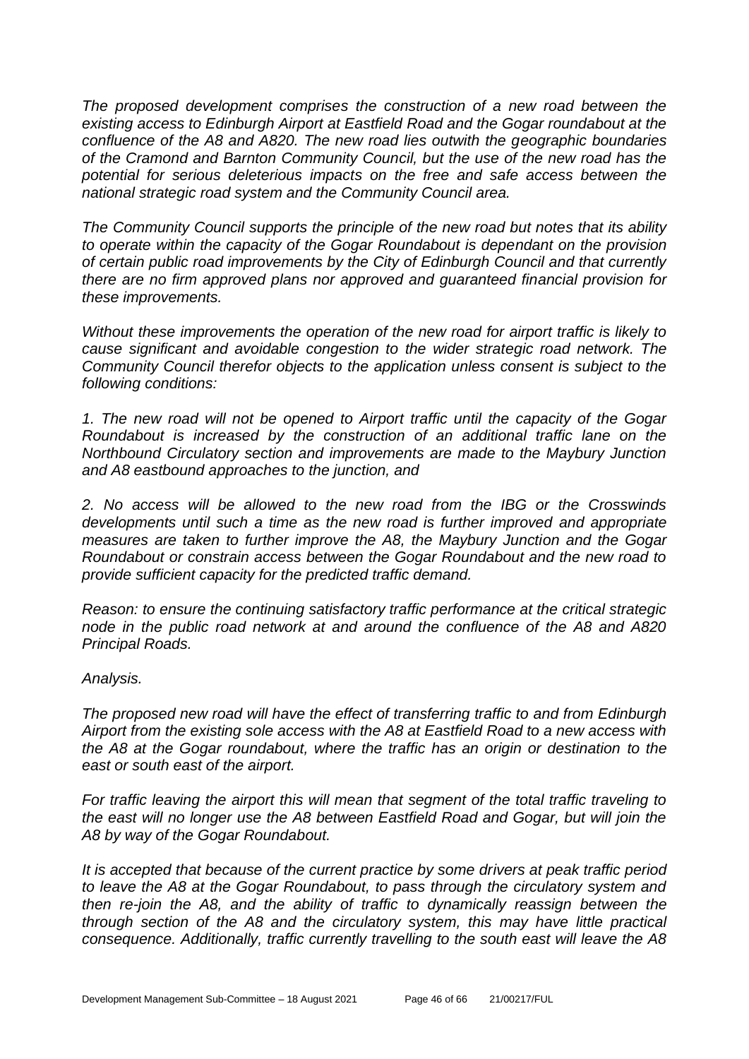*The proposed development comprises the construction of a new road between the existing access to Edinburgh Airport at Eastfield Road and the Gogar roundabout at the confluence of the A8 and A820. The new road lies outwith the geographic boundaries of the Cramond and Barnton Community Council, but the use of the new road has the potential for serious deleterious impacts on the free and safe access between the national strategic road system and the Community Council area.*

*The Community Council supports the principle of the new road but notes that its ability to operate within the capacity of the Gogar Roundabout is dependant on the provision of certain public road improvements by the City of Edinburgh Council and that currently there are no firm approved plans nor approved and guaranteed financial provision for these improvements.*

*Without these improvements the operation of the new road for airport traffic is likely to cause significant and avoidable congestion to the wider strategic road network. The Community Council therefor objects to the application unless consent is subject to the following conditions:*

*1. The new road will not be opened to Airport traffic until the capacity of the Gogar Roundabout is increased by the construction of an additional traffic lane on the Northbound Circulatory section and improvements are made to the Maybury Junction and A8 eastbound approaches to the junction, and*

*2. No access will be allowed to the new road from the IBG or the Crosswinds developments until such a time as the new road is further improved and appropriate measures are taken to further improve the A8, the Maybury Junction and the Gogar Roundabout or constrain access between the Gogar Roundabout and the new road to provide sufficient capacity for the predicted traffic demand.*

*Reason: to ensure the continuing satisfactory traffic performance at the critical strategic node in the public road network at and around the confluence of the A8 and A820 Principal Roads.*

*Analysis.*

*The proposed new road will have the effect of transferring traffic to and from Edinburgh Airport from the existing sole access with the A8 at Eastfield Road to a new access with the A8 at the Gogar roundabout, where the traffic has an origin or destination to the east or south east of the airport.*

*For traffic leaving the airport this will mean that segment of the total traffic traveling to the east will no longer use the A8 between Eastfield Road and Gogar, but will join the A8 by way of the Gogar Roundabout.*

*It is accepted that because of the current practice by some drivers at peak traffic period to leave the A8 at the Gogar Roundabout, to pass through the circulatory system and then re-join the A8, and the ability of traffic to dynamically reassign between the through section of the A8 and the circulatory system, this may have little practical consequence. Additionally, traffic currently travelling to the south east will leave the A8*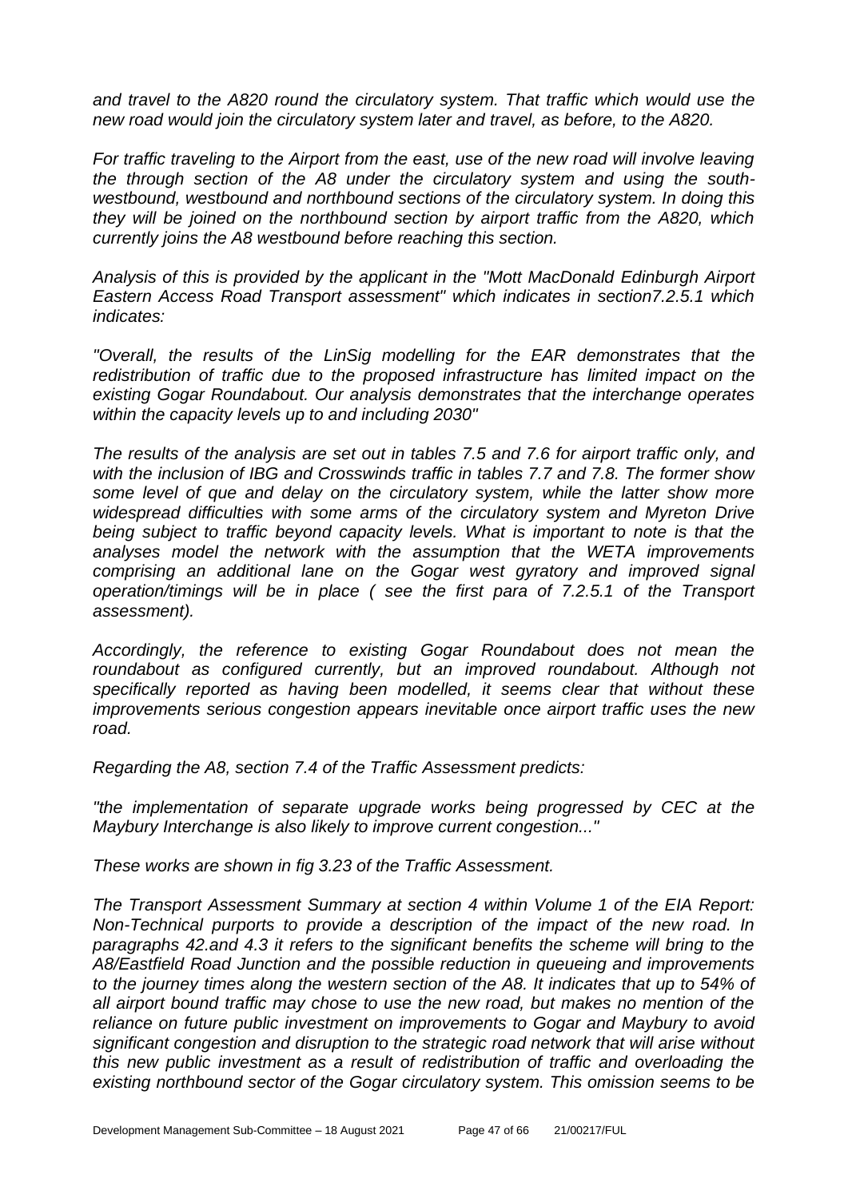*and travel to the A820 round the circulatory system. That traffic which would use the new road would join the circulatory system later and travel, as before, to the A820.*

*For traffic traveling to the Airport from the east, use of the new road will involve leaving the through section of the A8 under the circulatory system and using the south-westbound, westbound and northbound sections of the circulatory system. In doing this they will be joined on the northbound section by airport traffic from the A820, which currently joins the A8 westbound before reaching this section.*

*Analysis of this is provided by the applicant in the "Mott MacDonald Edinburgh Airport Eastern Access Road Transport assessment" which indicates in section7.2.5.1 which indicates:*

*"Overall, the results of the LinSig modelling for the EAR demonstrates that the redistribution of traffic due to the proposed infrastructure has limited impact on the existing Gogar Roundabout. Our analysis demonstrates that the interchange operates within the capacity levels up to and including 2030"*

*The results of the analysis are set out in tables 7.5 and 7.6 for airport traffic only, and with the inclusion of IBG and Crosswinds traffic in tables 7.7 and 7.8. The former show some level of que and delay on the circulatory system, while the latter show more widespread difficulties with some arms of the circulatory system and Myreton Drive being subject to traffic beyond capacity levels. What is important to note is that the analyses model the network with the assumption that the WETA improvements comprising an additional lane on the Gogar west gyratory and improved signal operation/timings will be in place ( see the first para of 7.2.5.1 of the Transport assessment).*

*Accordingly, the reference to existing Gogar Roundabout does not mean the roundabout as configured currently, but an improved roundabout. Although not specifically reported as having been modelled, it seems clear that without these improvements serious congestion appears inevitable once airport traffic uses the new road.*

*Regarding the A8, section 7.4 of the Traffic Assessment predicts:*

*"the implementation of separate upgrade works being progressed by CEC at the Maybury Interchange is also likely to improve current congestion..."*

*These works are shown in fig 3.23 of the Traffic Assessment.*

*The Transport Assessment Summary at section 4 within Volume 1 of the EIA Report: Non-Technical purports to provide a description of the impact of the new road. In paragraphs 42.and 4.3 it refers to the significant benefits the scheme will bring to the A8/Eastfield Road Junction and the possible reduction in queueing and improvements to the journey times along the western section of the A8. It indicates that up to 54% of all airport bound traffic may chose to use the new road, but makes no mention of the reliance on future public investment on improvements to Gogar and Maybury to avoid significant congestion and disruption to the strategic road network that will arise without this new public investment as a result of redistribution of traffic and overloading the existing northbound sector of the Gogar circulatory system. This omission seems to be*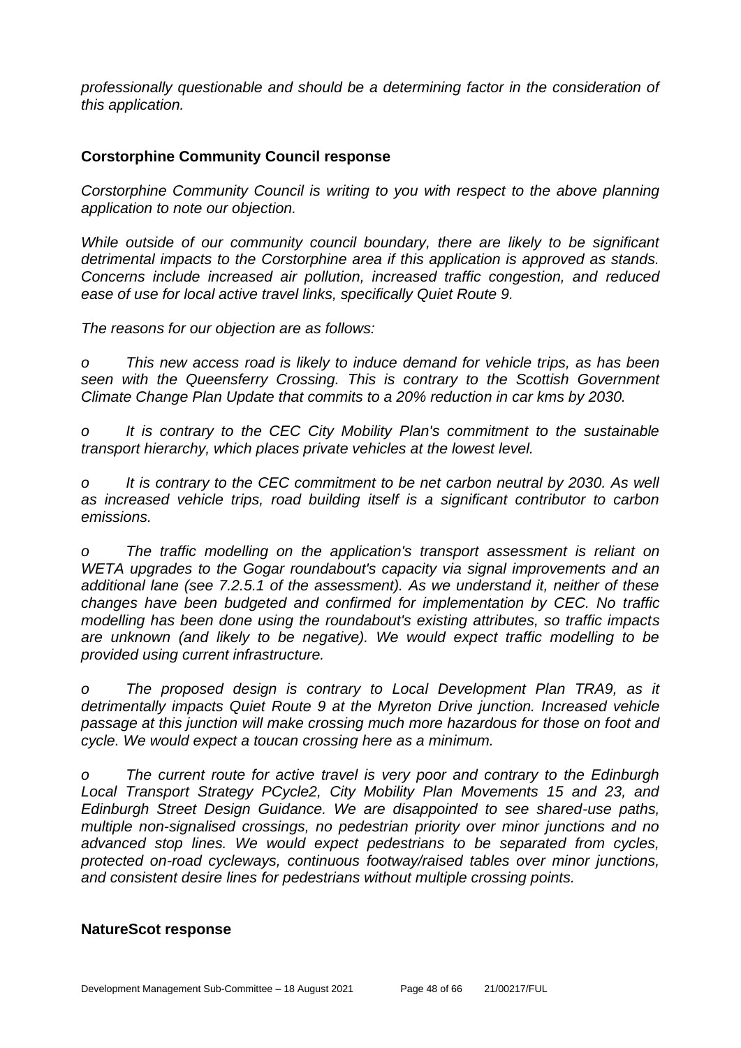*professionally questionable and should be a determining factor in the consideration of this application.*

**Corstorphine Community Council response**

*Corstorphine Community Council is writing to you with respect to the above planning application to note our objection.*

*While outside of our community council boundary, there are likely to be significant detrimental impacts to the Corstorphine area if this application is approved as stands. Concerns include increased air pollution, increased traffic congestion, and reduced ease of use for local active travel links, specifically Quiet Route 9.*

*The reasons for our objection are as follows:*

*o This new access road is likely to induce demand for vehicle trips, as has been seen with the Queensferry Crossing. This is contrary to the Scottish Government Climate Change Plan Update that commits to a 20% reduction in car kms by 2030.*

*o It is contrary to the CEC City Mobility Plan's commitment to the sustainable transport hierarchy, which places private vehicles at the lowest level.*

*o It is contrary to the CEC commitment to be net carbon neutral by 2030. As well as increased vehicle trips, road building itself is a significant contributor to carbon emissions.*

*o The traffic modelling on the application's transport assessment is reliant on WETA upgrades to the Gogar roundabout's capacity via signal improvements and an additional lane (see 7.2.5.1 of the assessment). As we understand it, neither of these changes have been budgeted and confirmed for implementation by CEC. No traffic modelling has been done using the roundabout's existing attributes, so traffic impacts are unknown (and likely to be negative). We would expect traffic modelling to be provided using current infrastructure.*

*o The proposed design is contrary to Local Development Plan TRA9, as it detrimentally impacts Quiet Route 9 at the Myreton Drive junction. Increased vehicle passage at this junction will make crossing much more hazardous for those on foot and cycle. We would expect a toucan crossing here as a minimum.*

*o The current route for active travel is very poor and contrary to the Edinburgh Local Transport Strategy PCycle2, City Mobility Plan Movements 15 and 23, and Edinburgh Street Design Guidance. We are disappointed to see shared-use paths, multiple non-signalised crossings, no pedestrian priority over minor junctions and no advanced stop lines. We would expect pedestrians to be separated from cycles, protected on-road cycleways, continuous footway/raised tables over minor junctions, and consistent desire lines for pedestrians without multiple crossing points.*

**NatureScot response**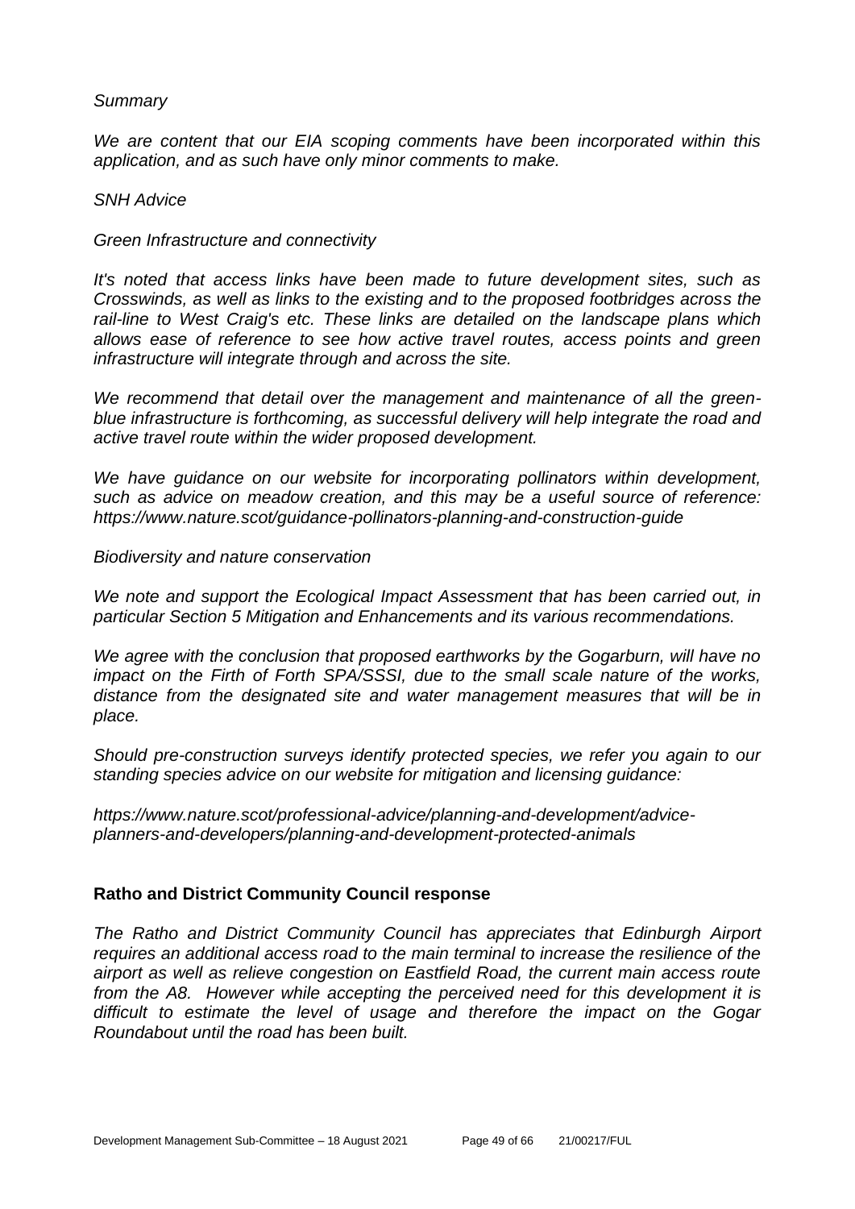*Summary*

*We are content that our EIA scoping comments have been incorporated within this application, and as such have only minor comments to make.*

*SNH Advice*

*Green Infrastructure and connectivity*

*It's noted that access links have been made to future development sites, such as Crosswinds, as well as links to the existing and to the proposed footbridges across the rail-line to West Craig's etc. These links are detailed on the landscape plans which allows ease of reference to see how active travel routes, access points and green infrastructure will integrate through and across the site.*

*We recommend that detail over the management and maintenance of all the green-blue infrastructure is forthcoming, as successful delivery will help integrate the road and active travel route within the wider proposed development.*

*We have guidance on our website for incorporating pollinators within development, such as advice on meadow creation, and this may be a useful source of reference: https://www.nature.scot/guidance-pollinators-planning-and-construction-guide*

*Biodiversity and nature conservation*

*We note and support the Ecological Impact Assessment that has been carried out, in particular Section 5 Mitigation and Enhancements and its various recommendations.*

*We agree with the conclusion that proposed earthworks by the Gogarburn, will have no impact on the Firth of Forth SPA/SSSI, due to the small scale nature of the works, distance from the designated site and water management measures that will be in place.*

*Should pre-construction surveys identify protected species, we refer you again to our standing species advice on our website for mitigation and licensing guidance:*

*https://www.nature.scot/professional-advice/planning-and-development/advice-planners-and-developers/planning-and-development-protected-animals*

**Ratho and District Community Council response**

*The Ratho and District Community Council has appreciates that Edinburgh Airport requires an additional access road to the main terminal to increase the resilience of the airport as well as relieve congestion on Eastfield Road, the current main access route from the A8. However while accepting the perceived need for this development it is difficult to estimate the level of usage and therefore the impact on the Gogar Roundabout until the road has been built.*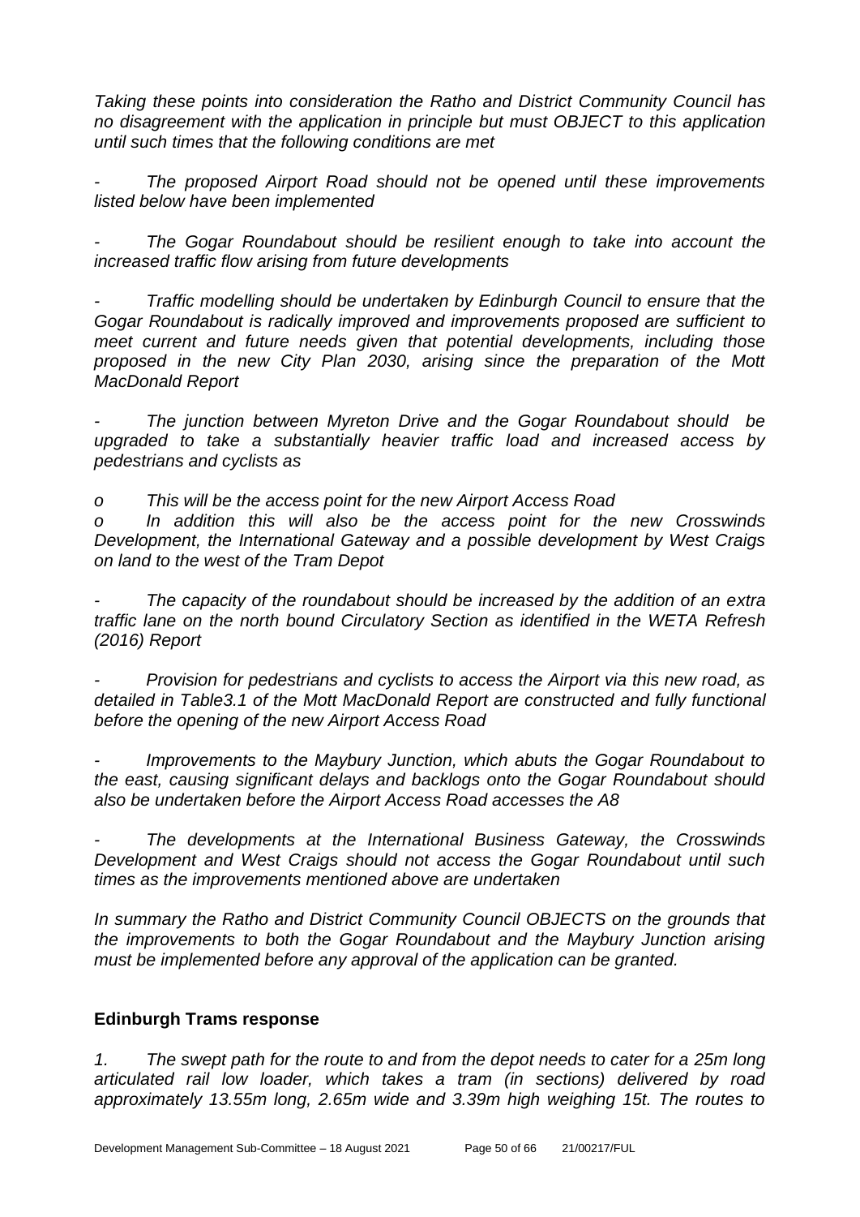*Taking these points into consideration the Ratho and District Community Council has no disagreement with the application in principle but must OBJECT to this application until such times that the following conditions are met*

- *The proposed Airport Road should not be opened until these improvements listed below have been implemented*

- *The Gogar Roundabout should be resilient enough to take into account the increased traffic flow arising from future developments*

- *Traffic modelling should be undertaken by Edinburgh Council to ensure that the Gogar Roundabout is radically improved and improvements proposed are sufficient to meet current and future needs given that potential developments, including those proposed in the new City Plan 2030, arising since the preparation of the Mott MacDonald Report*

- *The junction between Myreton Drive and the Gogar Roundabout should be upgraded to take a substantially heavier traffic load and increased access by pedestrians and cyclists as*

  - *This will be the access point for the new Airport Access Road*
  - *In addition this will also be the access point for the new Crosswinds Development, the International Gateway and a possible development by West Craigs on land to the west of the Tram Depot*

- *The capacity of the roundabout should be increased by the addition of an extra traffic lane on the north bound Circulatory Section as identified in the WETA Refresh (2016) Report*

- *Provision for pedestrians and cyclists to access the Airport via this new road, as detailed in Table3.1 of the Mott MacDonald Report are constructed and fully functional before the opening of the new Airport Access Road*

- *Improvements to the Maybury Junction, which abuts the Gogar Roundabout to the east, causing significant delays and backlogs onto the Gogar Roundabout should also be undertaken before the Airport Access Road accesses the A8*

- *The developments at the International Business Gateway, the Crosswinds Development and West Craigs should not access the Gogar Roundabout until such times as the improvements mentioned above are undertaken*

*In summary the Ratho and District Community Council OBJECTS on the grounds that the improvements to both the Gogar Roundabout and the Maybury Junction arising must be implemented before any approval of the application can be granted.*

## Edinburgh Trams response

*1. The swept path for the route to and from the depot needs to cater for a 25m long articulated rail low loader, which takes a tram (in sections) delivered by road approximately 13.55m long, 2.65m wide and 3.39m high weighing 15t. The routes to*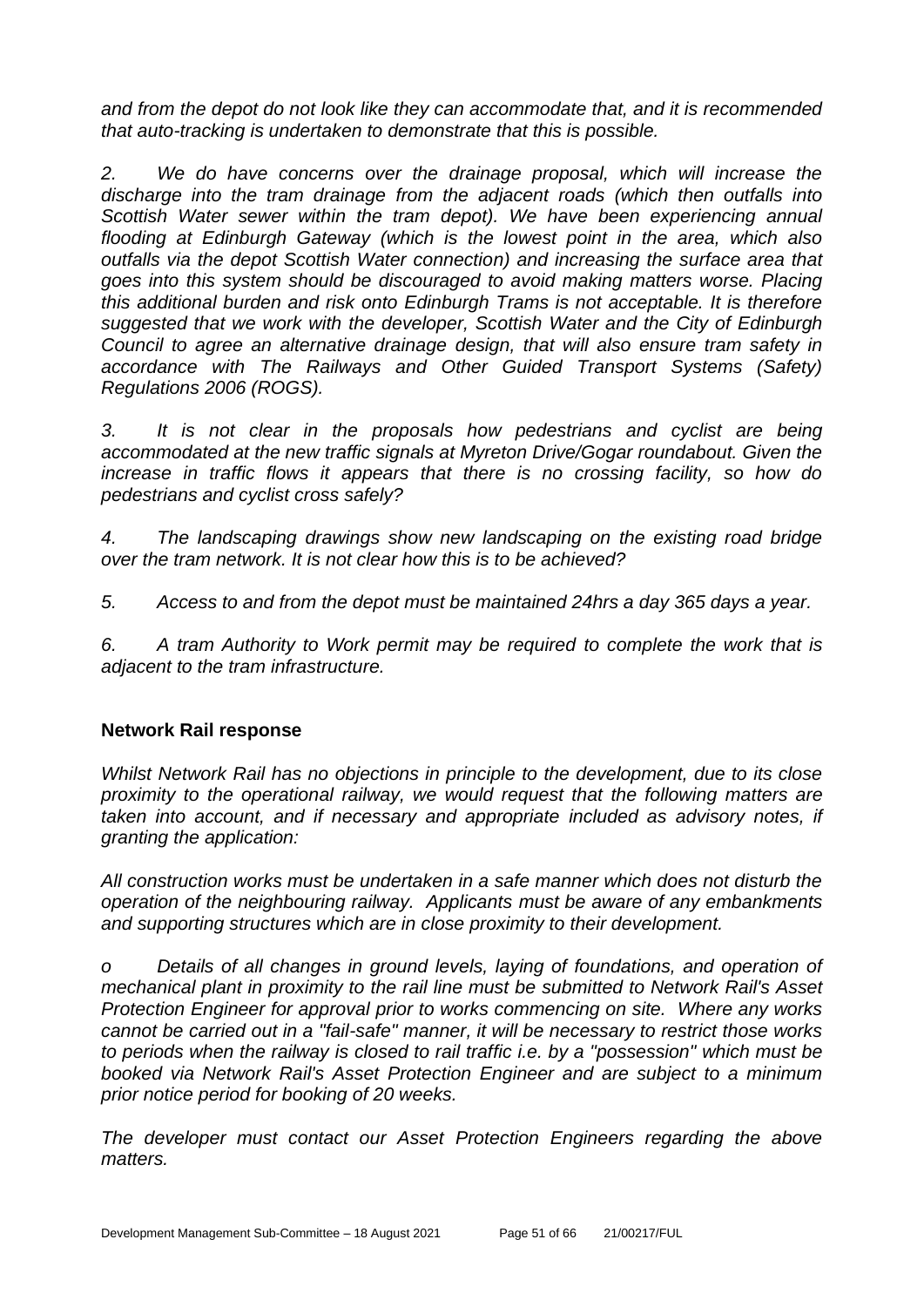*and from the depot do not look like they can accommodate that, and it is recommended that auto-tracking is undertaken to demonstrate that this is possible.*

*2. We do have concerns over the drainage proposal, which will increase the discharge into the tram drainage from the adjacent roads (which then outfalls into Scottish Water sewer within the tram depot). We have been experiencing annual flooding at Edinburgh Gateway (which is the lowest point in the area, which also outfalls via the depot Scottish Water connection) and increasing the surface area that goes into this system should be discouraged to avoid making matters worse. Placing this additional burden and risk onto Edinburgh Trams is not acceptable. It is therefore suggested that we work with the developer, Scottish Water and the City of Edinburgh Council to agree an alternative drainage design, that will also ensure tram safety in accordance with The Railways and Other Guided Transport Systems (Safety) Regulations 2006 (ROGS).*

*3. It is not clear in the proposals how pedestrians and cyclist are being accommodated at the new traffic signals at Myreton Drive/Gogar roundabout. Given the increase in traffic flows it appears that there is no crossing facility, so how do pedestrians and cyclist cross safely?*

*4. The landscaping drawings show new landscaping on the existing road bridge over the tram network. It is not clear how this is to be achieved?*

*5. Access to and from the depot must be maintained 24hrs a day 365 days a year.*

*6. A tram Authority to Work permit may be required to complete the work that is adjacent to the tram infrastructure.*

**Network Rail response**

*Whilst Network Rail has no objections in principle to the development, due to its close proximity to the operational railway, we would request that the following matters are taken into account, and if necessary and appropriate included as advisory notes, if granting the application:*

*All construction works must be undertaken in a safe manner which does not disturb the operation of the neighbouring railway. Applicants must be aware of any embankments and supporting structures which are in close proximity to their development.*

*o Details of all changes in ground levels, laying of foundations, and operation of mechanical plant in proximity to the rail line must be submitted to Network Rail's Asset Protection Engineer for approval prior to works commencing on site. Where any works cannot be carried out in a "fail-safe" manner, it will be necessary to restrict those works to periods when the railway is closed to rail traffic i.e. by a "possession" which must be booked via Network Rail's Asset Protection Engineer and are subject to a minimum prior notice period for booking of 20 weeks.*

*The developer must contact our Asset Protection Engineers regarding the above matters.*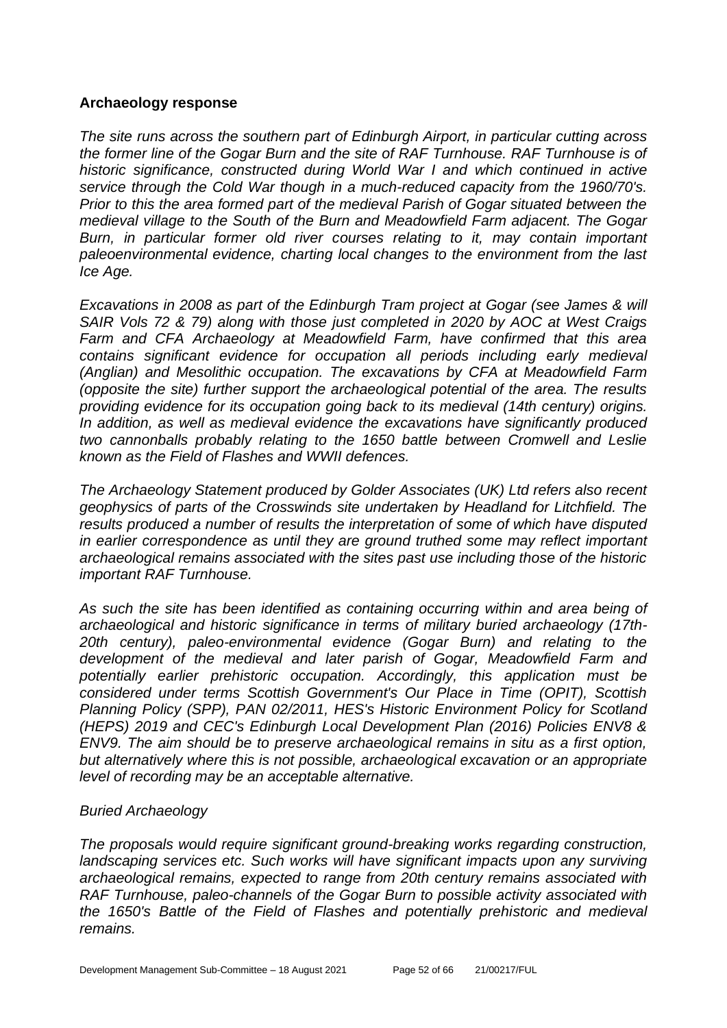**Archaeology response**

*The site runs across the southern part of Edinburgh Airport, in particular cutting across the former line of the Gogar Burn and the site of RAF Turnhouse. RAF Turnhouse is of historic significance, constructed during World War I and which continued in active service through the Cold War though in a much-reduced capacity from the 1960/70's. Prior to this the area formed part of the medieval Parish of Gogar situated between the medieval village to the South of the Burn and Meadowfield Farm adjacent. The Gogar Burn, in particular former old river courses relating to it, may contain important paleoenvironmental evidence, charting local changes to the environment from the last Ice Age.*

*Excavations in 2008 as part of the Edinburgh Tram project at Gogar (see James & will SAIR Vols 72 & 79) along with those just completed in 2020 by AOC at West Craigs Farm and CFA Archaeology at Meadowfield Farm, have confirmed that this area contains significant evidence for occupation all periods including early medieval (Anglian) and Mesolithic occupation. The excavations by CFA at Meadowfield Farm (opposite the site) further support the archaeological potential of the area. The results providing evidence for its occupation going back to its medieval (14th century) origins. In addition, as well as medieval evidence the excavations have significantly produced two cannonballs probably relating to the 1650 battle between Cromwell and Leslie known as the Field of Flashes and WWII defences.*

*The Archaeology Statement produced by Golder Associates (UK) Ltd refers also recent geophysics of parts of the Crosswinds site undertaken by Headland for Litchfield. The results produced a number of results the interpretation of some of which have disputed in earlier correspondence as until they are ground truthed some may reflect important archaeological remains associated with the sites past use including those of the historic important RAF Turnhouse.*

*As such the site has been identified as containing occurring within and area being of archaeological and historic significance in terms of military buried archaeology (17th-20th century), paleo-environmental evidence (Gogar Burn) and relating to the development of the medieval and later parish of Gogar, Meadowfield Farm and potentially earlier prehistoric occupation. Accordingly, this application must be considered under terms Scottish Government's Our Place in Time (OPIT), Scottish Planning Policy (SPP), PAN 02/2011, HES's Historic Environment Policy for Scotland (HEPS) 2019 and CEC's Edinburgh Local Development Plan (2016) Policies ENV8 & ENV9. The aim should be to preserve archaeological remains in situ as a first option, but alternatively where this is not possible, archaeological excavation or an appropriate level of recording may be an acceptable alternative.*

*Buried Archaeology*

*The proposals would require significant ground-breaking works regarding construction, landscaping services etc. Such works will have significant impacts upon any surviving archaeological remains, expected to range from 20th century remains associated with RAF Turnhouse, paleo-channels of the Gogar Burn to possible activity associated with the 1650's Battle of the Field of Flashes and potentially prehistoric and medieval remains.*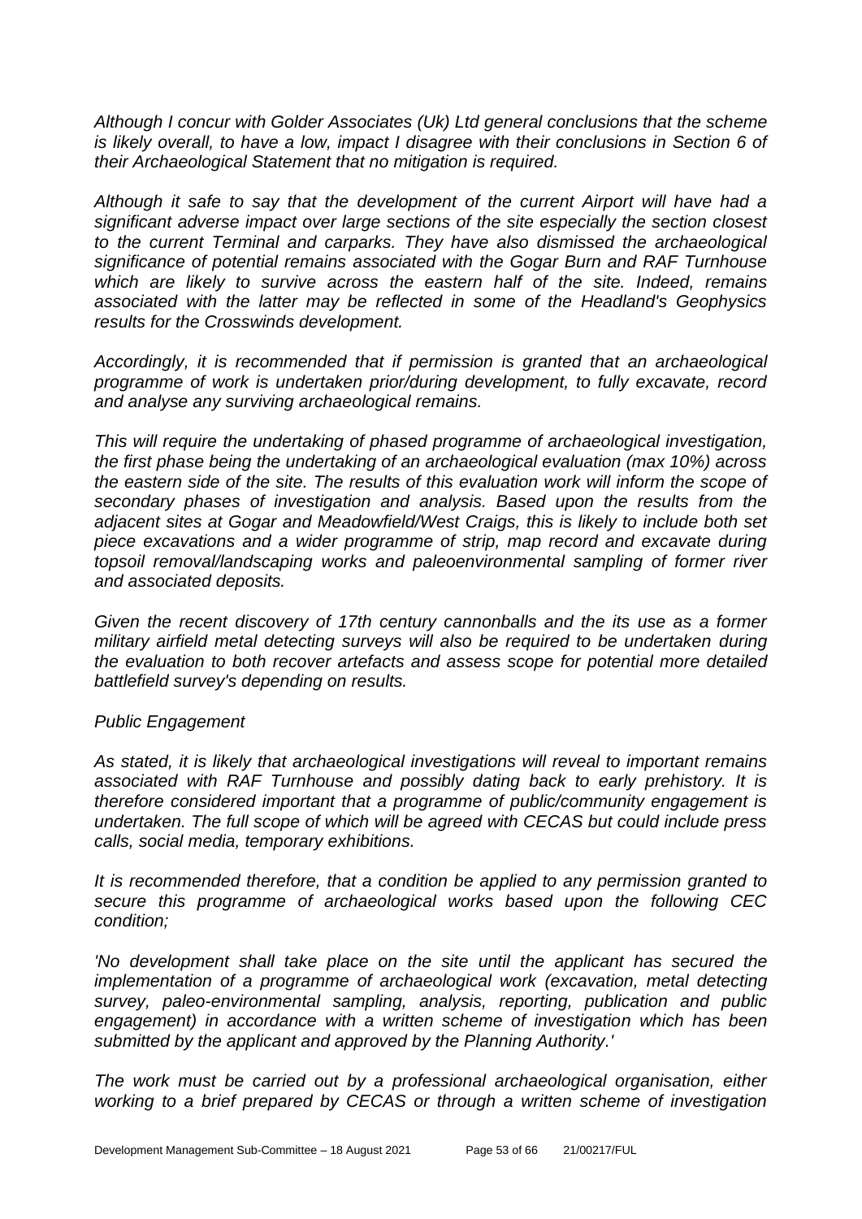*Although I concur with Golder Associates (Uk) Ltd general conclusions that the scheme is likely overall, to have a low, impact I disagree with their conclusions in Section 6 of their Archaeological Statement that no mitigation is required.*

*Although it safe to say that the development of the current Airport will have had a significant adverse impact over large sections of the site especially the section closest to the current Terminal and carparks. They have also dismissed the archaeological significance of potential remains associated with the Gogar Burn and RAF Turnhouse which are likely to survive across the eastern half of the site. Indeed, remains associated with the latter may be reflected in some of the Headland's Geophysics results for the Crosswinds development.*

*Accordingly, it is recommended that if permission is granted that an archaeological programme of work is undertaken prior/during development, to fully excavate, record and analyse any surviving archaeological remains.*

*This will require the undertaking of phased programme of archaeological investigation, the first phase being the undertaking of an archaeological evaluation (max 10%) across the eastern side of the site. The results of this evaluation work will inform the scope of secondary phases of investigation and analysis. Based upon the results from the adjacent sites at Gogar and Meadowfield/West Craigs, this is likely to include both set piece excavations and a wider programme of strip, map record and excavate during topsoil removal/landscaping works and paleoenvironmental sampling of former river and associated deposits.*

*Given the recent discovery of 17th century cannonballs and the its use as a former military airfield metal detecting surveys will also be required to be undertaken during the evaluation to both recover artefacts and assess scope for potential more detailed battlefield survey's depending on results.*

*Public Engagement*

*As stated, it is likely that archaeological investigations will reveal to important remains associated with RAF Turnhouse and possibly dating back to early prehistory. It is therefore considered important that a programme of public/community engagement is undertaken. The full scope of which will be agreed with CECAS but could include press calls, social media, temporary exhibitions.*

*It is recommended therefore, that a condition be applied to any permission granted to secure this programme of archaeological works based upon the following CEC condition;*

*'No development shall take place on the site until the applicant has secured the implementation of a programme of archaeological work (excavation, metal detecting survey, paleo-environmental sampling, analysis, reporting, publication and public engagement) in accordance with a written scheme of investigation which has been submitted by the applicant and approved by the Planning Authority.'*

*The work must be carried out by a professional archaeological organisation, either working to a brief prepared by CECAS or through a written scheme of investigation*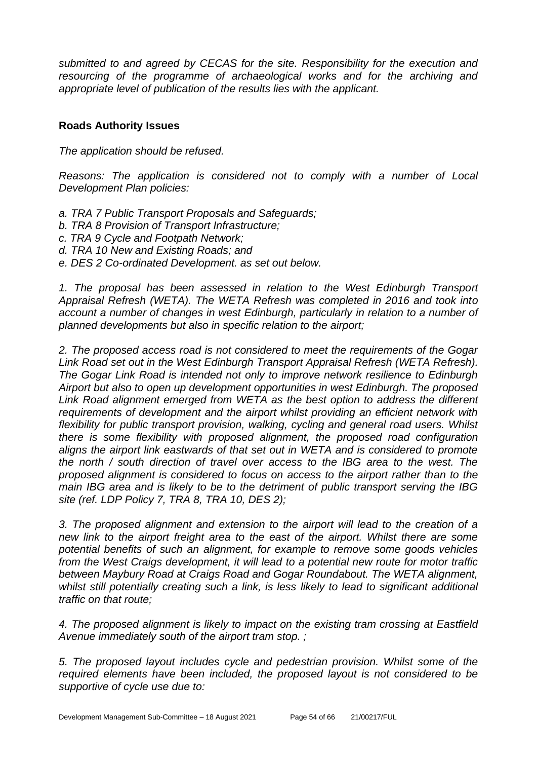*submitted to and agreed by CECAS for the site. Responsibility for the execution and resourcing of the programme of archaeological works and for the archiving and appropriate level of publication of the results lies with the applicant.*

**Roads Authority Issues**

*The application should be refused.*

*Reasons: The application is considered not to comply with a number of Local Development Plan policies:*

*a. TRA 7 Public Transport Proposals and Safeguards;*
*b. TRA 8 Provision of Transport Infrastructure;*
*c. TRA 9 Cycle and Footpath Network;*
*d. TRA 10 New and Existing Roads; and*
*e. DES 2 Co-ordinated Development. as set out below.*

*1. The proposal has been assessed in relation to the West Edinburgh Transport Appraisal Refresh (WETA). The WETA Refresh was completed in 2016 and took into account a number of changes in west Edinburgh, particularly in relation to a number of planned developments but also in specific relation to the airport;*

*2. The proposed access road is not considered to meet the requirements of the Gogar Link Road set out in the West Edinburgh Transport Appraisal Refresh (WETA Refresh). The Gogar Link Road is intended not only to improve network resilience to Edinburgh Airport but also to open up development opportunities in west Edinburgh. The proposed Link Road alignment emerged from WETA as the best option to address the different requirements of development and the airport whilst providing an efficient network with flexibility for public transport provision, walking, cycling and general road users. Whilst there is some flexibility with proposed alignment, the proposed road configuration aligns the airport link eastwards of that set out in WETA and is considered to promote the north / south direction of travel over access to the IBG area to the west. The proposed alignment is considered to focus on access to the airport rather than to the main IBG area and is likely to be to the detriment of public transport serving the IBG site (ref. LDP Policy 7, TRA 8, TRA 10, DES 2);*

*3. The proposed alignment and extension to the airport will lead to the creation of a new link to the airport freight area to the east of the airport. Whilst there are some potential benefits of such an alignment, for example to remove some goods vehicles from the West Craigs development, it will lead to a potential new route for motor traffic between Maybury Road at Craigs Road and Gogar Roundabout. The WETA alignment, whilst still potentially creating such a link, is less likely to lead to significant additional traffic on that route;*

*4. The proposed alignment is likely to impact on the existing tram crossing at Eastfield Avenue immediately south of the airport tram stop. ;*

*5. The proposed layout includes cycle and pedestrian provision. Whilst some of the required elements have been included, the proposed layout is not considered to be supportive of cycle use due to:*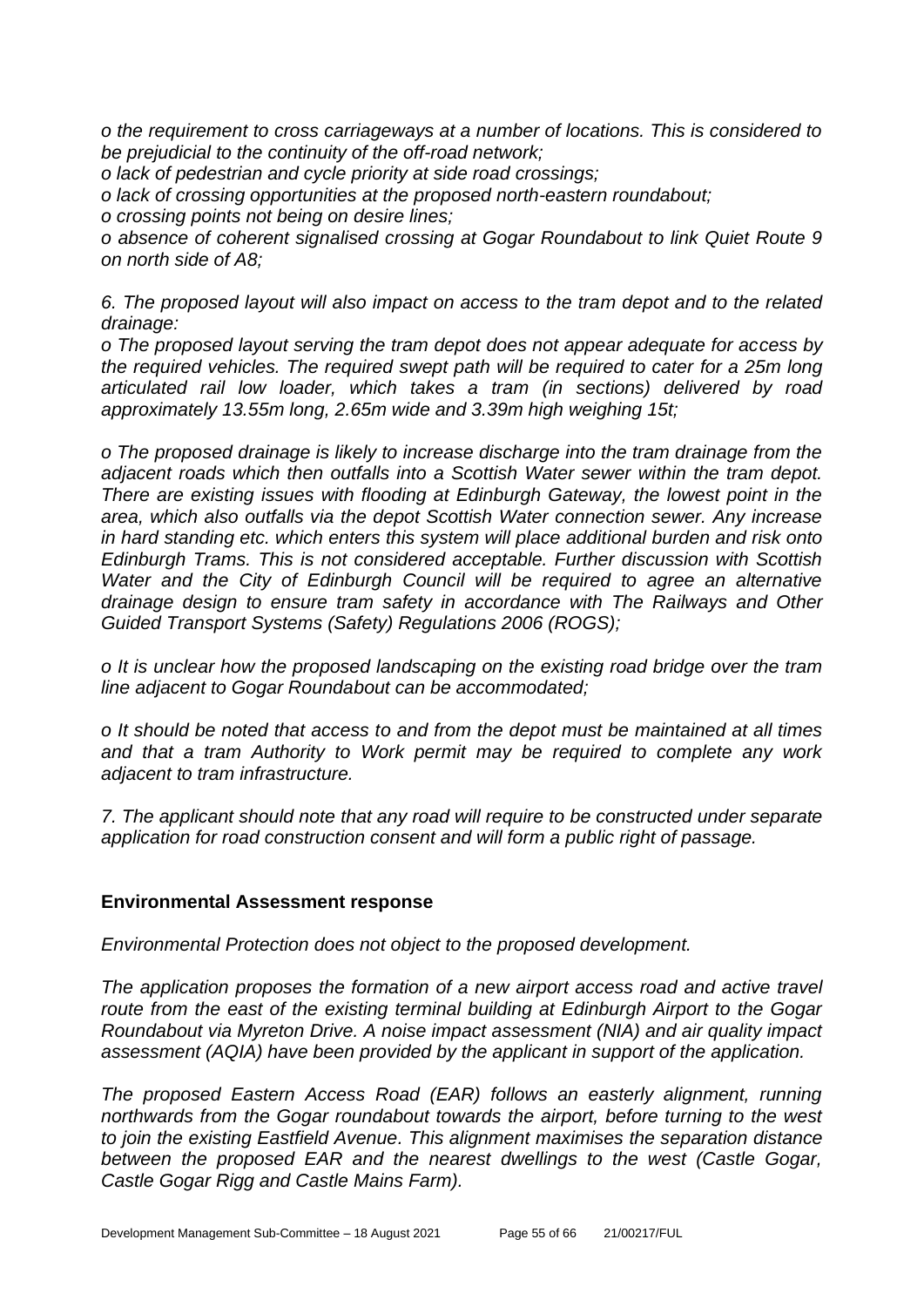*o the requirement to cross carriageways at a number of locations. This is considered to be prejudicial to the continuity of the off-road network;*

*o lack of pedestrian and cycle priority at side road crossings;*

*o lack of crossing opportunities at the proposed north-eastern roundabout;*

*o crossing points not being on desire lines;*

*o absence of coherent signalised crossing at Gogar Roundabout to link Quiet Route 9 on north side of A8;*

*6. The proposed layout will also impact on access to the tram depot and to the related drainage:*

*o The proposed layout serving the tram depot does not appear adequate for access by the required vehicles. The required swept path will be required to cater for a 25m long articulated rail low loader, which takes a tram (in sections) delivered by road approximately 13.55m long, 2.65m wide and 3.39m high weighing 15t;*

*o The proposed drainage is likely to increase discharge into the tram drainage from the adjacent roads which then outfalls into a Scottish Water sewer within the tram depot. There are existing issues with flooding at Edinburgh Gateway, the lowest point in the area, which also outfalls via the depot Scottish Water connection sewer. Any increase in hard standing etc. which enters this system will place additional burden and risk onto Edinburgh Trams. This is not considered acceptable. Further discussion with Scottish Water and the City of Edinburgh Council will be required to agree an alternative drainage design to ensure tram safety in accordance with The Railways and Other Guided Transport Systems (Safety) Regulations 2006 (ROGS);*

*o It is unclear how the proposed landscaping on the existing road bridge over the tram line adjacent to Gogar Roundabout can be accommodated;*

*o It should be noted that access to and from the depot must be maintained at all times and that a tram Authority to Work permit may be required to complete any work adjacent to tram infrastructure.*

*7. The applicant should note that any road will require to be constructed under separate application for road construction consent and will form a public right of passage.*

**Environmental Assessment response**

*Environmental Protection does not object to the proposed development.*

*The application proposes the formation of a new airport access road and active travel route from the east of the existing terminal building at Edinburgh Airport to the Gogar Roundabout via Myreton Drive. A noise impact assessment (NIA) and air quality impact assessment (AQIA) have been provided by the applicant in support of the application.*

*The proposed Eastern Access Road (EAR) follows an easterly alignment, running northwards from the Gogar roundabout towards the airport, before turning to the west to join the existing Eastfield Avenue. This alignment maximises the separation distance between the proposed EAR and the nearest dwellings to the west (Castle Gogar, Castle Gogar Rigg and Castle Mains Farm).*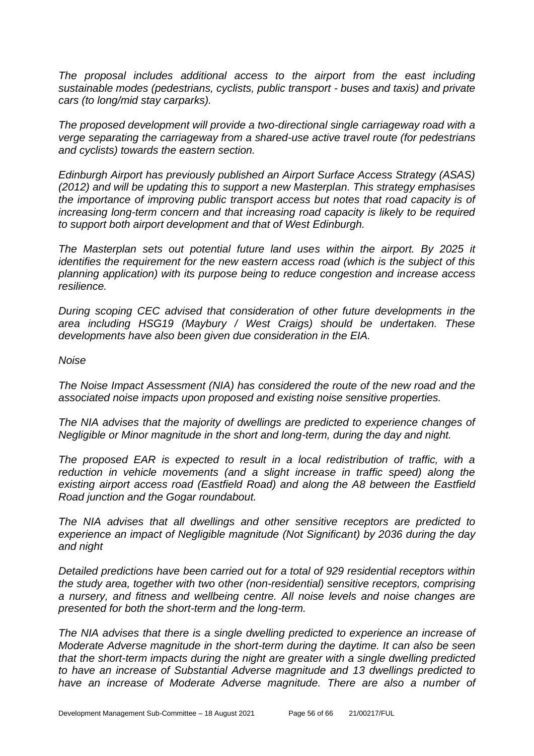*The proposal includes additional access to the airport from the east including sustainable modes (pedestrians, cyclists, public transport - buses and taxis) and private cars (to long/mid stay carparks).*

*The proposed development will provide a two-directional single carriageway road with a verge separating the carriageway from a shared-use active travel route (for pedestrians and cyclists) towards the eastern section.*

*Edinburgh Airport has previously published an Airport Surface Access Strategy (ASAS) (2012) and will be updating this to support a new Masterplan. This strategy emphasises the importance of improving public transport access but notes that road capacity is of increasing long-term concern and that increasing road capacity is likely to be required to support both airport development and that of West Edinburgh.*

*The Masterplan sets out potential future land uses within the airport. By 2025 it identifies the requirement for the new eastern access road (which is the subject of this planning application) with its purpose being to reduce congestion and increase access resilience.*

*During scoping CEC advised that consideration of other future developments in the area including HSG19 (Maybury / West Craigs) should be undertaken. These developments have also been given due consideration in the EIA.*

*Noise*

*The Noise Impact Assessment (NIA) has considered the route of the new road and the associated noise impacts upon proposed and existing noise sensitive properties.*

*The NIA advises that the majority of dwellings are predicted to experience changes of Negligible or Minor magnitude in the short and long-term, during the day and night.*

*The proposed EAR is expected to result in a local redistribution of traffic, with a reduction in vehicle movements (and a slight increase in traffic speed) along the existing airport access road (Eastfield Road) and along the A8 between the Eastfield Road junction and the Gogar roundabout.*

*The NIA advises that all dwellings and other sensitive receptors are predicted to experience an impact of Negligible magnitude (Not Significant) by 2036 during the day and night*

*Detailed predictions have been carried out for a total of 929 residential receptors within the study area, together with two other (non-residential) sensitive receptors, comprising a nursery, and fitness and wellbeing centre. All noise levels and noise changes are presented for both the short-term and the long-term.*

*The NIA advises that there is a single dwelling predicted to experience an increase of Moderate Adverse magnitude in the short-term during the daytime. It can also be seen that the short-term impacts during the night are greater with a single dwelling predicted to have an increase of Substantial Adverse magnitude and 13 dwellings predicted to have an increase of Moderate Adverse magnitude. There are also a number of*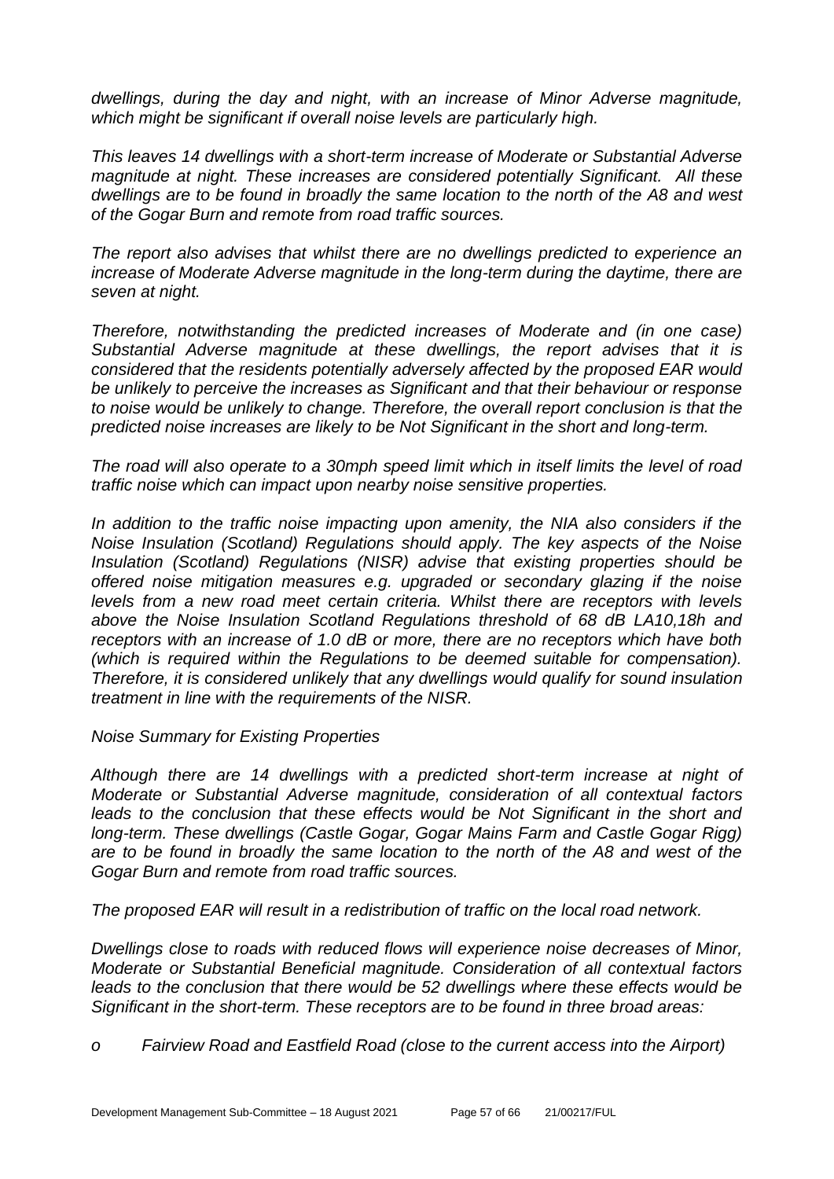*dwellings, during the day and night, with an increase of Minor Adverse magnitude, which might be significant if overall noise levels are particularly high.*

*This leaves 14 dwellings with a short-term increase of Moderate or Substantial Adverse magnitude at night. These increases are considered potentially Significant. All these dwellings are to be found in broadly the same location to the north of the A8 and west of the Gogar Burn and remote from road traffic sources.*

*The report also advises that whilst there are no dwellings predicted to experience an increase of Moderate Adverse magnitude in the long-term during the daytime, there are seven at night.*

*Therefore, notwithstanding the predicted increases of Moderate and (in one case) Substantial Adverse magnitude at these dwellings, the report advises that it is considered that the residents potentially adversely affected by the proposed EAR would be unlikely to perceive the increases as Significant and that their behaviour or response to noise would be unlikely to change. Therefore, the overall report conclusion is that the predicted noise increases are likely to be Not Significant in the short and long-term.*

*The road will also operate to a 30mph speed limit which in itself limits the level of road traffic noise which can impact upon nearby noise sensitive properties.*

*In addition to the traffic noise impacting upon amenity, the NIA also considers if the Noise Insulation (Scotland) Regulations should apply. The key aspects of the Noise Insulation (Scotland) Regulations (NISR) advise that existing properties should be offered noise mitigation measures e.g. upgraded or secondary glazing if the noise levels from a new road meet certain criteria. Whilst there are receptors with levels above the Noise Insulation Scotland Regulations threshold of 68 dB LA10,18h and receptors with an increase of 1.0 dB or more, there are no receptors which have both (which is required within the Regulations to be deemed suitable for compensation). Therefore, it is considered unlikely that any dwellings would qualify for sound insulation treatment in line with the requirements of the NISR.*

*Noise Summary for Existing Properties*

*Although there are 14 dwellings with a predicted short-term increase at night of Moderate or Substantial Adverse magnitude, consideration of all contextual factors leads to the conclusion that these effects would be Not Significant in the short and long-term. These dwellings (Castle Gogar, Gogar Mains Farm and Castle Gogar Rigg) are to be found in broadly the same location to the north of the A8 and west of the Gogar Burn and remote from road traffic sources.*

*The proposed EAR will result in a redistribution of traffic on the local road network.*

*Dwellings close to roads with reduced flows will experience noise decreases of Minor, Moderate or Substantial Beneficial magnitude. Consideration of all contextual factors leads to the conclusion that there would be 52 dwellings where these effects would be Significant in the short-term. These receptors are to be found in three broad areas:*

- *Fairview Road and Eastfield Road (close to the current access into the Airport)*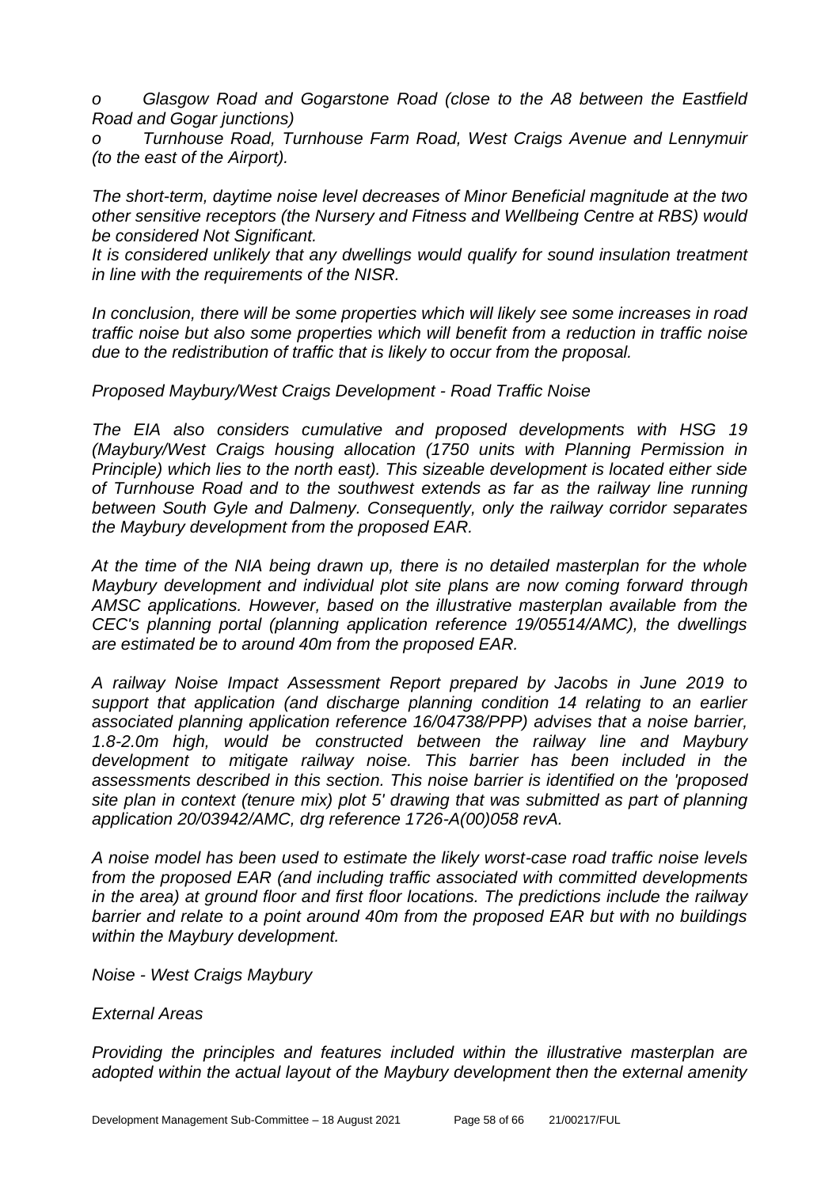*o Glasgow Road and Gogarstone Road (close to the A8 between the Eastfield Road and Gogar junctions)*

*o Turnhouse Road, Turnhouse Farm Road, West Craigs Avenue and Lennymuir (to the east of the Airport).*

*The short-term, daytime noise level decreases of Minor Beneficial magnitude at the two other sensitive receptors (the Nursery and Fitness and Wellbeing Centre at RBS) would be considered Not Significant.*

*It is considered unlikely that any dwellings would qualify for sound insulation treatment in line with the requirements of the NISR.*

*In conclusion, there will be some properties which will likely see some increases in road traffic noise but also some properties which will benefit from a reduction in traffic noise due to the redistribution of traffic that is likely to occur from the proposal.*

*Proposed Maybury/West Craigs Development - Road Traffic Noise*

*The EIA also considers cumulative and proposed developments with HSG 19 (Maybury/West Craigs housing allocation (1750 units with Planning Permission in Principle) which lies to the north east). This sizeable development is located either side of Turnhouse Road and to the southwest extends as far as the railway line running between South Gyle and Dalmeny. Consequently, only the railway corridor separates the Maybury development from the proposed EAR.*

*At the time of the NIA being drawn up, there is no detailed masterplan for the whole Maybury development and individual plot site plans are now coming forward through AMSC applications. However, based on the illustrative masterplan available from the CEC's planning portal (planning application reference 19/05514/AMC), the dwellings are estimated be to around 40m from the proposed EAR.*

*A railway Noise Impact Assessment Report prepared by Jacobs in June 2019 to support that application (and discharge planning condition 14 relating to an earlier associated planning application reference 16/04738/PPP) advises that a noise barrier, 1.8-2.0m high, would be constructed between the railway line and Maybury development to mitigate railway noise. This barrier has been included in the assessments described in this section. This noise barrier is identified on the 'proposed site plan in context (tenure mix) plot 5' drawing that was submitted as part of planning application 20/03942/AMC, drg reference 1726-A(00)058 revA.*

*A noise model has been used to estimate the likely worst-case road traffic noise levels from the proposed EAR (and including traffic associated with committed developments in the area) at ground floor and first floor locations. The predictions include the railway barrier and relate to a point around 40m from the proposed EAR but with no buildings within the Maybury development.*

*Noise - West Craigs Maybury*

*External Areas*

*Providing the principles and features included within the illustrative masterplan are adopted within the actual layout of the Maybury development then the external amenity*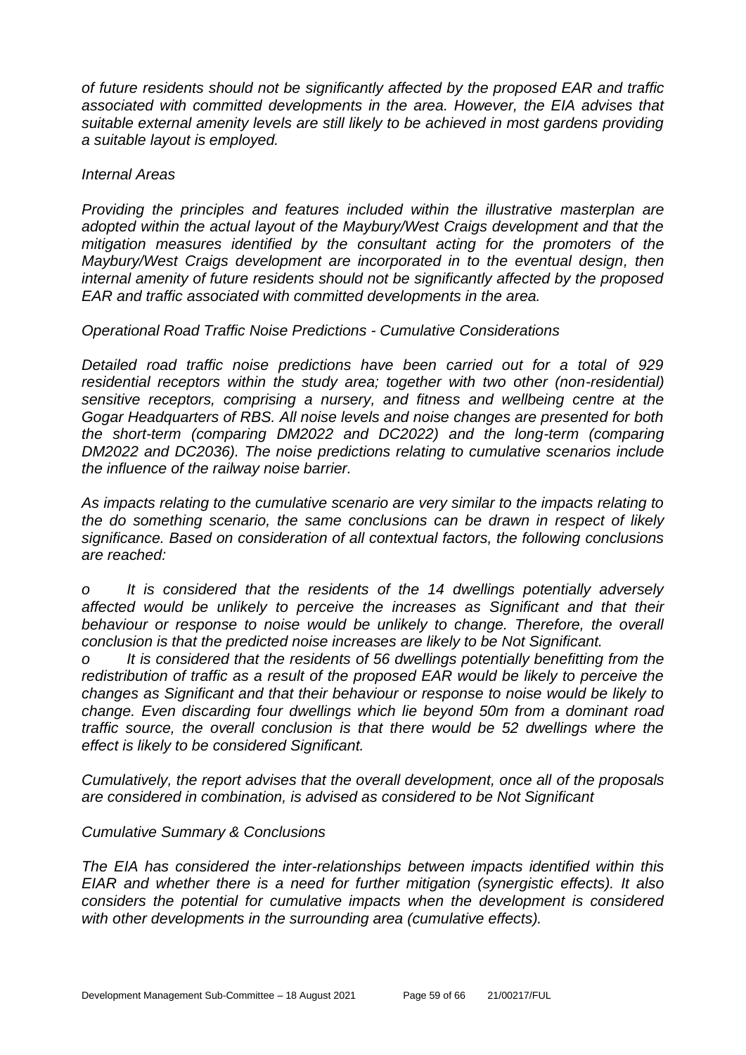*of future residents should not be significantly affected by the proposed EAR and traffic associated with committed developments in the area. However, the EIA advises that suitable external amenity levels are still likely to be achieved in most gardens providing a suitable layout is employed.*

*Internal Areas*

*Providing the principles and features included within the illustrative masterplan are adopted within the actual layout of the Maybury/West Craigs development and that the mitigation measures identified by the consultant acting for the promoters of the Maybury/West Craigs development are incorporated in to the eventual design, then internal amenity of future residents should not be significantly affected by the proposed EAR and traffic associated with committed developments in the area.*

*Operational Road Traffic Noise Predictions - Cumulative Considerations*

*Detailed road traffic noise predictions have been carried out for a total of 929 residential receptors within the study area; together with two other (non-residential) sensitive receptors, comprising a nursery, and fitness and wellbeing centre at the Gogar Headquarters of RBS. All noise levels and noise changes are presented for both the short-term (comparing DM2022 and DC2022) and the long-term (comparing DM2022 and DC2036). The noise predictions relating to cumulative scenarios include the influence of the railway noise barrier.*

*As impacts relating to the cumulative scenario are very similar to the impacts relating to the do something scenario, the same conclusions can be drawn in respect of likely significance. Based on consideration of all contextual factors, the following conclusions are reached:*

- *It is considered that the residents of the 14 dwellings potentially adversely affected would be unlikely to perceive the increases as Significant and that their behaviour or response to noise would be unlikely to change. Therefore, the overall conclusion is that the predicted noise increases are likely to be Not Significant.*
- *It is considered that the residents of 56 dwellings potentially benefitting from the redistribution of traffic as a result of the proposed EAR would be likely to perceive the changes as Significant and that their behaviour or response to noise would be likely to change. Even discarding four dwellings which lie beyond 50m from a dominant road traffic source, the overall conclusion is that there would be 52 dwellings where the effect is likely to be considered Significant.*

*Cumulatively, the report advises that the overall development, once all of the proposals are considered in combination, is advised as considered to be Not Significant*

*Cumulative Summary & Conclusions*

*The EIA has considered the inter-relationships between impacts identified within this EIAR and whether there is a need for further mitigation (synergistic effects). It also considers the potential for cumulative impacts when the development is considered with other developments in the surrounding area (cumulative effects).*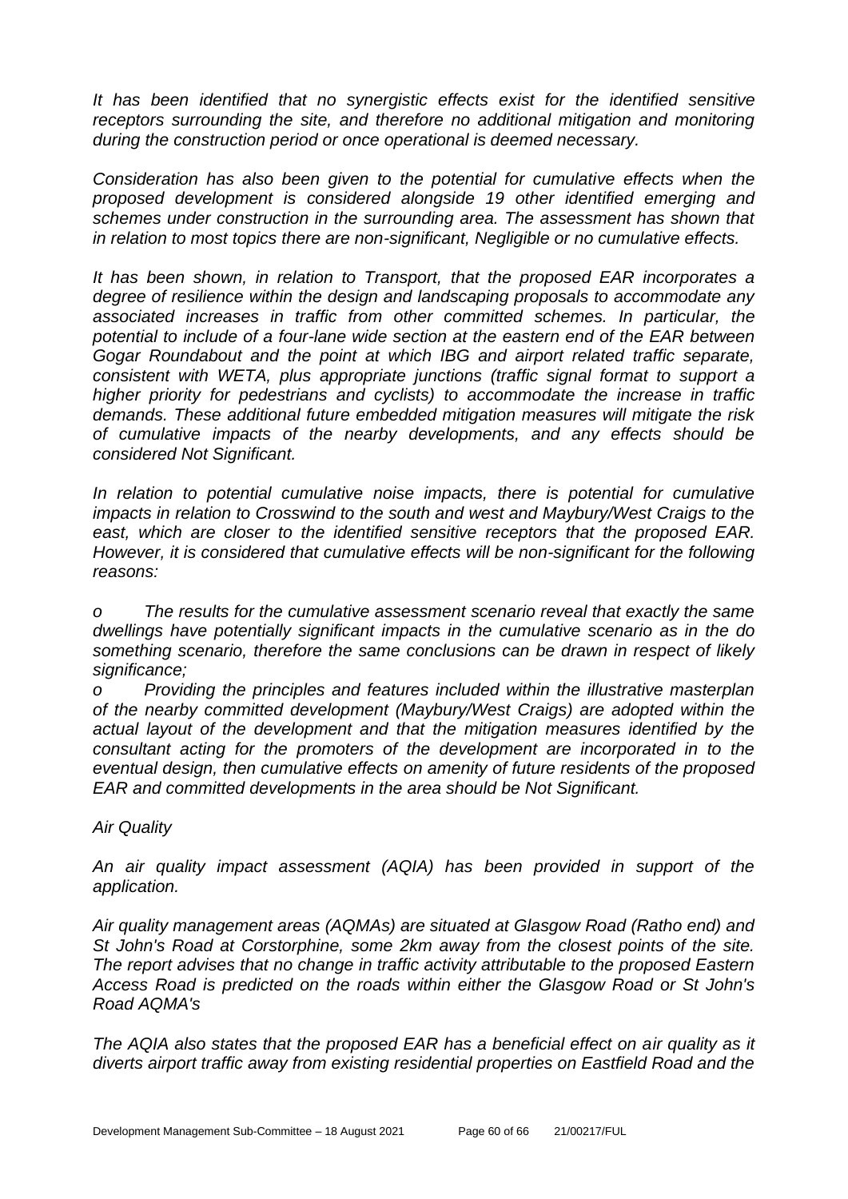*It has been identified that no synergistic effects exist for the identified sensitive receptors surrounding the site, and therefore no additional mitigation and monitoring during the construction period or once operational is deemed necessary.*

*Consideration has also been given to the potential for cumulative effects when the proposed development is considered alongside 19 other identified emerging and schemes under construction in the surrounding area. The assessment has shown that in relation to most topics there are non-significant, Negligible or no cumulative effects.*

*It has been shown, in relation to Transport, that the proposed EAR incorporates a degree of resilience within the design and landscaping proposals to accommodate any associated increases in traffic from other committed schemes. In particular, the potential to include of a four-lane wide section at the eastern end of the EAR between Gogar Roundabout and the point at which IBG and airport related traffic separate, consistent with WETA, plus appropriate junctions (traffic signal format to support a higher priority for pedestrians and cyclists) to accommodate the increase in traffic demands. These additional future embedded mitigation measures will mitigate the risk of cumulative impacts of the nearby developments, and any effects should be considered Not Significant.*

*In relation to potential cumulative noise impacts, there is potential for cumulative impacts in relation to Crosswind to the south and west and Maybury/West Craigs to the east, which are closer to the identified sensitive receptors that the proposed EAR. However, it is considered that cumulative effects will be non-significant for the following reasons:*

*o The results for the cumulative assessment scenario reveal that exactly the same dwellings have potentially significant impacts in the cumulative scenario as in the do something scenario, therefore the same conclusions can be drawn in respect of likely significance;*

*o Providing the principles and features included within the illustrative masterplan of the nearby committed development (Maybury/West Craigs) are adopted within the actual layout of the development and that the mitigation measures identified by the consultant acting for the promoters of the development are incorporated in to the eventual design, then cumulative effects on amenity of future residents of the proposed EAR and committed developments in the area should be Not Significant.*

*Air Quality*

*An air quality impact assessment (AQIA) has been provided in support of the application.*

*Air quality management areas (AQMAs) are situated at Glasgow Road (Ratho end) and St John's Road at Corstorphine, some 2km away from the closest points of the site. The report advises that no change in traffic activity attributable to the proposed Eastern Access Road is predicted on the roads within either the Glasgow Road or St John's Road AQMA's*

*The AQIA also states that the proposed EAR has a beneficial effect on air quality as it diverts airport traffic away from existing residential properties on Eastfield Road and the*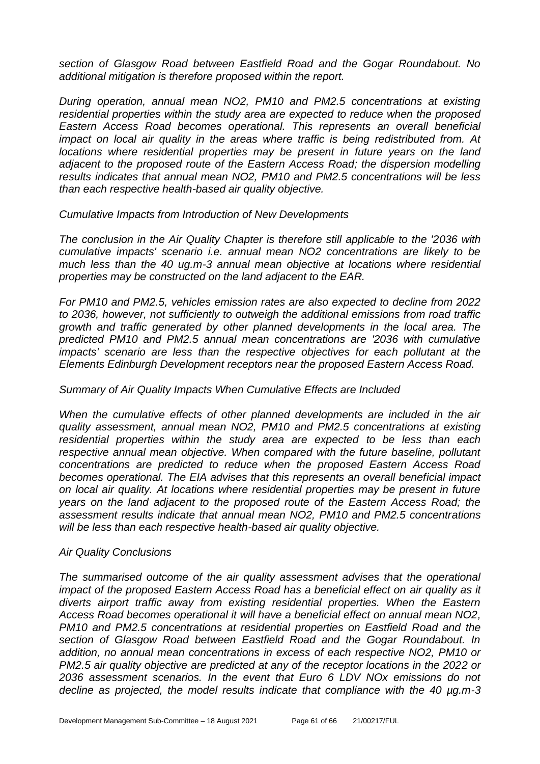*section of Glasgow Road between Eastfield Road and the Gogar Roundabout. No additional mitigation is therefore proposed within the report.*

*During operation, annual mean $NO_2$, $PM_{10}$ and $PM_{2.5}$ concentrations at existing residential properties within the study area are expected to reduce when the proposed Eastern Access Road becomes operational. This represents an overall beneficial impact on local air quality in the areas where traffic is being redistributed from. At locations where residential properties may be present in future years on the land adjacent to the proposed route of the Eastern Access Road; the dispersion modelling results indicates that annual mean $NO_2$, $PM_{10}$ and $PM_{2.5}$ concentrations will be less than each respective health-based air quality objective.*

*Cumulative Impacts from Introduction of New Developments*

*The conclusion in the Air Quality Chapter is therefore still applicable to the '2036 with cumulative impacts' scenario i.e. annual mean $NO_2$ concentrations are likely to be much less than the 40 ug.m-3 annual mean objective at locations where residential properties may be constructed on the land adjacent to the EAR.*

*For $PM_{10}$ and $PM_{2.5}$, vehicles emission rates are also expected to decline from 2022 to 2036, however, not sufficiently to outweigh the additional emissions from road traffic growth and traffic generated by other planned developments in the local area. The predicted $PM_{10}$ and $PM_{2.5}$ annual mean concentrations are '2036 with cumulative impacts' scenario are less than the respective objectives for each pollutant at the Elements Edinburgh Development receptors near the proposed Eastern Access Road.*

*Summary of Air Quality Impacts When Cumulative Effects are Included*

*When the cumulative effects of other planned developments are included in the air quality assessment, annual mean $NO_2$, $PM_{10}$ and $PM_{2.5}$ concentrations at existing residential properties within the study area are expected to be less than each respective annual mean objective. When compared with the future baseline, pollutant concentrations are predicted to reduce when the proposed Eastern Access Road becomes operational. The EIA advises that this represents an overall beneficial impact on local air quality. At locations where residential properties may be present in future years on the land adjacent to the proposed route of the Eastern Access Road; the assessment results indicate that annual mean $NO_2$, $PM_{10}$ and $PM_{2.5}$ concentrations will be less than each respective health-based air quality objective.*

*Air Quality Conclusions*

*The summarised outcome of the air quality assessment advises that the operational impact of the proposed Eastern Access Road has a beneficial effect on air quality as it diverts airport traffic away from existing residential properties. When the Eastern Access Road becomes operational it will have a beneficial effect on annual mean $NO_2$, $PM_{10}$ and $PM_{2.5}$ concentrations at residential properties on Eastfield Road and the section of Glasgow Road between Eastfield Road and the Gogar Roundabout. In addition, no annual mean concentrations in excess of each respective $NO_2$, $PM_{10}$ or $PM_{2.5}$ air quality objective are predicted at any of the receptor locations in the 2022 or 2036 assessment scenarios. In the event that Euro 6 LDV $NO_x$ emissions do not decline as projected, the model results indicate that compliance with the 40 µg.m-3*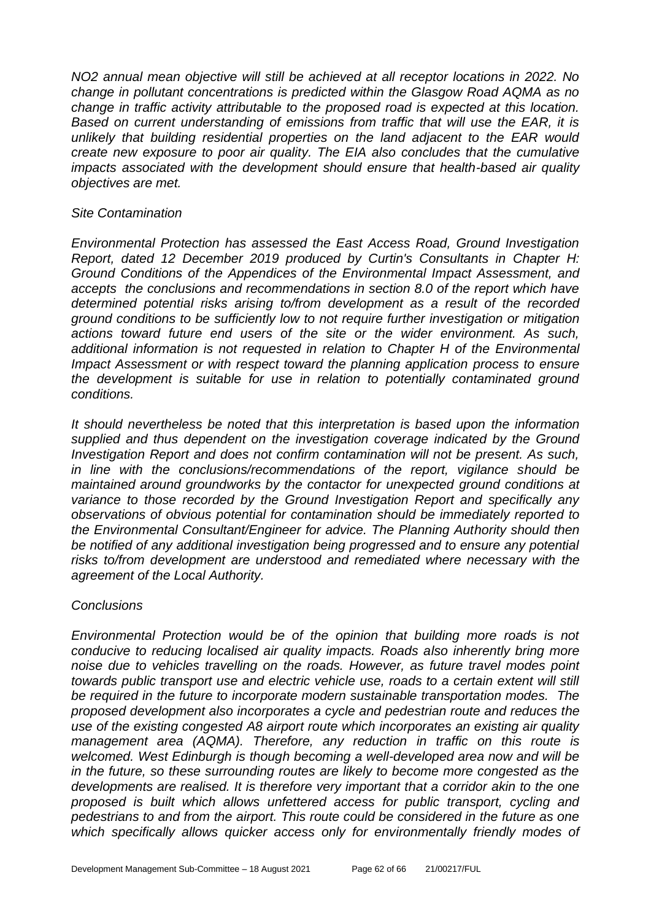*$NO_2$ annual mean objective will still be achieved at all receptor locations in 2022. No change in pollutant concentrations is predicted within the Glasgow Road AQMA as no change in traffic activity attributable to the proposed road is expected at this location. Based on current understanding of emissions from traffic that will use the EAR, it is unlikely that building residential properties on the land adjacent to the EAR would create new exposure to poor air quality. The EIA also concludes that the cumulative impacts associated with the development should ensure that health-based air quality objectives are met.*

*Site Contamination*

*Environmental Protection has assessed the East Access Road, Ground Investigation Report, dated 12 December 2019 produced by Curtin's Consultants in Chapter H: Ground Conditions of the Appendices of the Environmental Impact Assessment, and accepts the conclusions and recommendations in section 8.0 of the report which have determined potential risks arising to/from development as a result of the recorded ground conditions to be sufficiently low to not require further investigation or mitigation actions toward future end users of the site or the wider environment. As such, additional information is not requested in relation to Chapter H of the Environmental Impact Assessment or with respect toward the planning application process to ensure the development is suitable for use in relation to potentially contaminated ground conditions.*

*It should nevertheless be noted that this interpretation is based upon the information supplied and thus dependent on the investigation coverage indicated by the Ground Investigation Report and does not confirm contamination will not be present. As such, in line with the conclusions/recommendations of the report, vigilance should be maintained around groundworks by the contactor for unexpected ground conditions at variance to those recorded by the Ground Investigation Report and specifically any observations of obvious potential for contamination should be immediately reported to the Environmental Consultant/Engineer for advice. The Planning Authority should then be notified of any additional investigation being progressed and to ensure any potential risks to/from development are understood and remediated where necessary with the agreement of the Local Authority.*

*Conclusions*

*Environmental Protection would be of the opinion that building more roads is not conducive to reducing localised air quality impacts. Roads also inherently bring more noise due to vehicles travelling on the roads. However, as future travel modes point towards public transport use and electric vehicle use, roads to a certain extent will still be required in the future to incorporate modern sustainable transportation modes. The proposed development also incorporates a cycle and pedestrian route and reduces the use of the existing congested A8 airport route which incorporates an existing air quality management area (AQMA). Therefore, any reduction in traffic on this route is welcomed. West Edinburgh is though becoming a well-developed area now and will be in the future, so these surrounding routes are likely to become more congested as the developments are realised. It is therefore very important that a corridor akin to the one proposed is built which allows unfettered access for public transport, cycling and pedestrians to and from the airport. This route could be considered in the future as one which specifically allows quicker access only for environmentally friendly modes of*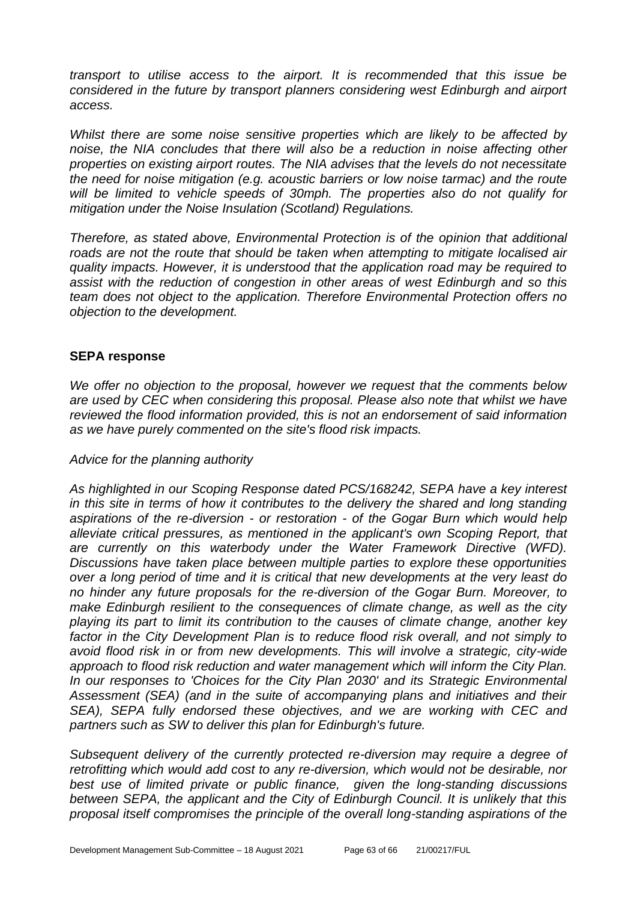*transport to utilise access to the airport. It is recommended that this issue be considered in the future by transport planners considering west Edinburgh and airport access.*

*Whilst there are some noise sensitive properties which are likely to be affected by noise, the NIA concludes that there will also be a reduction in noise affecting other properties on existing airport routes. The NIA advises that the levels do not necessitate the need for noise mitigation (e.g. acoustic barriers or low noise tarmac) and the route will be limited to vehicle speeds of 30mph. The properties also do not qualify for mitigation under the Noise Insulation (Scotland) Regulations.*

*Therefore, as stated above, Environmental Protection is of the opinion that additional roads are not the route that should be taken when attempting to mitigate localised air quality impacts. However, it is understood that the application road may be required to assist with the reduction of congestion in other areas of west Edinburgh and so this team does not object to the application. Therefore Environmental Protection offers no objection to the development.*

## SEPA response

*We offer no objection to the proposal, however we request that the comments below are used by CEC when considering this proposal. Please also note that whilst we have reviewed the flood information provided, this is not an endorsement of said information as we have purely commented on the site's flood risk impacts.*

*Advice for the planning authority*

*As highlighted in our Scoping Response dated PCS/168242, SEPA have a key interest in this site in terms of how it contributes to the delivery the shared and long standing aspirations of the re-diversion - or restoration - of the Gogar Burn which would help alleviate critical pressures, as mentioned in the applicant's own Scoping Report, that are currently on this waterbody under the Water Framework Directive (WFD). Discussions have taken place between multiple parties to explore these opportunities over a long period of time and it is critical that new developments at the very least do no hinder any future proposals for the re-diversion of the Gogar Burn. Moreover, to make Edinburgh resilient to the consequences of climate change, as well as the city playing its part to limit its contribution to the causes of climate change, another key factor in the City Development Plan is to reduce flood risk overall, and not simply to avoid flood risk in or from new developments. This will involve a strategic, city-wide approach to flood risk reduction and water management which will inform the City Plan. In our responses to 'Choices for the City Plan 2030' and its Strategic Environmental Assessment (SEA) (and in the suite of accompanying plans and initiatives and their SEA), SEPA fully endorsed these objectives, and we are working with CEC and partners such as SW to deliver this plan for Edinburgh's future.*

*Subsequent delivery of the currently protected re-diversion may require a degree of retrofitting which would add cost to any re-diversion, which would not be desirable, nor best use of limited private or public finance, given the long-standing discussions between SEPA, the applicant and the City of Edinburgh Council. It is unlikely that this proposal itself compromises the principle of the overall long-standing aspirations of the*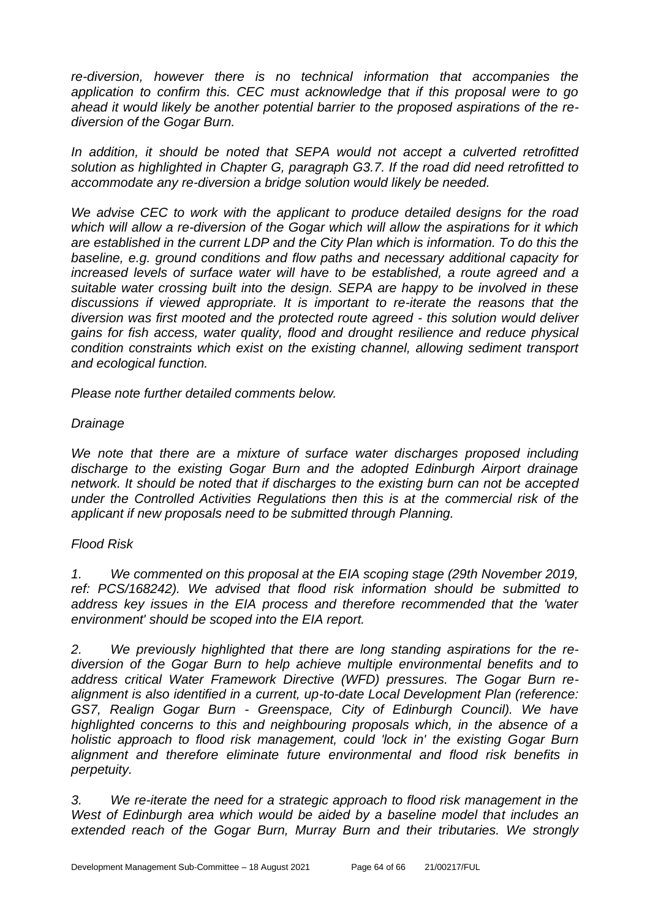*re-diversion, however there is no technical information that accompanies the application to confirm this. CEC must acknowledge that if this proposal were to go ahead it would likely be another potential barrier to the proposed aspirations of the re-diversion of the Gogar Burn.*

*In addition, it should be noted that SEPA would not accept a culverted retrofitted solution as highlighted in Chapter G, paragraph G3.7. If the road did need retrofitted to accommodate any re-diversion a bridge solution would likely be needed.*

*We advise CEC to work with the applicant to produce detailed designs for the road which will allow a re-diversion of the Gogar which will allow the aspirations for it which are established in the current LDP and the City Plan which is information. To do this the baseline, e.g. ground conditions and flow paths and necessary additional capacity for increased levels of surface water will have to be established, a route agreed and a suitable water crossing built into the design. SEPA are happy to be involved in these discussions if viewed appropriate. It is important to re-iterate the reasons that the diversion was first mooted and the protected route agreed - this solution would deliver gains for fish access, water quality, flood and drought resilience and reduce physical condition constraints which exist on the existing channel, allowing sediment transport and ecological function.*

*Please note further detailed comments below.*

*Drainage*

*We note that there are a mixture of surface water discharges proposed including discharge to the existing Gogar Burn and the adopted Edinburgh Airport drainage network. It should be noted that if discharges to the existing burn can not be accepted under the Controlled Activities Regulations then this is at the commercial risk of the applicant if new proposals need to be submitted through Planning.*

*Flood Risk*

*1. We commented on this proposal at the EIA scoping stage (29th November 2019, ref: PCS/168242). We advised that flood risk information should be submitted to address key issues in the EIA process and therefore recommended that the 'water environment' should be scoped into the EIA report.*

*2. We previously highlighted that there are long standing aspirations for the re-diversion of the Gogar Burn to help achieve multiple environmental benefits and to address critical Water Framework Directive (WFD) pressures. The Gogar Burn re-alignment is also identified in a current, up-to-date Local Development Plan (reference: GS7, Realign Gogar Burn - Greenspace, City of Edinburgh Council). We have highlighted concerns to this and neighbouring proposals which, in the absence of a holistic approach to flood risk management, could 'lock in' the existing Gogar Burn alignment and therefore eliminate future environmental and flood risk benefits in perpetuity.*

*3. We re-iterate the need for a strategic approach to flood risk management in the West of Edinburgh area which would be aided by a baseline model that includes an extended reach of the Gogar Burn, Murray Burn and their tributaries. We strongly*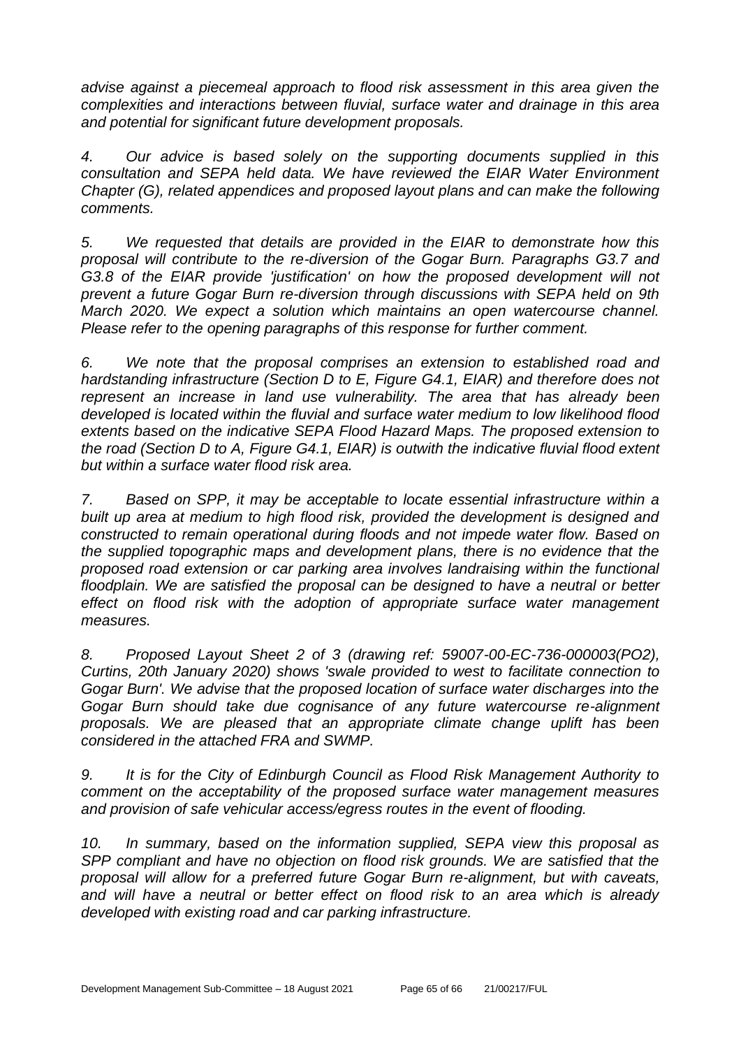*advise against a piecemeal approach to flood risk assessment in this area given the complexities and interactions between fluvial, surface water and drainage in this area and potential for significant future development proposals.*

*4. Our advice is based solely on the supporting documents supplied in this consultation and SEPA held data. We have reviewed the EIAR Water Environment Chapter (G), related appendices and proposed layout plans and can make the following comments.*

*5. We requested that details are provided in the EIAR to demonstrate how this proposal will contribute to the re-diversion of the Gogar Burn. Paragraphs G3.7 and G3.8 of the EIAR provide 'justification' on how the proposed development will not prevent a future Gogar Burn re-diversion through discussions with SEPA held on 9th March 2020. We expect a solution which maintains an open watercourse channel. Please refer to the opening paragraphs of this response for further comment.*

*6. We note that the proposal comprises an extension to established road and hardstanding infrastructure (Section D to E, Figure G4.1, EIAR) and therefore does not represent an increase in land use vulnerability. The area that has already been developed is located within the fluvial and surface water medium to low likelihood flood extents based on the indicative SEPA Flood Hazard Maps. The proposed extension to the road (Section D to A, Figure G4.1, EIAR) is outwith the indicative fluvial flood extent but within a surface water flood risk area.*

*7. Based on SPP, it may be acceptable to locate essential infrastructure within a built up area at medium to high flood risk, provided the development is designed and constructed to remain operational during floods and not impede water flow. Based on the supplied topographic maps and development plans, there is no evidence that the proposed road extension or car parking area involves landraising within the functional floodplain. We are satisfied the proposal can be designed to have a neutral or better effect on flood risk with the adoption of appropriate surface water management measures.*

*8. Proposed Layout Sheet 2 of 3 (drawing ref: 59007-00-EC-736-000003(PO2), Curtins, 20th January 2020) shows 'swale provided to west to facilitate connection to Gogar Burn'. We advise that the proposed location of surface water discharges into the Gogar Burn should take due cognisance of any future watercourse re-alignment proposals. We are pleased that an appropriate climate change uplift has been considered in the attached FRA and SWMP.*

*9. It is for the City of Edinburgh Council as Flood Risk Management Authority to comment on the acceptability of the proposed surface water management measures and provision of safe vehicular access/egress routes in the event of flooding.*

*10. In summary, based on the information supplied, SEPA view this proposal as SPP compliant and have no objection on flood risk grounds. We are satisfied that the proposal will allow for a preferred future Gogar Burn re-alignment, but with caveats, and will have a neutral or better effect on flood risk to an area which is already developed with existing road and car parking infrastructure.*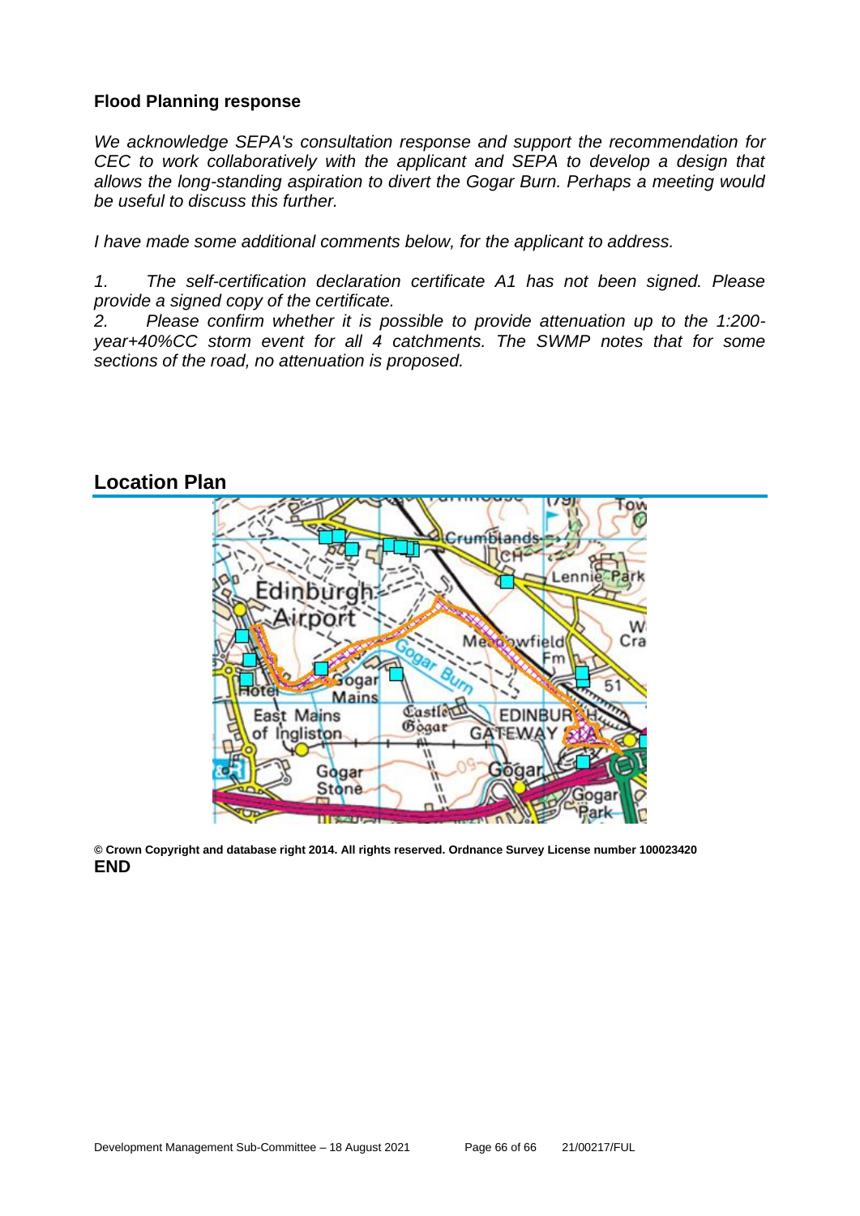**Flood Planning response**

*We acknowledge SEPA's consultation response and support the recommendation for CEC to work collaboratively with the applicant and SEPA to develop a design that allows the long-standing aspiration to divert the Gogar Burn. Perhaps a meeting would be useful to discuss this further.*

*I have made some additional comments below, for the applicant to address.*

*1. The self-certification declaration certificate A1 has not been signed. Please provide a signed copy of the certificate.*
*2. Please confirm whether it is possible to provide attenuation up to the 1:200-year+40%CC storm event for all 4 catchments. The SWMP notes that for some sections of the road, no attenuation is proposed.*

## Location Plan

**© Crown Copyright and database right 2014. All rights reserved. Ordnance Survey License number 100023420**

**END**